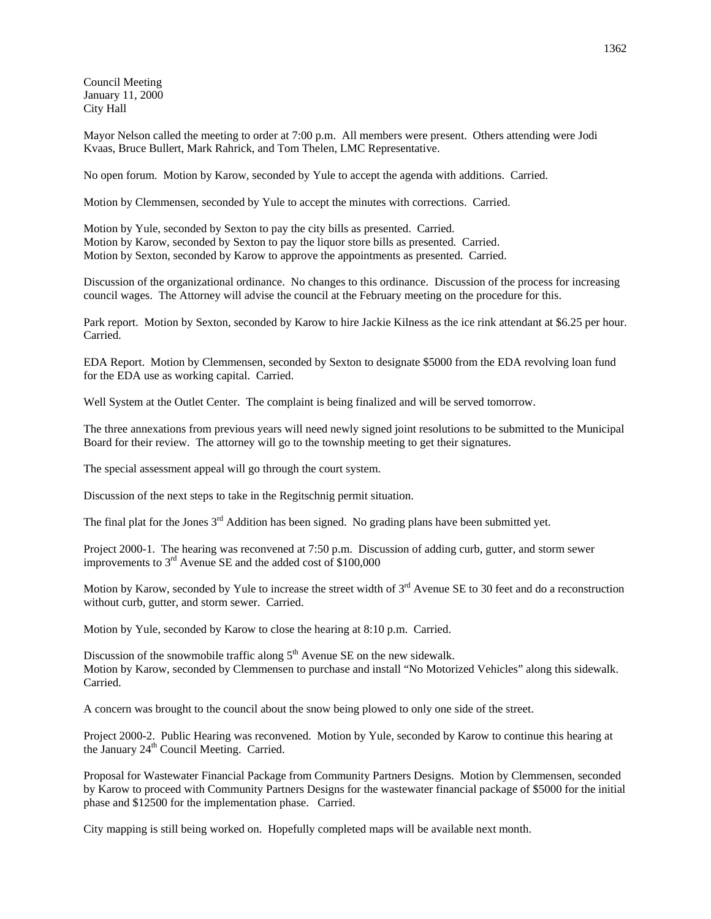Council Meeting
January 11, 2000
City Hall

Mayor Nelson called the meeting to order at 7:00 p.m. All members were present. Others attending were Jodi Kvaas, Bruce Bullert, Mark Rahrick, and Tom Thelen, LMC Representative.

No open forum. Motion by Karow, seconded by Yule to accept the agenda with additions. Carried.

Motion by Clemmensen, seconded by Yule to accept the minutes with corrections. Carried.

Motion by Yule, seconded by Sexton to pay the city bills as presented. Carried.
Motion by Karow, seconded by Sexton to pay the liquor store bills as presented. Carried.
Motion by Sexton, seconded by Karow to approve the appointments as presented. Carried.

Discussion of the organizational ordinance. No changes to this ordinance. Discussion of the process for increasing council wages. The Attorney will advise the council at the February meeting on the procedure for this.

Park report. Motion by Sexton, seconded by Karow to hire Jackie Kilness as the ice rink attendant at $6.25 per hour. Carried.

EDA Report. Motion by Clemmensen, seconded by Sexton to designate $5000 from the EDA revolving loan fund for the EDA use as working capital. Carried.

Well System at the Outlet Center. The complaint is being finalized and will be served tomorrow.

The three annexations from previous years will need newly signed joint resolutions to be submitted to the Municipal Board for their review. The attorney will go to the township meeting to get their signatures.

The special assessment appeal will go through the court system.

Discussion of the next steps to take in the Regitschnig permit situation.

The final plat for the Jones 3rd Addition has been signed. No grading plans have been submitted yet.

Project 2000-1. The hearing was reconvened at 7:50 p.m. Discussion of adding curb, gutter, and storm sewer improvements to 3rd Avenue SE and the added cost of $100,000

Motion by Karow, seconded by Yule to increase the street width of 3rd Avenue SE to 30 feet and do a reconstruction without curb, gutter, and storm sewer. Carried.

Motion by Yule, seconded by Karow to close the hearing at 8:10 p.m. Carried.

Discussion of the snowmobile traffic along 5th Avenue SE on the new sidewalk.
Motion by Karow, seconded by Clemmensen to purchase and install "No Motorized Vehicles" along this sidewalk. Carried.

A concern was brought to the council about the snow being plowed to only one side of the street.

Project 2000-2. Public Hearing was reconvened. Motion by Yule, seconded by Karow to continue this hearing at the January 24th Council Meeting. Carried.

Proposal for Wastewater Financial Package from Community Partners Designs. Motion by Clemmensen, seconded by Karow to proceed with Community Partners Designs for the wastewater financial package of $5000 for the initial phase and $12500 for the implementation phase. Carried.

City mapping is still being worked on. Hopefully completed maps will be available next month.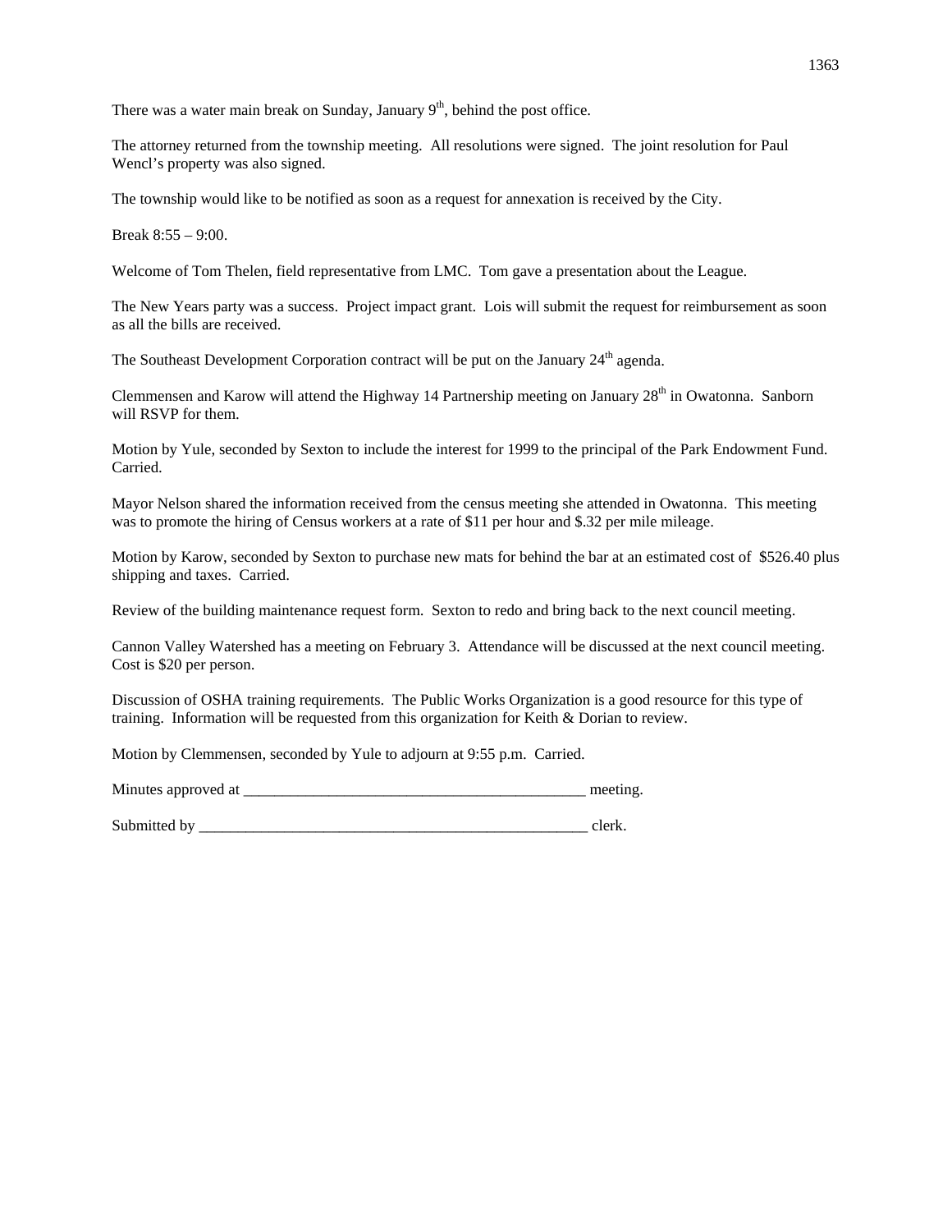There was a water main break on Sunday, January 9th, behind the post office.

The attorney returned from the township meeting. All resolutions were signed. The joint resolution for Paul Wencl's property was also signed.

The township would like to be notified as soon as a request for annexation is received by the City.

Break 8:55 – 9:00.

Welcome of Tom Thelen, field representative from LMC. Tom gave a presentation about the League.

The New Years party was a success. Project impact grant. Lois will submit the request for reimbursement as soon as all the bills are received.

The Southeast Development Corporation contract will be put on the January 24th agenda.

Clemmensen and Karow will attend the Highway 14 Partnership meeting on January 28th in Owatonna. Sanborn will RSVP for them.

Motion by Yule, seconded by Sexton to include the interest for 1999 to the principal of the Park Endowment Fund. Carried.

Mayor Nelson shared the information received from the census meeting she attended in Owatonna. This meeting was to promote the hiring of Census workers at a rate of $11 per hour and $.32 per mile mileage.

Motion by Karow, seconded by Sexton to purchase new mats for behind the bar at an estimated cost of $526.40 plus shipping and taxes. Carried.

Review of the building maintenance request form. Sexton to redo and bring back to the next council meeting.

Cannon Valley Watershed has a meeting on February 3. Attendance will be discussed at the next council meeting. Cost is $20 per person.

Discussion of OSHA training requirements. The Public Works Organization is a good resource for this type of training. Information will be requested from this organization for Keith & Dorian to review.

Motion by Clemmensen, seconded by Yule to adjourn at 9:55 p.m. Carried.

Minutes approved at _____________________________________________ meeting.

Submitted by ____________________________________________________ clerk.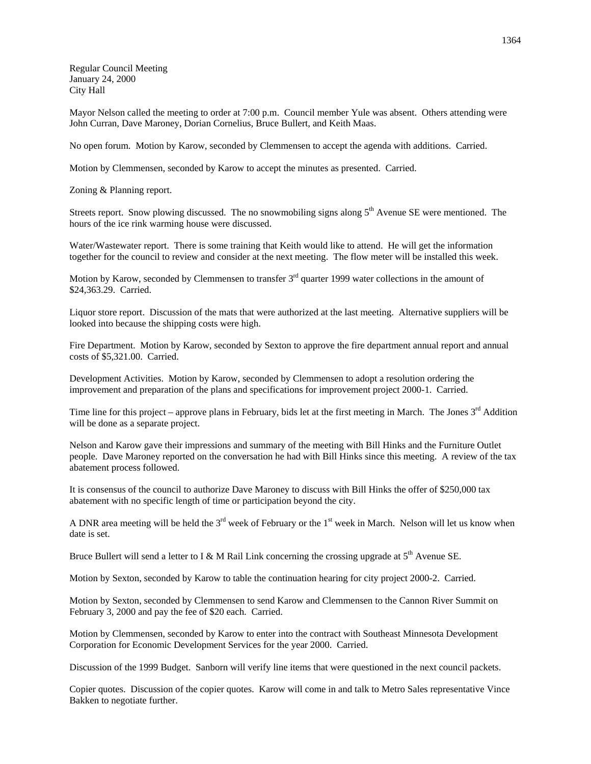Regular Council Meeting
January 24, 2000
City Hall

Mayor Nelson called the meeting to order at 7:00 p.m. Council member Yule was absent. Others attending were John Curran, Dave Maroney, Dorian Cornelius, Bruce Bullert, and Keith Maas.

No open forum. Motion by Karow, seconded by Clemmensen to accept the agenda with additions. Carried.

Motion by Clemmensen, seconded by Karow to accept the minutes as presented. Carried.

Zoning & Planning report.

Streets report. Snow plowing discussed. The no snowmobiling signs along 5th Avenue SE were mentioned. The hours of the ice rink warming house were discussed.

Water/Wastewater report. There is some training that Keith would like to attend. He will get the information together for the council to review and consider at the next meeting. The flow meter will be installed this week.

Motion by Karow, seconded by Clemmensen to transfer 3rd quarter 1999 water collections in the amount of $24,363.29. Carried.

Liquor store report. Discussion of the mats that were authorized at the last meeting. Alternative suppliers will be looked into because the shipping costs were high.

Fire Department. Motion by Karow, seconded by Sexton to approve the fire department annual report and annual costs of $5,321.00. Carried.

Development Activities. Motion by Karow, seconded by Clemmensen to adopt a resolution ordering the improvement and preparation of the plans and specifications for improvement project 2000-1. Carried.

Time line for this project – approve plans in February, bids let at the first meeting in March. The Jones 3rd Addition will be done as a separate project.

Nelson and Karow gave their impressions and summary of the meeting with Bill Hinks and the Furniture Outlet people. Dave Maroney reported on the conversation he had with Bill Hinks since this meeting. A review of the tax abatement process followed.

It is consensus of the council to authorize Dave Maroney to discuss with Bill Hinks the offer of $250,000 tax abatement with no specific length of time or participation beyond the city.

A DNR area meeting will be held the 3rd week of February or the 1st week in March. Nelson will let us know when date is set.

Bruce Bullert will send a letter to I & M Rail Link concerning the crossing upgrade at 5th Avenue SE.

Motion by Sexton, seconded by Karow to table the continuation hearing for city project 2000-2. Carried.

Motion by Sexton, seconded by Clemmensen to send Karow and Clemmensen to the Cannon River Summit on February 3, 2000 and pay the fee of $20 each. Carried.

Motion by Clemmensen, seconded by Karow to enter into the contract with Southeast Minnesota Development Corporation for Economic Development Services for the year 2000. Carried.

Discussion of the 1999 Budget. Sanborn will verify line items that were questioned in the next council packets.

Copier quotes. Discussion of the copier quotes. Karow will come in and talk to Metro Sales representative Vince Bakken to negotiate further.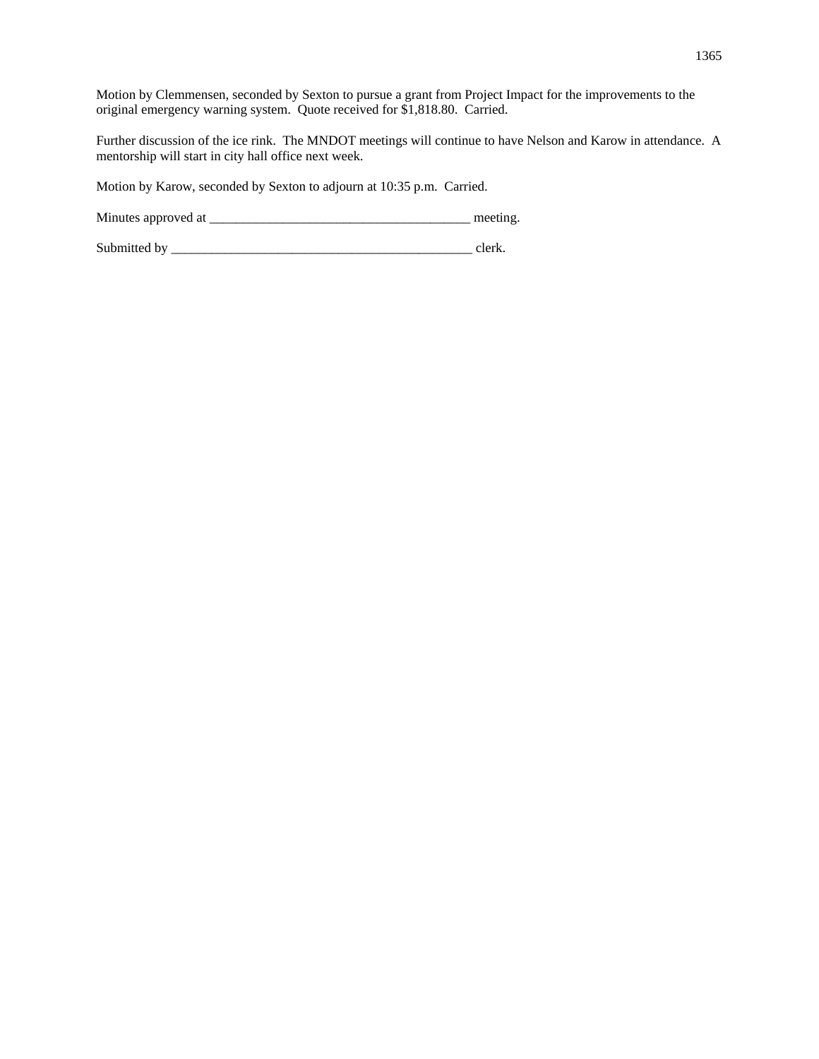Motion by Clemmensen, seconded by Sexton to pursue a grant from Project Impact for the improvements to the original emergency warning system. Quote received for $1,818.80. Carried.

Further discussion of the ice rink. The MNDOT meetings will continue to have Nelson and Karow in attendance. A mentorship will start in city hall office next week.

Motion by Karow, seconded by Sexton to adjourn at 10:35 p.m. Carried.

Minutes approved at _______________________________________ meeting.

Submitted by ______________________________________________ clerk.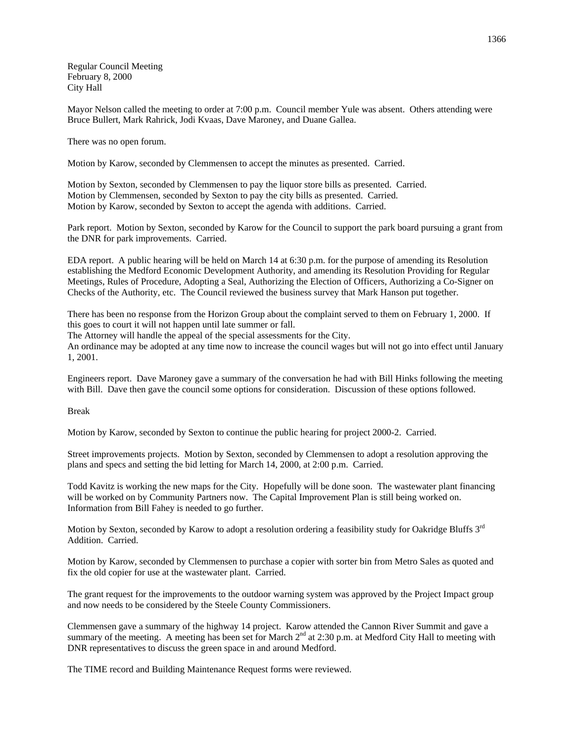Regular Council Meeting
February 8, 2000
City Hall

Mayor Nelson called the meeting to order at 7:00 p.m. Council member Yule was absent. Others attending were Bruce Bullert, Mark Rahrick, Jodi Kvaas, Dave Maroney, and Duane Gallea.

There was no open forum.

Motion by Karow, seconded by Clemmensen to accept the minutes as presented. Carried.

Motion by Sexton, seconded by Clemmensen to pay the liquor store bills as presented. Carried.
Motion by Clemmensen, seconded by Sexton to pay the city bills as presented. Carried.
Motion by Karow, seconded by Sexton to accept the agenda with additions. Carried.

Park report. Motion by Sexton, seconded by Karow for the Council to support the park board pursuing a grant from the DNR for park improvements. Carried.

EDA report. A public hearing will be held on March 14 at 6:30 p.m. for the purpose of amending its Resolution establishing the Medford Economic Development Authority, and amending its Resolution Providing for Regular Meetings, Rules of Procedure, Adopting a Seal, Authorizing the Election of Officers, Authorizing a Co-Signer on Checks of the Authority, etc. The Council reviewed the business survey that Mark Hanson put together.

There has been no response from the Horizon Group about the complaint served to them on February 1, 2000. If this goes to court it will not happen until late summer or fall.
The Attorney will handle the appeal of the special assessments for the City.
An ordinance may be adopted at any time now to increase the council wages but will not go into effect until January 1, 2001.

Engineers report. Dave Maroney gave a summary of the conversation he had with Bill Hinks following the meeting with Bill. Dave then gave the council some options for consideration. Discussion of these options followed.

Break

Motion by Karow, seconded by Sexton to continue the public hearing for project 2000-2. Carried.

Street improvements projects. Motion by Sexton, seconded by Clemmensen to adopt a resolution approving the plans and specs and setting the bid letting for March 14, 2000, at 2:00 p.m. Carried.

Todd Kavitz is working the new maps for the City. Hopefully will be done soon. The wastewater plant financing will be worked on by Community Partners now. The Capital Improvement Plan is still being worked on. Information from Bill Fahey is needed to go further.

Motion by Sexton, seconded by Karow to adopt a resolution ordering a feasibility study for Oakridge Bluffs 3rd Addition. Carried.

Motion by Karow, seconded by Clemmensen to purchase a copier with sorter bin from Metro Sales as quoted and fix the old copier for use at the wastewater plant. Carried.

The grant request for the improvements to the outdoor warning system was approved by the Project Impact group and now needs to be considered by the Steele County Commissioners.

Clemmensen gave a summary of the highway 14 project. Karow attended the Cannon River Summit and gave a summary of the meeting. A meeting has been set for March 2nd at 2:30 p.m. at Medford City Hall to meeting with DNR representatives to discuss the green space in and around Medford.

The TIME record and Building Maintenance Request forms were reviewed.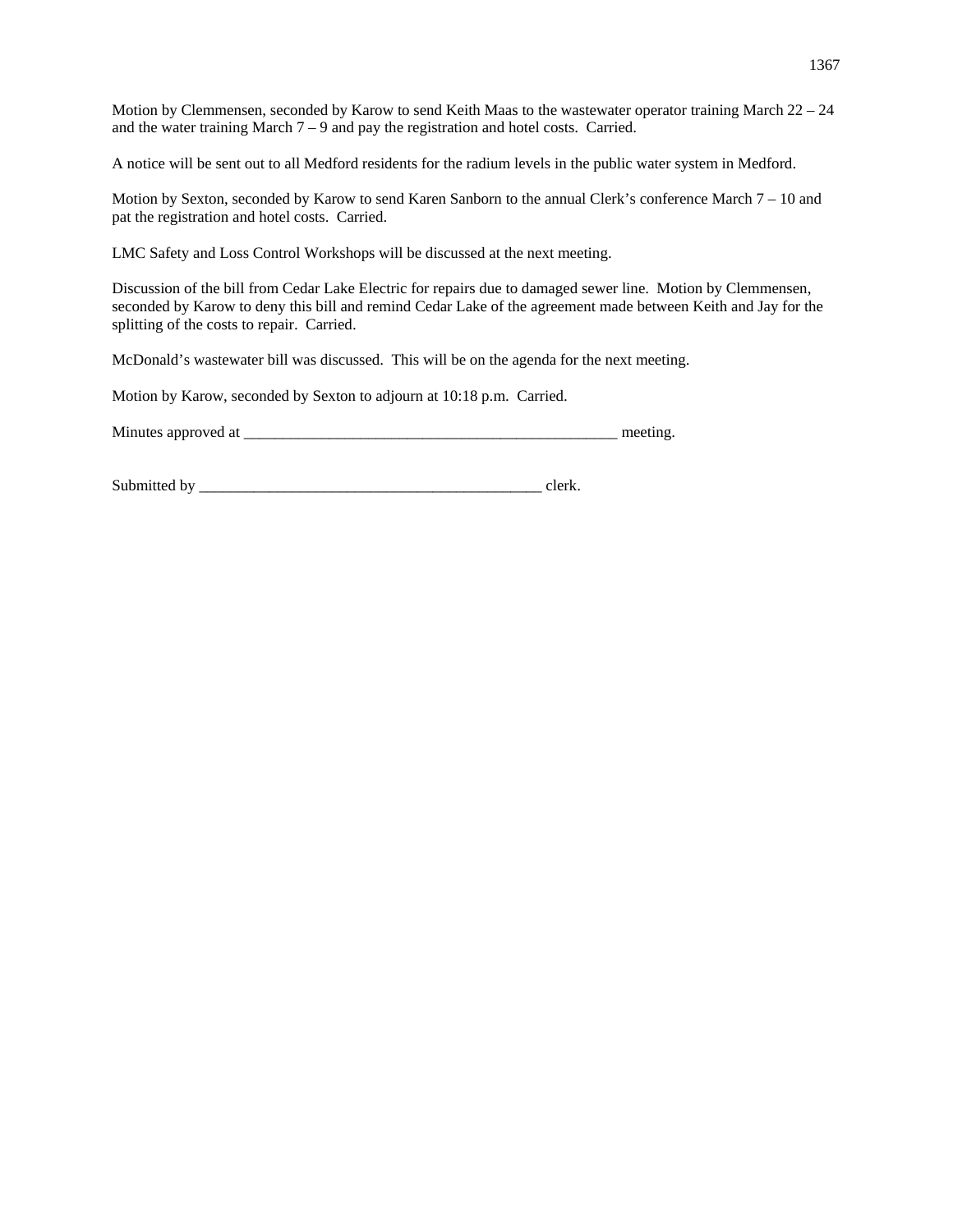Motion by Clemmensen, seconded by Karow to send Keith Maas to the wastewater operator training March 22 – 24 and the water training March 7 – 9 and pay the registration and hotel costs. Carried.

A notice will be sent out to all Medford residents for the radium levels in the public water system in Medford.

Motion by Sexton, seconded by Karow to send Karen Sanborn to the annual Clerk's conference March 7 – 10 and pat the registration and hotel costs. Carried.

LMC Safety and Loss Control Workshops will be discussed at the next meeting.

Discussion of the bill from Cedar Lake Electric for repairs due to damaged sewer line. Motion by Clemmensen, seconded by Karow to deny this bill and remind Cedar Lake of the agreement made between Keith and Jay for the splitting of the costs to repair. Carried.

McDonald's wastewater bill was discussed. This will be on the agenda for the next meeting.

Motion by Karow, seconded by Sexton to adjourn at 10:18 p.m. Carried.

Minutes approved at __________________________________________________ meeting.

Submitted by _____________________________________________ clerk.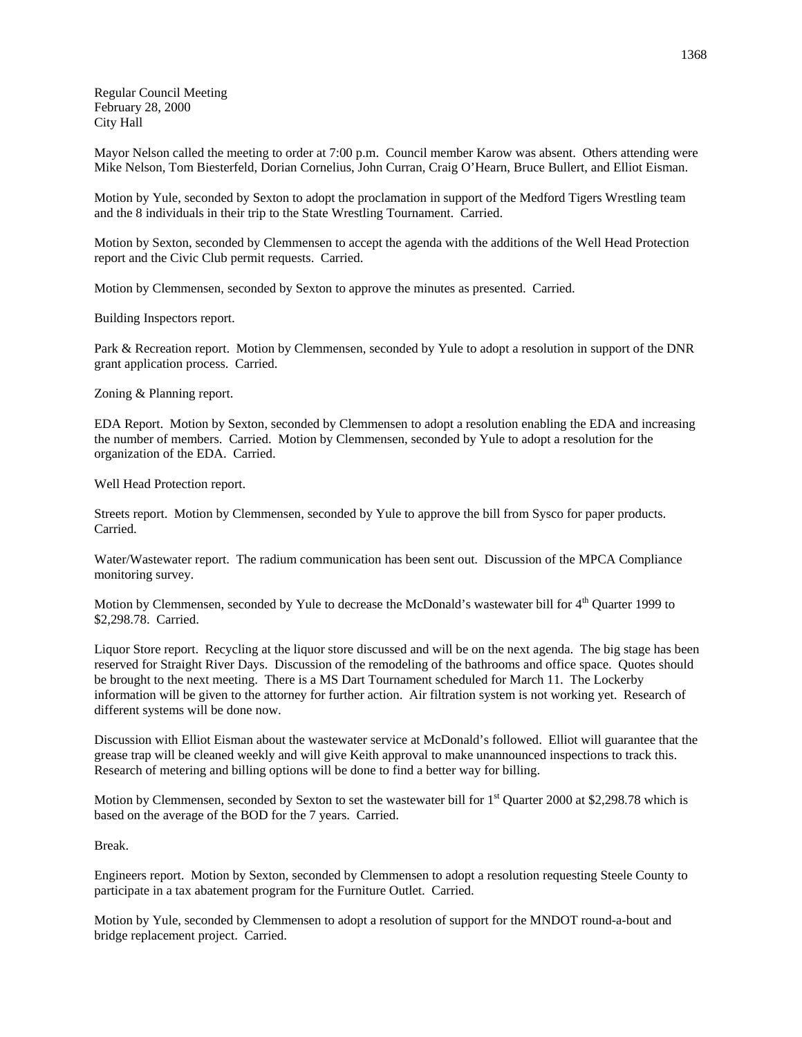Regular Council Meeting
February 28, 2000
City Hall

Mayor Nelson called the meeting to order at 7:00 p.m. Council member Karow was absent. Others attending were Mike Nelson, Tom Biesterfeld, Dorian Cornelius, John Curran, Craig O'Hearn, Bruce Bullert, and Elliot Eisman.

Motion by Yule, seconded by Sexton to adopt the proclamation in support of the Medford Tigers Wrestling team and the 8 individuals in their trip to the State Wrestling Tournament. Carried.

Motion by Sexton, seconded by Clemmensen to accept the agenda with the additions of the Well Head Protection report and the Civic Club permit requests. Carried.

Motion by Clemmensen, seconded by Sexton to approve the minutes as presented. Carried.

Building Inspectors report.

Park & Recreation report. Motion by Clemmensen, seconded by Yule to adopt a resolution in support of the DNR grant application process. Carried.

Zoning & Planning report.

EDA Report. Motion by Sexton, seconded by Clemmensen to adopt a resolution enabling the EDA and increasing the number of members. Carried. Motion by Clemmensen, seconded by Yule to adopt a resolution for the organization of the EDA. Carried.

Well Head Protection report.

Streets report. Motion by Clemmensen, seconded by Yule to approve the bill from Sysco for paper products. Carried.

Water/Wastewater report. The radium communication has been sent out. Discussion of the MPCA Compliance monitoring survey.

Motion by Clemmensen, seconded by Yule to decrease the McDonald's wastewater bill for 4th Quarter 1999 to $2,298.78. Carried.

Liquor Store report. Recycling at the liquor store discussed and will be on the next agenda. The big stage has been reserved for Straight River Days. Discussion of the remodeling of the bathrooms and office space. Quotes should be brought to the next meeting. There is a MS Dart Tournament scheduled for March 11. The Lockerby information will be given to the attorney for further action. Air filtration system is not working yet. Research of different systems will be done now.

Discussion with Elliot Eisman about the wastewater service at McDonald's followed. Elliot will guarantee that the grease trap will be cleaned weekly and will give Keith approval to make unannounced inspections to track this. Research of metering and billing options will be done to find a better way for billing.

Motion by Clemmensen, seconded by Sexton to set the wastewater bill for 1st Quarter 2000 at $2,298.78 which is based on the average of the BOD for the 7 years. Carried.

Break.

Engineers report. Motion by Sexton, seconded by Clemmensen to adopt a resolution requesting Steele County to participate in a tax abatement program for the Furniture Outlet. Carried.

Motion by Yule, seconded by Clemmensen to adopt a resolution of support for the MNDOT round-a-bout and bridge replacement project. Carried.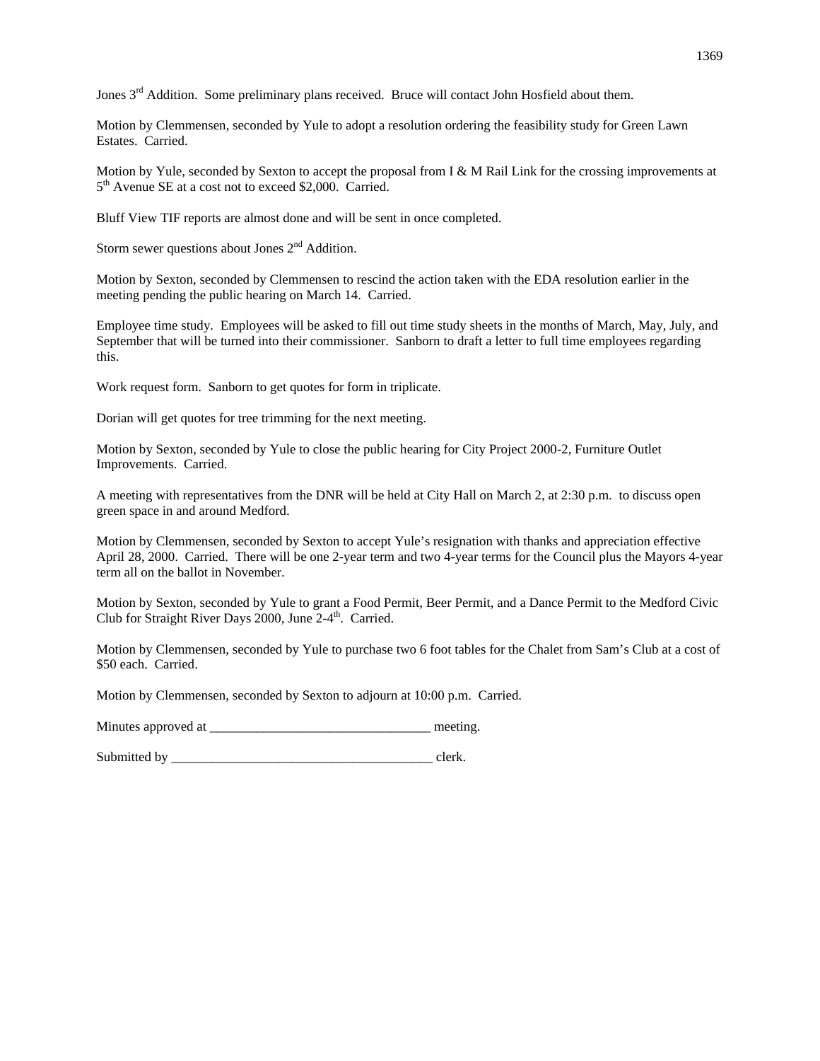Jones 3rd Addition.  Some preliminary plans received.  Bruce will contact John Hosfield about them.

Motion by Clemmensen, seconded by Yule to adopt a resolution ordering the feasibility study for Green Lawn Estates.  Carried.

Motion by Yule, seconded by Sexton to accept the proposal from I & M Rail Link for the crossing improvements at 5th Avenue SE at a cost not to exceed $2,000.  Carried.

Bluff View TIF reports are almost done and will be sent in once completed.

Storm sewer questions about Jones 2nd Addition.

Motion by Sexton, seconded by Clemmensen to rescind the action taken with the EDA resolution earlier in the meeting pending the public hearing on March 14.  Carried.

Employee time study.  Employees will be asked to fill out time study sheets in the months of March, May, July, and September that will be turned into their commissioner.  Sanborn to draft a letter to full time employees regarding this.

Work request form.  Sanborn to get quotes for form in triplicate.

Dorian will get quotes for tree trimming for the next meeting.

Motion by Sexton, seconded by Yule to close the public hearing for City Project 2000-2, Furniture Outlet Improvements.  Carried.

A meeting with representatives from the DNR will be held at City Hall on March 2, at 2:30 p.m.  to discuss open green space in and around Medford.

Motion by Clemmensen, seconded by Sexton to accept Yule's resignation with thanks and appreciation effective April 28, 2000.  Carried.  There will be one 2-year term and two 4-year terms for the Council plus the Mayors 4-year term all on the ballot in November.

Motion by Sexton, seconded by Yule to grant a Food Permit, Beer Permit, and a Dance Permit to the Medford Civic Club for Straight River Days 2000, June 2-4th.  Carried.

Motion by Clemmensen, seconded by Yule to purchase two 6 foot tables for the Chalet from Sam's Club at a cost of $50 each.  Carried.

Motion by Clemmensen, seconded by Sexton to adjourn at 10:00 p.m.  Carried.

Minutes approved at _________________________________ meeting.

Submitted by _______________________________________ clerk.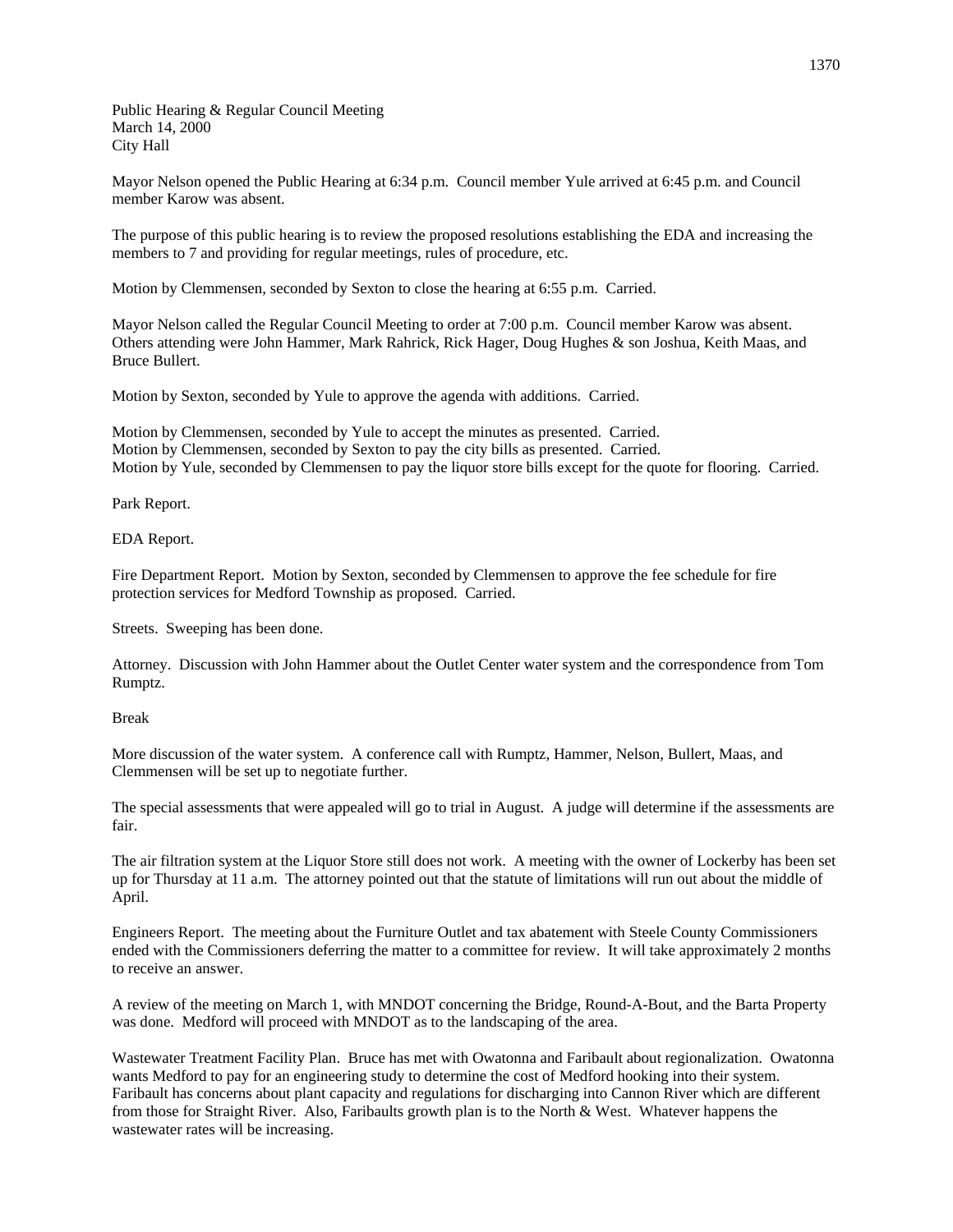Public Hearing & Regular Council Meeting
March 14, 2000
City Hall

Mayor Nelson opened the Public Hearing at 6:34 p.m. Council member Yule arrived at 6:45 p.m. and Council member Karow was absent.

The purpose of this public hearing is to review the proposed resolutions establishing the EDA and increasing the members to 7 and providing for regular meetings, rules of procedure, etc.

Motion by Clemmensen, seconded by Sexton to close the hearing at 6:55 p.m. Carried.

Mayor Nelson called the Regular Council Meeting to order at 7:00 p.m. Council member Karow was absent. Others attending were John Hammer, Mark Rahrick, Rick Hager, Doug Hughes & son Joshua, Keith Maas, and Bruce Bullert.

Motion by Sexton, seconded by Yule to approve the agenda with additions. Carried.

Motion by Clemmensen, seconded by Yule to accept the minutes as presented. Carried.
Motion by Clemmensen, seconded by Sexton to pay the city bills as presented. Carried.
Motion by Yule, seconded by Clemmensen to pay the liquor store bills except for the quote for flooring. Carried.

Park Report.

EDA Report.

Fire Department Report. Motion by Sexton, seconded by Clemmensen to approve the fee schedule for fire protection services for Medford Township as proposed. Carried.

Streets. Sweeping has been done.

Attorney. Discussion with John Hammer about the Outlet Center water system and the correspondence from Tom Rumptz.

Break

More discussion of the water system. A conference call with Rumptz, Hammer, Nelson, Bullert, Maas, and Clemmensen will be set up to negotiate further.

The special assessments that were appealed will go to trial in August. A judge will determine if the assessments are fair.

The air filtration system at the Liquor Store still does not work. A meeting with the owner of Lockerby has been set up for Thursday at 11 a.m. The attorney pointed out that the statute of limitations will run out about the middle of April.

Engineers Report. The meeting about the Furniture Outlet and tax abatement with Steele County Commissioners ended with the Commissioners deferring the matter to a committee for review. It will take approximately 2 months to receive an answer.

A review of the meeting on March 1, with MNDOT concerning the Bridge, Round-A-Bout, and the Barta Property was done. Medford will proceed with MNDOT as to the landscaping of the area.

Wastewater Treatment Facility Plan. Bruce has met with Owatonna and Faribault about regionalization. Owatonna wants Medford to pay for an engineering study to determine the cost of Medford hooking into their system. Faribault has concerns about plant capacity and regulations for discharging into Cannon River which are different from those for Straight River. Also, Faribaults growth plan is to the North & West. Whatever happens the wastewater rates will be increasing.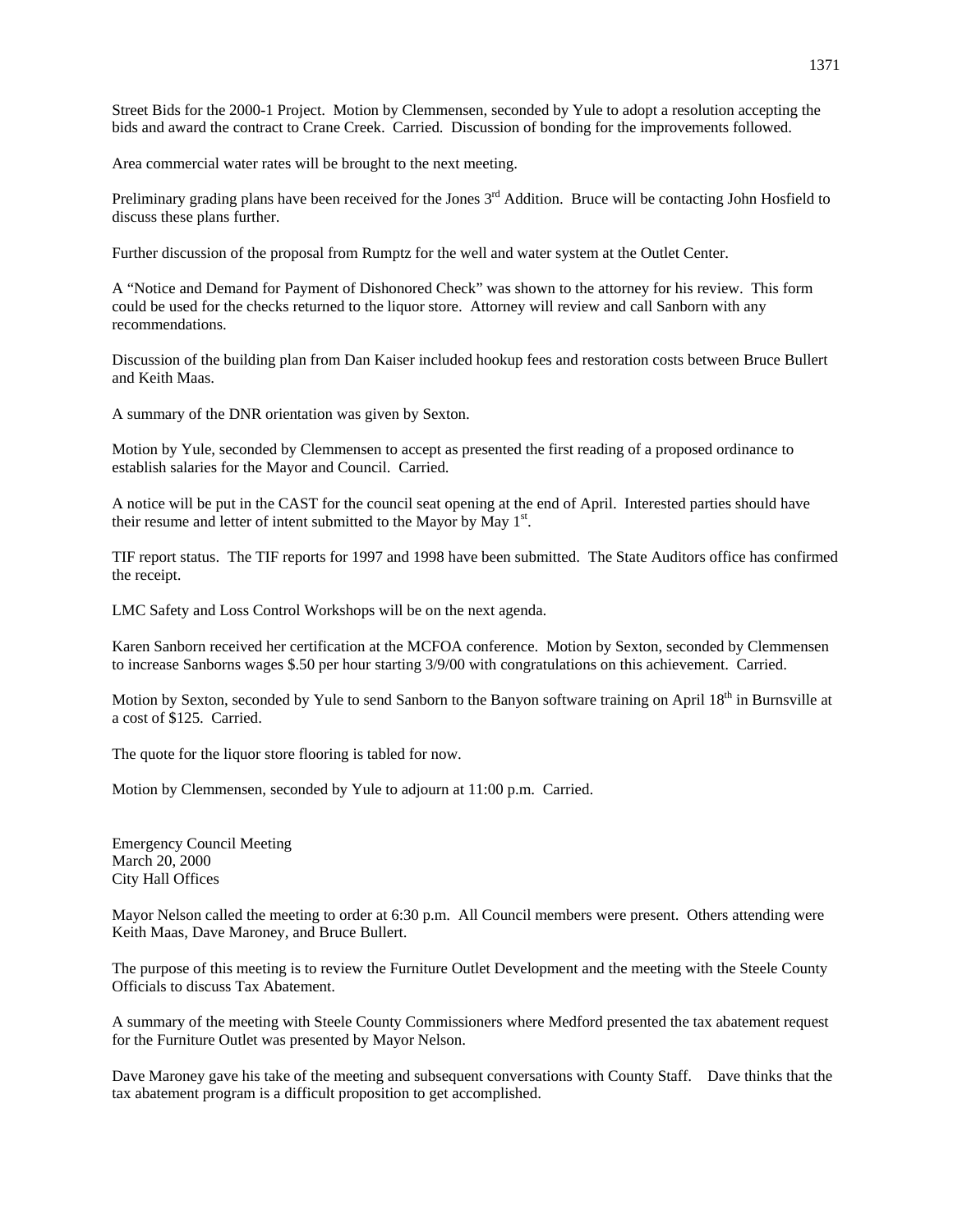Street Bids for the 2000-1 Project. Motion by Clemmensen, seconded by Yule to adopt a resolution accepting the bids and award the contract to Crane Creek. Carried. Discussion of bonding for the improvements followed.

Area commercial water rates will be brought to the next meeting.

Preliminary grading plans have been received for the Jones 3rd Addition. Bruce will be contacting John Hosfield to discuss these plans further.

Further discussion of the proposal from Rumptz for the well and water system at the Outlet Center.

A "Notice and Demand for Payment of Dishonored Check" was shown to the attorney for his review. This form could be used for the checks returned to the liquor store. Attorney will review and call Sanborn with any recommendations.

Discussion of the building plan from Dan Kaiser included hookup fees and restoration costs between Bruce Bullert and Keith Maas.

A summary of the DNR orientation was given by Sexton.

Motion by Yule, seconded by Clemmensen to accept as presented the first reading of a proposed ordinance to establish salaries for the Mayor and Council. Carried.

A notice will be put in the CAST for the council seat opening at the end of April. Interested parties should have their resume and letter of intent submitted to the Mayor by May 1st.

TIF report status. The TIF reports for 1997 and 1998 have been submitted. The State Auditors office has confirmed the receipt.

LMC Safety and Loss Control Workshops will be on the next agenda.

Karen Sanborn received her certification at the MCFOA conference. Motion by Sexton, seconded by Clemmensen to increase Sanborns wages $.50 per hour starting 3/9/00 with congratulations on this achievement. Carried.

Motion by Sexton, seconded by Yule to send Sanborn to the Banyon software training on April 18th in Burnsville at a cost of $125. Carried.

The quote for the liquor store flooring is tabled for now.

Motion by Clemmensen, seconded by Yule to adjourn at 11:00 p.m. Carried.

Emergency Council Meeting
March 20, 2000
City Hall Offices

Mayor Nelson called the meeting to order at 6:30 p.m. All Council members were present. Others attending were Keith Maas, Dave Maroney, and Bruce Bullert.

The purpose of this meeting is to review the Furniture Outlet Development and the meeting with the Steele County Officials to discuss Tax Abatement.

A summary of the meeting with Steele County Commissioners where Medford presented the tax abatement request for the Furniture Outlet was presented by Mayor Nelson.

Dave Maroney gave his take of the meeting and subsequent conversations with County Staff. Dave thinks that the tax abatement program is a difficult proposition to get accomplished.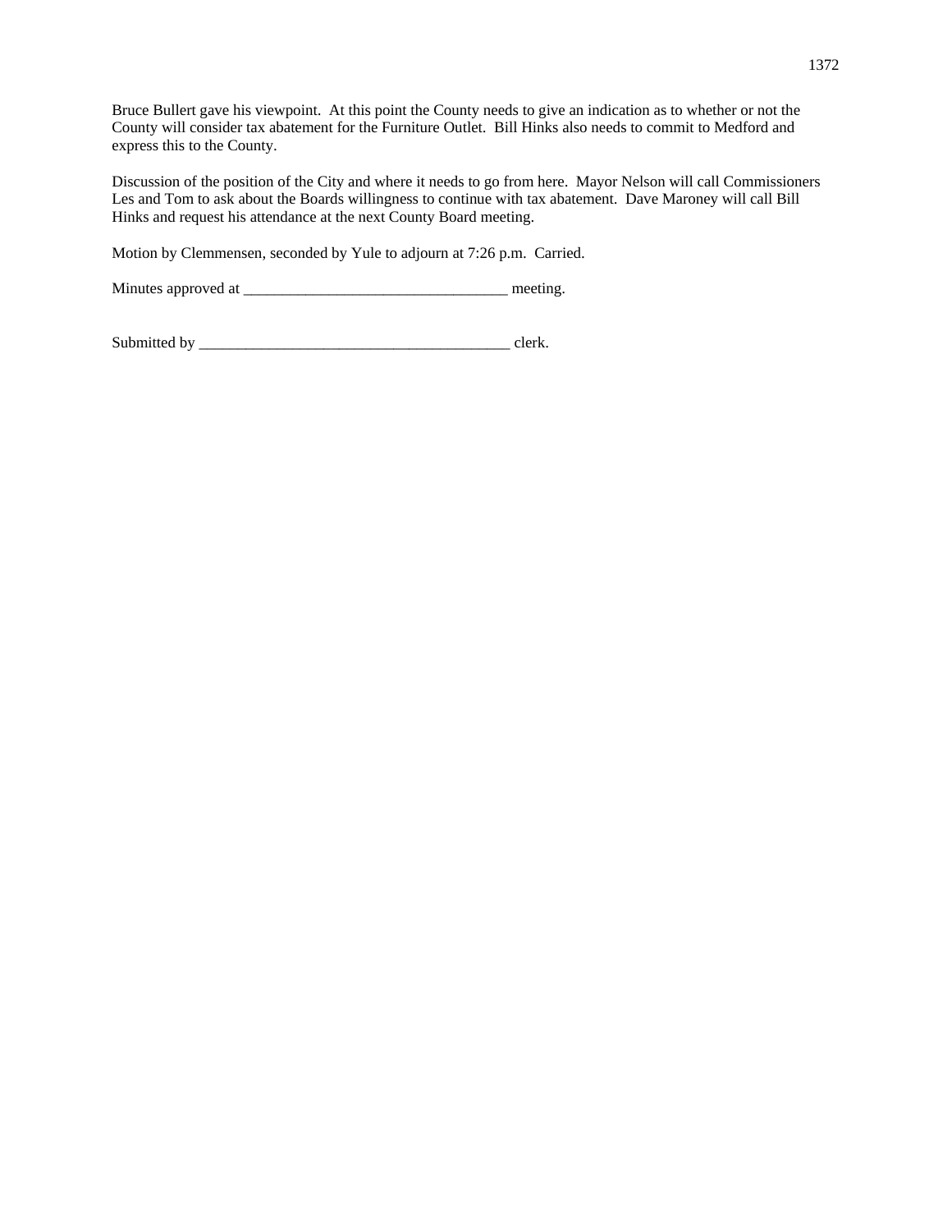Bruce Bullert gave his viewpoint.  At this point the County needs to give an indication as to whether or not the County will consider tax abatement for the Furniture Outlet.  Bill Hinks also needs to commit to Medford and express this to the County.

Discussion of the position of the City and where it needs to go from here.  Mayor Nelson will call Commissioners Les and Tom to ask about the Boards willingness to continue with tax abatement.  Dave Maroney will call Bill Hinks and request his attendance at the next County Board meeting.

Motion by Clemmensen, seconded by Yule to adjourn at 7:26 p.m.  Carried.

Minutes approved at __________________________________ meeting.

Submitted by ________________________________________ clerk.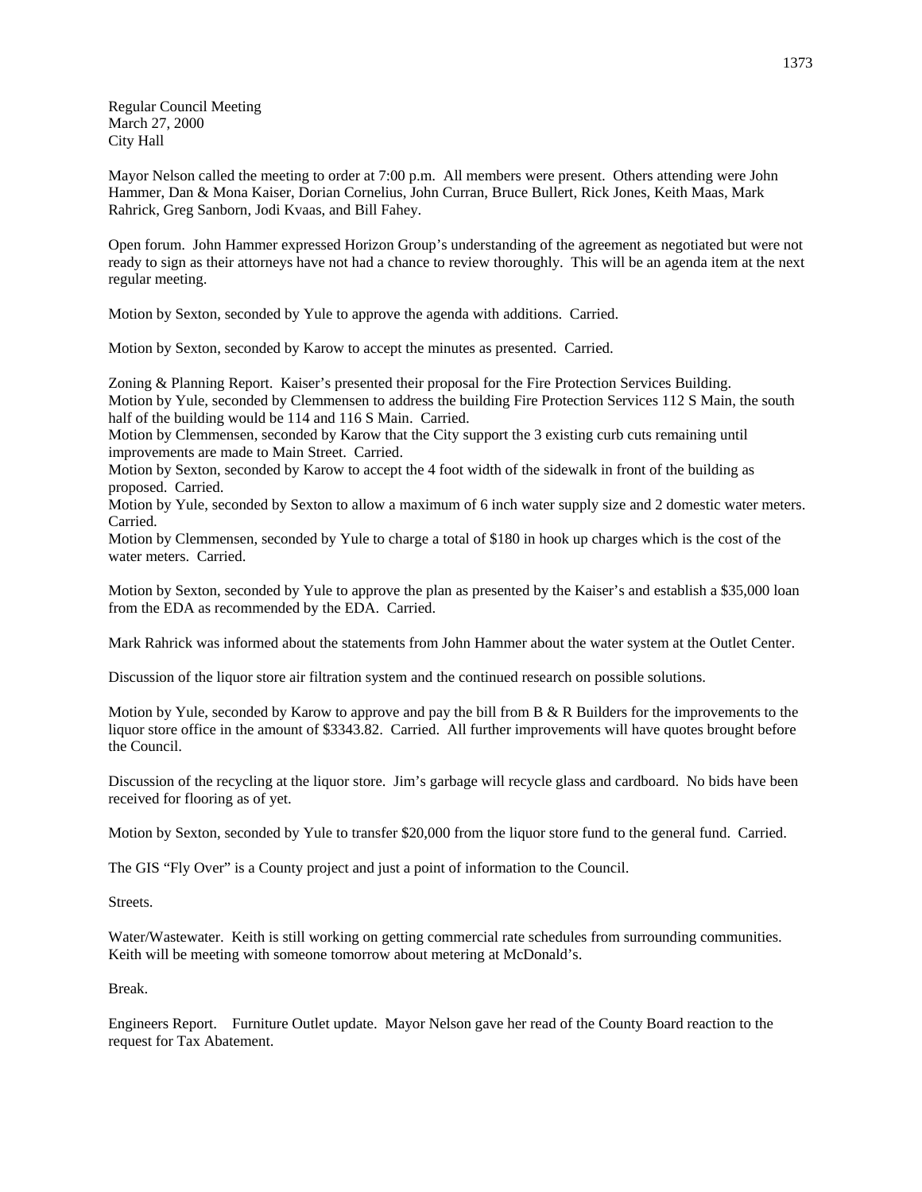Regular Council Meeting
March 27, 2000
City Hall

Mayor Nelson called the meeting to order at 7:00 p.m. All members were present. Others attending were John Hammer, Dan & Mona Kaiser, Dorian Cornelius, John Curran, Bruce Bullert, Rick Jones, Keith Maas, Mark Rahrick, Greg Sanborn, Jodi Kvaas, and Bill Fahey.

Open forum. John Hammer expressed Horizon Group's understanding of the agreement as negotiated but were not ready to sign as their attorneys have not had a chance to review thoroughly. This will be an agenda item at the next regular meeting.

Motion by Sexton, seconded by Yule to approve the agenda with additions. Carried.

Motion by Sexton, seconded by Karow to accept the minutes as presented. Carried.

Zoning & Planning Report. Kaiser's presented their proposal for the Fire Protection Services Building.
Motion by Yule, seconded by Clemmensen to address the building Fire Protection Services 112 S Main, the south half of the building would be 114 and 116 S Main. Carried.
Motion by Clemmensen, seconded by Karow that the City support the 3 existing curb cuts remaining until improvements are made to Main Street. Carried.
Motion by Sexton, seconded by Karow to accept the 4 foot width of the sidewalk in front of the building as proposed. Carried.
Motion by Yule, seconded by Sexton to allow a maximum of 6 inch water supply size and 2 domestic water meters. Carried.
Motion by Clemmensen, seconded by Yule to charge a total of $180 in hook up charges which is the cost of the water meters. Carried.

Motion by Sexton, seconded by Yule to approve the plan as presented by the Kaiser's and establish a $35,000 loan from the EDA as recommended by the EDA. Carried.

Mark Rahrick was informed about the statements from John Hammer about the water system at the Outlet Center.

Discussion of the liquor store air filtration system and the continued research on possible solutions.

Motion by Yule, seconded by Karow to approve and pay the bill from B & R Builders for the improvements to the liquor store office in the amount of $3343.82. Carried. All further improvements will have quotes brought before the Council.

Discussion of the recycling at the liquor store. Jim's garbage will recycle glass and cardboard. No bids have been received for flooring as of yet.

Motion by Sexton, seconded by Yule to transfer $20,000 from the liquor store fund to the general fund. Carried.

The GIS "Fly Over" is a County project and just a point of information to the Council.

Streets.

Water/Wastewater. Keith is still working on getting commercial rate schedules from surrounding communities. Keith will be meeting with someone tomorrow about metering at McDonald's.

Break.

Engineers Report. Furniture Outlet update. Mayor Nelson gave her read of the County Board reaction to the request for Tax Abatement.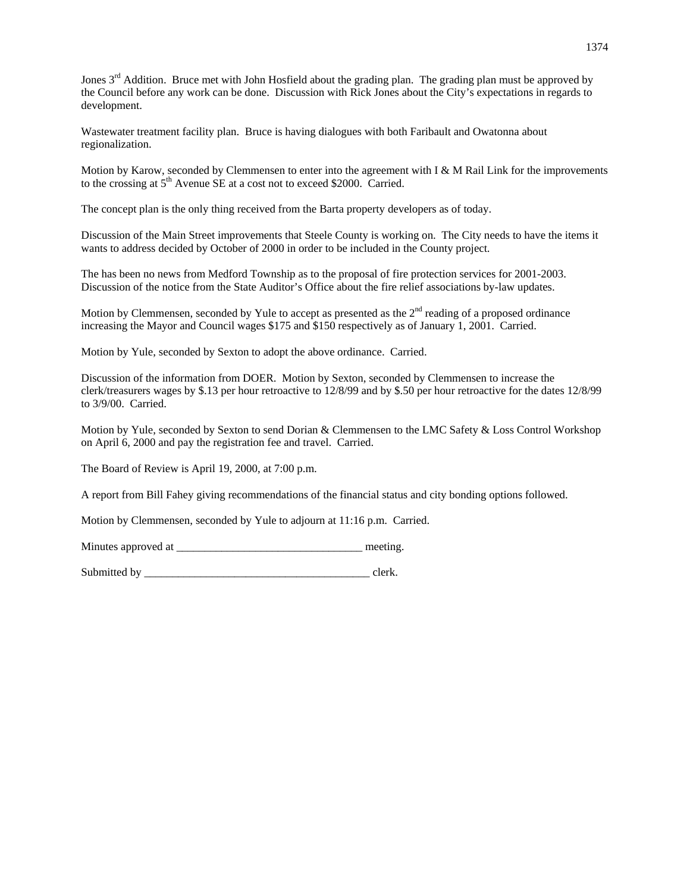Jones 3rd Addition. Bruce met with John Hosfield about the grading plan. The grading plan must be approved by the Council before any work can be done. Discussion with Rick Jones about the City's expectations in regards to development.

Wastewater treatment facility plan. Bruce is having dialogues with both Faribault and Owatonna about regionalization.

Motion by Karow, seconded by Clemmensen to enter into the agreement with I & M Rail Link for the improvements to the crossing at 5th Avenue SE at a cost not to exceed $2000. Carried.

The concept plan is the only thing received from the Barta property developers as of today.

Discussion of the Main Street improvements that Steele County is working on. The City needs to have the items it wants to address decided by October of 2000 in order to be included in the County project.

The has been no news from Medford Township as to the proposal of fire protection services for 2001-2003. Discussion of the notice from the State Auditor's Office about the fire relief associations by-law updates.

Motion by Clemmensen, seconded by Yule to accept as presented as the 2nd reading of a proposed ordinance increasing the Mayor and Council wages $175 and $150 respectively as of January 1, 2001. Carried.

Motion by Yule, seconded by Sexton to adopt the above ordinance. Carried.

Discussion of the information from DOER. Motion by Sexton, seconded by Clemmensen to increase the clerk/treasurers wages by $.13 per hour retroactive to 12/8/99 and by $.50 per hour retroactive for the dates 12/8/99 to 3/9/00. Carried.

Motion by Yule, seconded by Sexton to send Dorian & Clemmensen to the LMC Safety & Loss Control Workshop on April 6, 2000 and pay the registration fee and travel. Carried.

The Board of Review is April 19, 2000, at 7:00 p.m.

A report from Bill Fahey giving recommendations of the financial status and city bonding options followed.

Motion by Clemmensen, seconded by Yule to adjourn at 11:16 p.m. Carried.

Minutes approved at _________________________________ meeting.

Submitted by _________________________________________ clerk.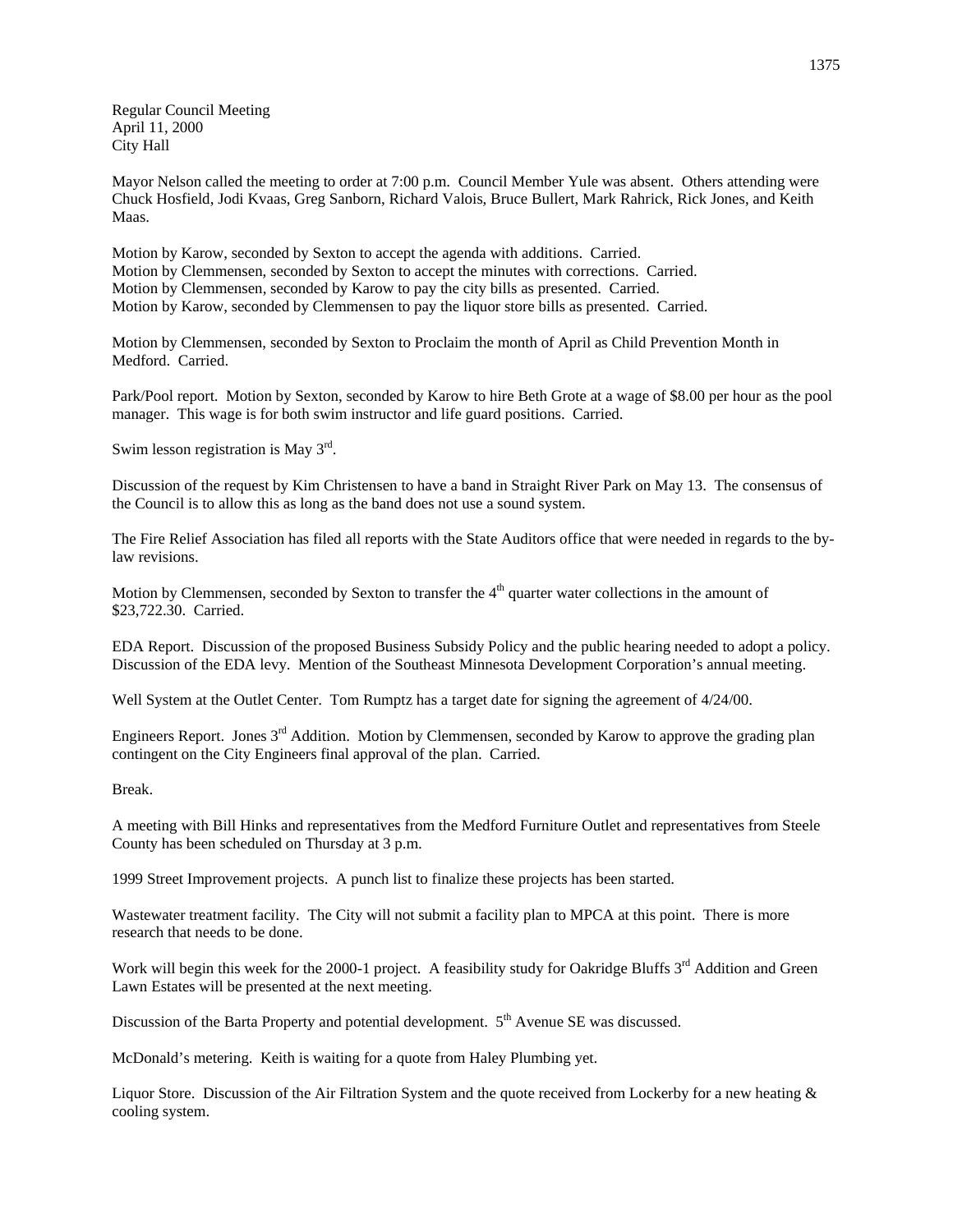Regular Council Meeting
April 11, 2000
City Hall

Mayor Nelson called the meeting to order at 7:00 p.m. Council Member Yule was absent. Others attending were Chuck Hosfield, Jodi Kvaas, Greg Sanborn, Richard Valois, Bruce Bullert, Mark Rahrick, Rick Jones, and Keith Maas.

Motion by Karow, seconded by Sexton to accept the agenda with additions. Carried.
Motion by Clemmensen, seconded by Sexton to accept the minutes with corrections. Carried.
Motion by Clemmensen, seconded by Karow to pay the city bills as presented. Carried.
Motion by Karow, seconded by Clemmensen to pay the liquor store bills as presented. Carried.

Motion by Clemmensen, seconded by Sexton to Proclaim the month of April as Child Prevention Month in Medford. Carried.

Park/Pool report. Motion by Sexton, seconded by Karow to hire Beth Grote at a wage of $8.00 per hour as the pool manager. This wage is for both swim instructor and life guard positions. Carried.

Swim lesson registration is May 3rd.

Discussion of the request by Kim Christensen to have a band in Straight River Park on May 13. The consensus of the Council is to allow this as long as the band does not use a sound system.

The Fire Relief Association has filed all reports with the State Auditors office that were needed in regards to the by-law revisions.

Motion by Clemmensen, seconded by Sexton to transfer the 4th quarter water collections in the amount of $23,722.30. Carried.

EDA Report. Discussion of the proposed Business Subsidy Policy and the public hearing needed to adopt a policy. Discussion of the EDA levy. Mention of the Southeast Minnesota Development Corporation's annual meeting.

Well System at the Outlet Center. Tom Rumptz has a target date for signing the agreement of 4/24/00.

Engineers Report. Jones 3rd Addition. Motion by Clemmensen, seconded by Karow to approve the grading plan contingent on the City Engineers final approval of the plan. Carried.

Break.

A meeting with Bill Hinks and representatives from the Medford Furniture Outlet and representatives from Steele County has been scheduled on Thursday at 3 p.m.

1999 Street Improvement projects. A punch list to finalize these projects has been started.

Wastewater treatment facility. The City will not submit a facility plan to MPCA at this point. There is more research that needs to be done.

Work will begin this week for the 2000-1 project. A feasibility study for Oakridge Bluffs 3rd Addition and Green Lawn Estates will be presented at the next meeting.

Discussion of the Barta Property and potential development. 5th Avenue SE was discussed.

McDonald's metering. Keith is waiting for a quote from Haley Plumbing yet.

Liquor Store. Discussion of the Air Filtration System and the quote received from Lockerby for a new heating & cooling system.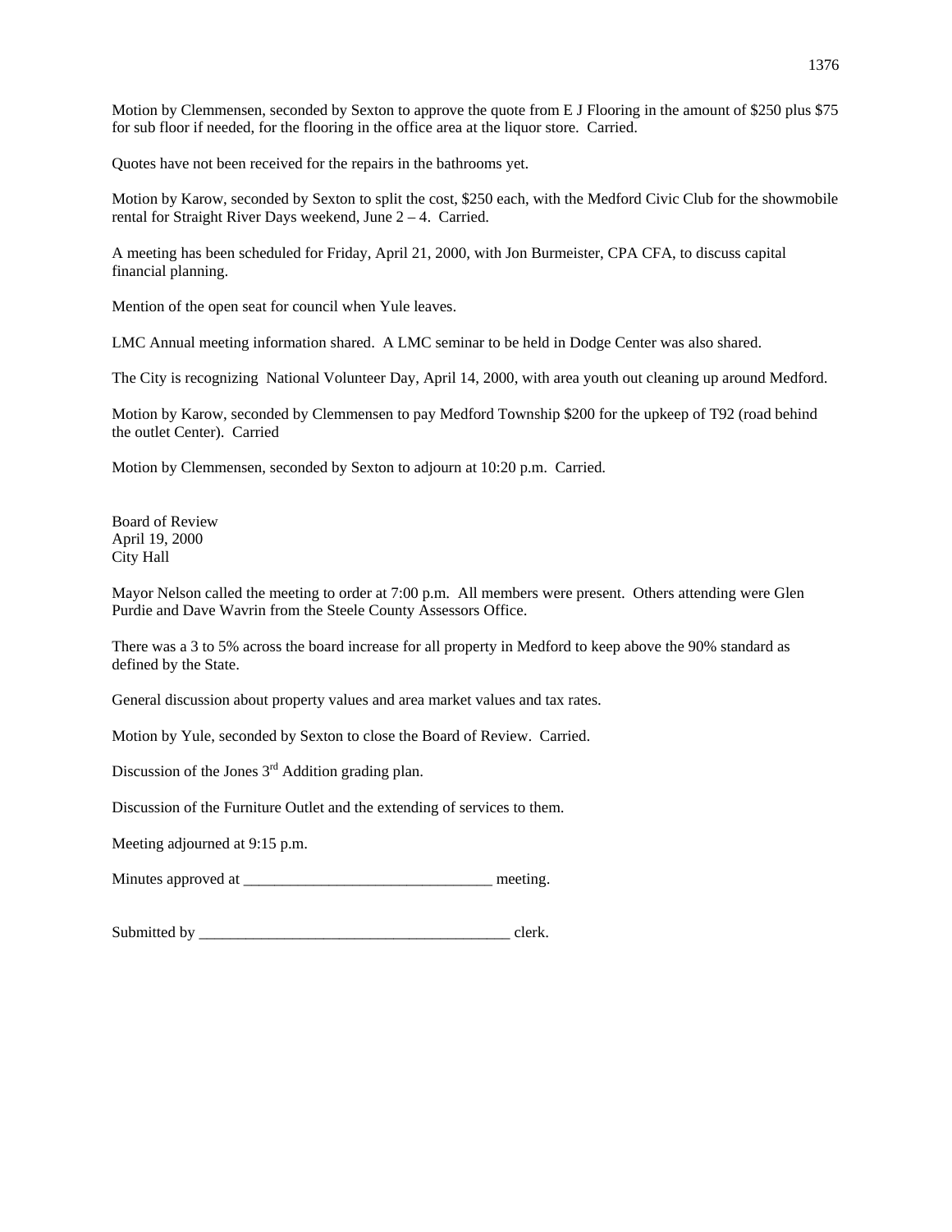Motion by Clemmensen, seconded by Sexton to approve the quote from E J Flooring in the amount of $250 plus $75 for sub floor if needed, for the flooring in the office area at the liquor store. Carried.

Quotes have not been received for the repairs in the bathrooms yet.

Motion by Karow, seconded by Sexton to split the cost, $250 each, with the Medford Civic Club for the showmobile rental for Straight River Days weekend, June 2 – 4. Carried.

A meeting has been scheduled for Friday, April 21, 2000, with Jon Burmeister, CPA CFA, to discuss capital financial planning.

Mention of the open seat for council when Yule leaves.

LMC Annual meeting information shared. A LMC seminar to be held in Dodge Center was also shared.

The City is recognizing National Volunteer Day, April 14, 2000, with area youth out cleaning up around Medford.

Motion by Karow, seconded by Clemmensen to pay Medford Township $200 for the upkeep of T92 (road behind the outlet Center). Carried

Motion by Clemmensen, seconded by Sexton to adjourn at 10:20 p.m. Carried.

Board of Review
April 19, 2000
City Hall

Mayor Nelson called the meeting to order at 7:00 p.m. All members were present. Others attending were Glen Purdie and Dave Wavrin from the Steele County Assessors Office.

There was a 3 to 5% across the board increase for all property in Medford to keep above the 90% standard as defined by the State.

General discussion about property values and area market values and tax rates.

Motion by Yule, seconded by Sexton to close the Board of Review. Carried.

Discussion of the Jones 3rd Addition grading plan.

Discussion of the Furniture Outlet and the extending of services to them.

Meeting adjourned at 9:15 p.m.

Minutes approved at ________________________________ meeting.

Submitted by ________________________________________ clerk.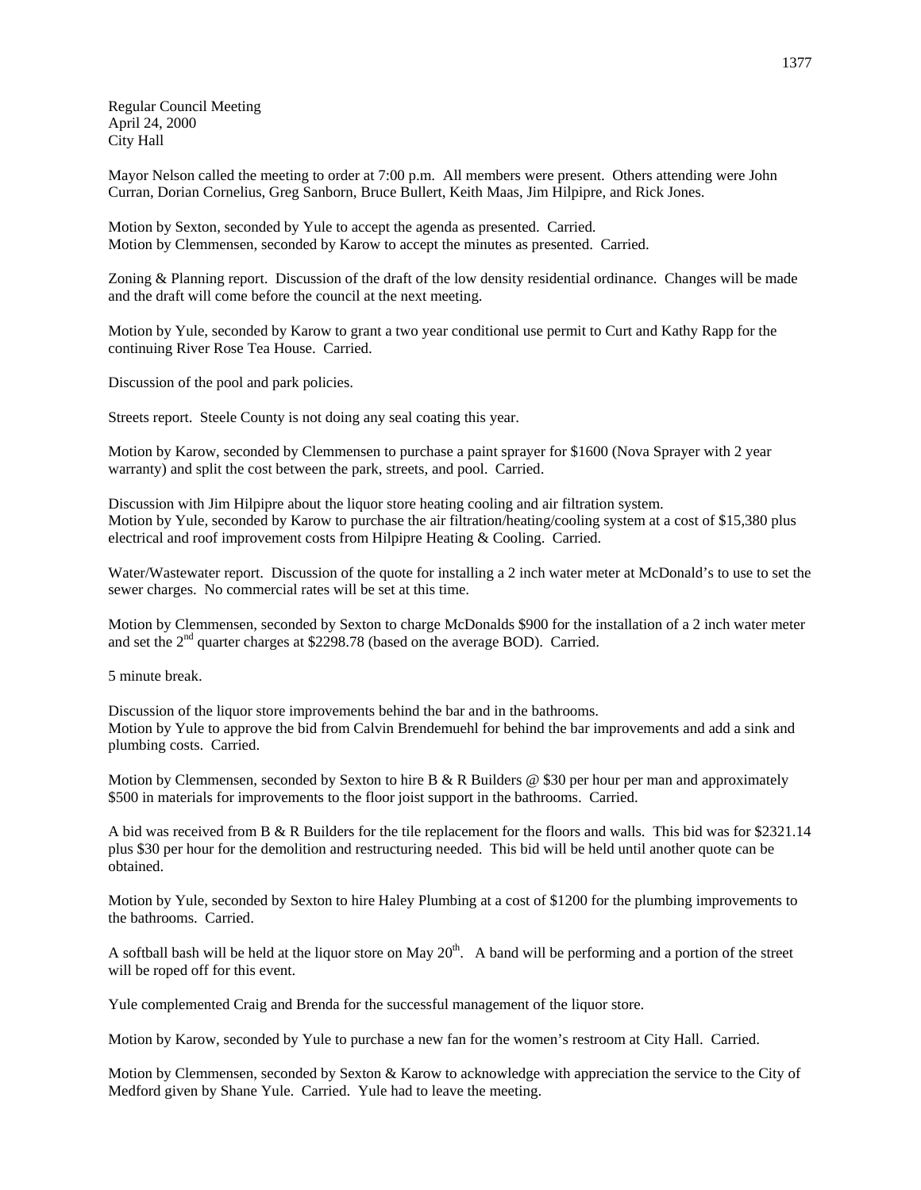Regular Council Meeting
April 24, 2000
City Hall

Mayor Nelson called the meeting to order at 7:00 p.m. All members were present. Others attending were John Curran, Dorian Cornelius, Greg Sanborn, Bruce Bullert, Keith Maas, Jim Hilpipre, and Rick Jones.

Motion by Sexton, seconded by Yule to accept the agenda as presented. Carried.
Motion by Clemmensen, seconded by Karow to accept the minutes as presented. Carried.

Zoning & Planning report. Discussion of the draft of the low density residential ordinance. Changes will be made and the draft will come before the council at the next meeting.

Motion by Yule, seconded by Karow to grant a two year conditional use permit to Curt and Kathy Rapp for the continuing River Rose Tea House. Carried.

Discussion of the pool and park policies.

Streets report. Steele County is not doing any seal coating this year.

Motion by Karow, seconded by Clemmensen to purchase a paint sprayer for $1600 (Nova Sprayer with 2 year warranty) and split the cost between the park, streets, and pool. Carried.

Discussion with Jim Hilpipre about the liquor store heating cooling and air filtration system.
Motion by Yule, seconded by Karow to purchase the air filtration/heating/cooling system at a cost of $15,380 plus electrical and roof improvement costs from Hilpipre Heating & Cooling. Carried.

Water/Wastewater report. Discussion of the quote for installing a 2 inch water meter at McDonald's to use to set the sewer charges. No commercial rates will be set at this time.

Motion by Clemmensen, seconded by Sexton to charge McDonalds $900 for the installation of a 2 inch water meter and set the 2nd quarter charges at $2298.78 (based on the average BOD). Carried.

5 minute break.

Discussion of the liquor store improvements behind the bar and in the bathrooms.
Motion by Yule to approve the bid from Calvin Brendemuehl for behind the bar improvements and add a sink and plumbing costs. Carried.

Motion by Clemmensen, seconded by Sexton to hire B & R Builders @ $30 per hour per man and approximately $500 in materials for improvements to the floor joist support in the bathrooms. Carried.

A bid was received from B & R Builders for the tile replacement for the floors and walls. This bid was for $2321.14 plus $30 per hour for the demolition and restructuring needed. This bid will be held until another quote can be obtained.

Motion by Yule, seconded by Sexton to hire Haley Plumbing at a cost of $1200 for the plumbing improvements to the bathrooms. Carried.

A softball bash will be held at the liquor store on May 20th. A band will be performing and a portion of the street will be roped off for this event.

Yule complemented Craig and Brenda for the successful management of the liquor store.

Motion by Karow, seconded by Yule to purchase a new fan for the women's restroom at City Hall. Carried.

Motion by Clemmensen, seconded by Sexton & Karow to acknowledge with appreciation the service to the City of Medford given by Shane Yule. Carried. Yule had to leave the meeting.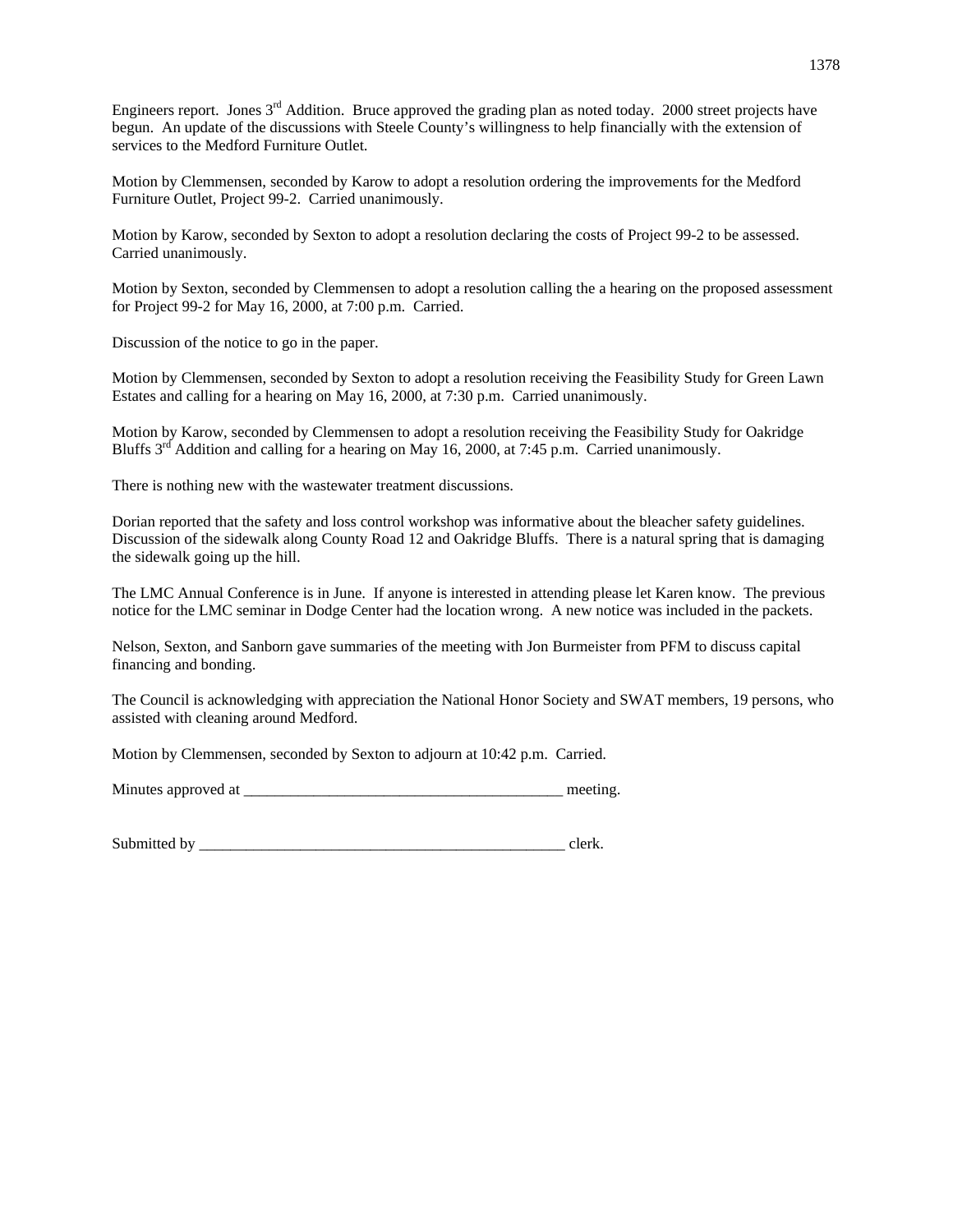Engineers report. Jones 3rd Addition. Bruce approved the grading plan as noted today. 2000 street projects have begun. An update of the discussions with Steele County's willingness to help financially with the extension of services to the Medford Furniture Outlet.

Motion by Clemmensen, seconded by Karow to adopt a resolution ordering the improvements for the Medford Furniture Outlet, Project 99-2. Carried unanimously.

Motion by Karow, seconded by Sexton to adopt a resolution declaring the costs of Project 99-2 to be assessed. Carried unanimously.

Motion by Sexton, seconded by Clemmensen to adopt a resolution calling the a hearing on the proposed assessment for Project 99-2 for May 16, 2000, at 7:00 p.m. Carried.

Discussion of the notice to go in the paper.

Motion by Clemmensen, seconded by Sexton to adopt a resolution receiving the Feasibility Study for Green Lawn Estates and calling for a hearing on May 16, 2000, at 7:30 p.m. Carried unanimously.

Motion by Karow, seconded by Clemmensen to adopt a resolution receiving the Feasibility Study for Oakridge Bluffs 3rd Addition and calling for a hearing on May 16, 2000, at 7:45 p.m. Carried unanimously.

There is nothing new with the wastewater treatment discussions.

Dorian reported that the safety and loss control workshop was informative about the bleacher safety guidelines. Discussion of the sidewalk along County Road 12 and Oakridge Bluffs. There is a natural spring that is damaging the sidewalk going up the hill.

The LMC Annual Conference is in June. If anyone is interested in attending please let Karen know. The previous notice for the LMC seminar in Dodge Center had the location wrong. A new notice was included in the packets.

Nelson, Sexton, and Sanborn gave summaries of the meeting with Jon Burmeister from PFM to discuss capital financing and bonding.

The Council is acknowledging with appreciation the National Honor Society and SWAT members, 19 persons, who assisted with cleaning around Medford.

Motion by Clemmensen, seconded by Sexton to adjourn at 10:42 p.m. Carried.

Minutes approved at __________________________________________ meeting.

Submitted by __________________________________________________ clerk.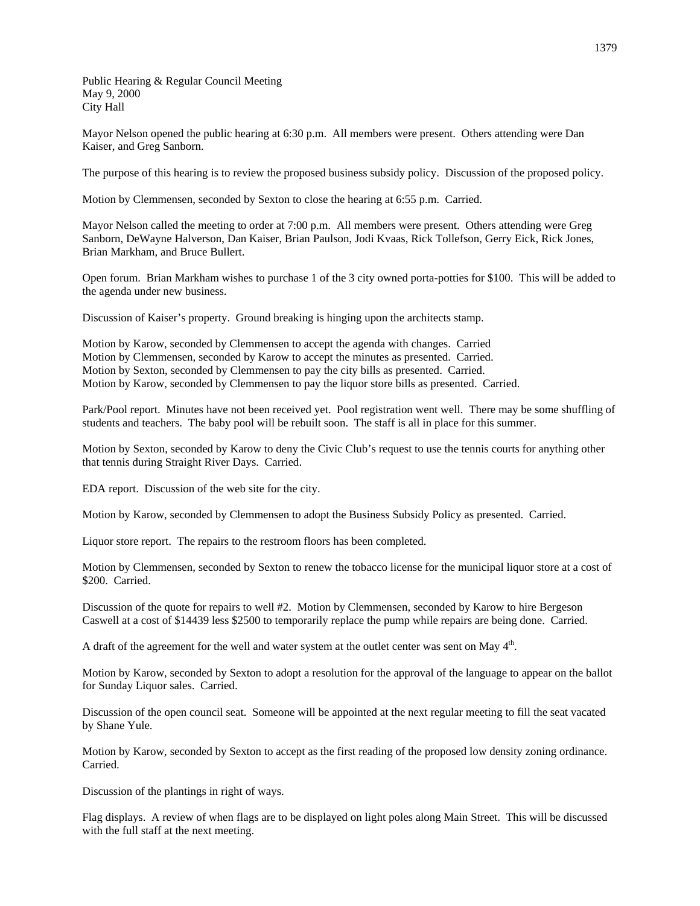Public Hearing & Regular Council Meeting
May 9, 2000
City Hall

Mayor Nelson opened the public hearing at 6:30 p.m. All members were present. Others attending were Dan Kaiser, and Greg Sanborn.

The purpose of this hearing is to review the proposed business subsidy policy. Discussion of the proposed policy.

Motion by Clemmensen, seconded by Sexton to close the hearing at 6:55 p.m. Carried.

Mayor Nelson called the meeting to order at 7:00 p.m. All members were present. Others attending were Greg Sanborn, DeWayne Halverson, Dan Kaiser, Brian Paulson, Jodi Kvaas, Rick Tollefson, Gerry Eick, Rick Jones, Brian Markham, and Bruce Bullert.

Open forum. Brian Markham wishes to purchase 1 of the 3 city owned porta-potties for $100. This will be added to the agenda under new business.

Discussion of Kaiser's property. Ground breaking is hinging upon the architects stamp.

Motion by Karow, seconded by Clemmensen to accept the agenda with changes. Carried
Motion by Clemmensen, seconded by Karow to accept the minutes as presented. Carried.
Motion by Sexton, seconded by Clemmensen to pay the city bills as presented. Carried.
Motion by Karow, seconded by Clemmensen to pay the liquor store bills as presented. Carried.

Park/Pool report. Minutes have not been received yet. Pool registration went well. There may be some shuffling of students and teachers. The baby pool will be rebuilt soon. The staff is all in place for this summer.

Motion by Sexton, seconded by Karow to deny the Civic Club's request to use the tennis courts for anything other that tennis during Straight River Days. Carried.

EDA report. Discussion of the web site for the city.

Motion by Karow, seconded by Clemmensen to adopt the Business Subsidy Policy as presented. Carried.

Liquor store report. The repairs to the restroom floors has been completed.

Motion by Clemmensen, seconded by Sexton to renew the tobacco license for the municipal liquor store at a cost of $200. Carried.

Discussion of the quote for repairs to well #2. Motion by Clemmensen, seconded by Karow to hire Bergeson Caswell at a cost of $14439 less $2500 to temporarily replace the pump while repairs are being done. Carried.

A draft of the agreement for the well and water system at the outlet center was sent on May 4th.

Motion by Karow, seconded by Sexton to adopt a resolution for the approval of the language to appear on the ballot for Sunday Liquor sales. Carried.

Discussion of the open council seat. Someone will be appointed at the next regular meeting to fill the seat vacated by Shane Yule.

Motion by Karow, seconded by Sexton to accept as the first reading of the proposed low density zoning ordinance. Carried.

Discussion of the plantings in right of ways.

Flag displays. A review of when flags are to be displayed on light poles along Main Street. This will be discussed with the full staff at the next meeting.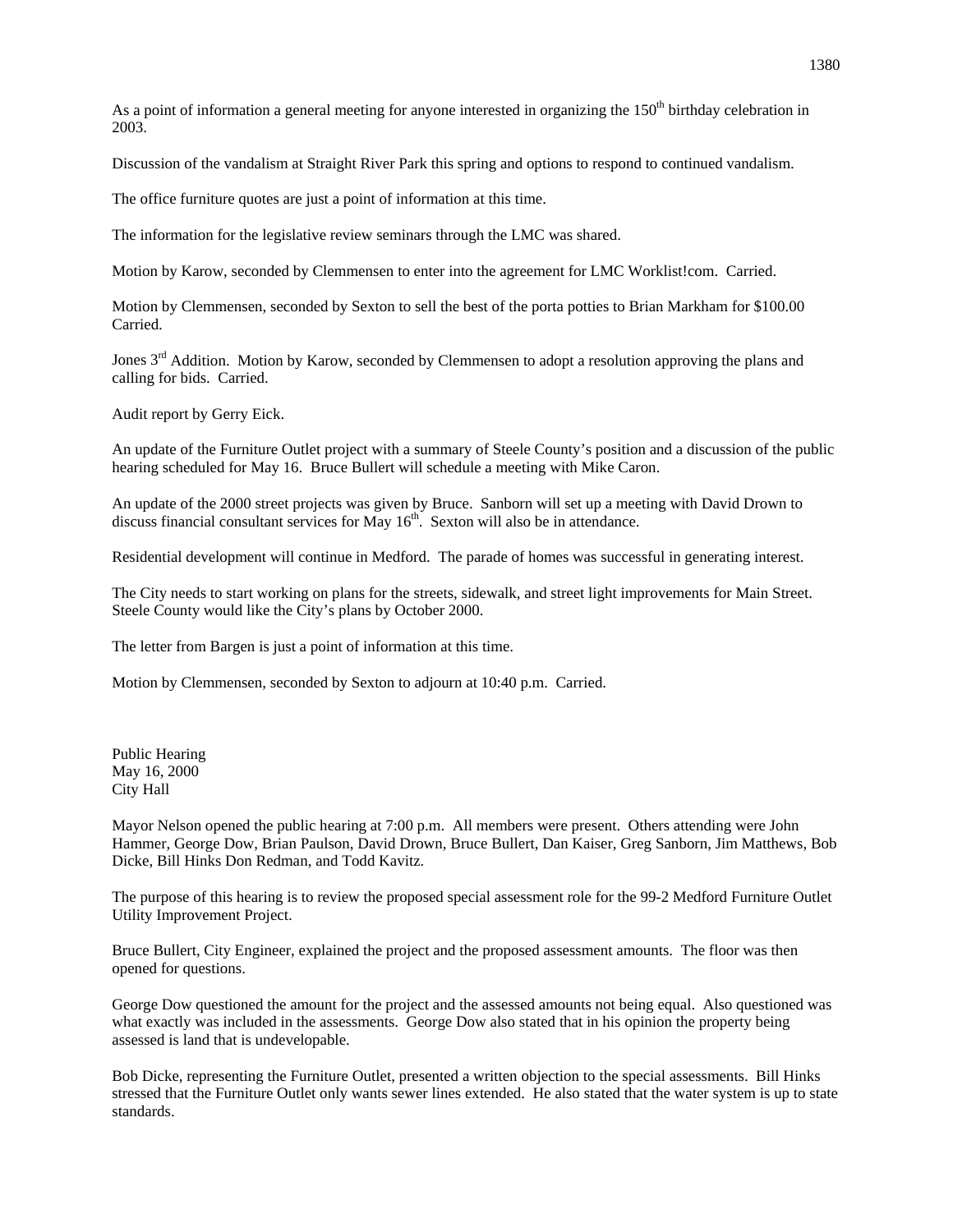As a point of information a general meeting for anyone interested in organizing the 150th birthday celebration in 2003.

Discussion of the vandalism at Straight River Park this spring and options to respond to continued vandalism.

The office furniture quotes are just a point of information at this time.

The information for the legislative review seminars through the LMC was shared.

Motion by Karow, seconded by Clemmensen to enter into the agreement for LMC Worklist!com. Carried.

Motion by Clemmensen, seconded by Sexton to sell the best of the porta potties to Brian Markham for $100.00 Carried.

Jones 3rd Addition. Motion by Karow, seconded by Clemmensen to adopt a resolution approving the plans and calling for bids. Carried.

Audit report by Gerry Eick.

An update of the Furniture Outlet project with a summary of Steele County's position and a discussion of the public hearing scheduled for May 16. Bruce Bullert will schedule a meeting with Mike Caron.

An update of the 2000 street projects was given by Bruce. Sanborn will set up a meeting with David Drown to discuss financial consultant services for May 16th. Sexton will also be in attendance.

Residential development will continue in Medford. The parade of homes was successful in generating interest.

The City needs to start working on plans for the streets, sidewalk, and street light improvements for Main Street. Steele County would like the City's plans by October 2000.

The letter from Bargen is just a point of information at this time.

Motion by Clemmensen, seconded by Sexton to adjourn at 10:40 p.m. Carried.

Public Hearing
May 16, 2000
City Hall

Mayor Nelson opened the public hearing at 7:00 p.m. All members were present. Others attending were John Hammer, George Dow, Brian Paulson, David Drown, Bruce Bullert, Dan Kaiser, Greg Sanborn, Jim Matthews, Bob Dicke, Bill Hinks Don Redman, and Todd Kavitz.

The purpose of this hearing is to review the proposed special assessment role for the 99-2 Medford Furniture Outlet Utility Improvement Project.

Bruce Bullert, City Engineer, explained the project and the proposed assessment amounts. The floor was then opened for questions.

George Dow questioned the amount for the project and the assessed amounts not being equal. Also questioned was what exactly was included in the assessments. George Dow also stated that in his opinion the property being assessed is land that is undevelopable.

Bob Dicke, representing the Furniture Outlet, presented a written objection to the special assessments. Bill Hinks stressed that the Furniture Outlet only wants sewer lines extended. He also stated that the water system is up to state standards.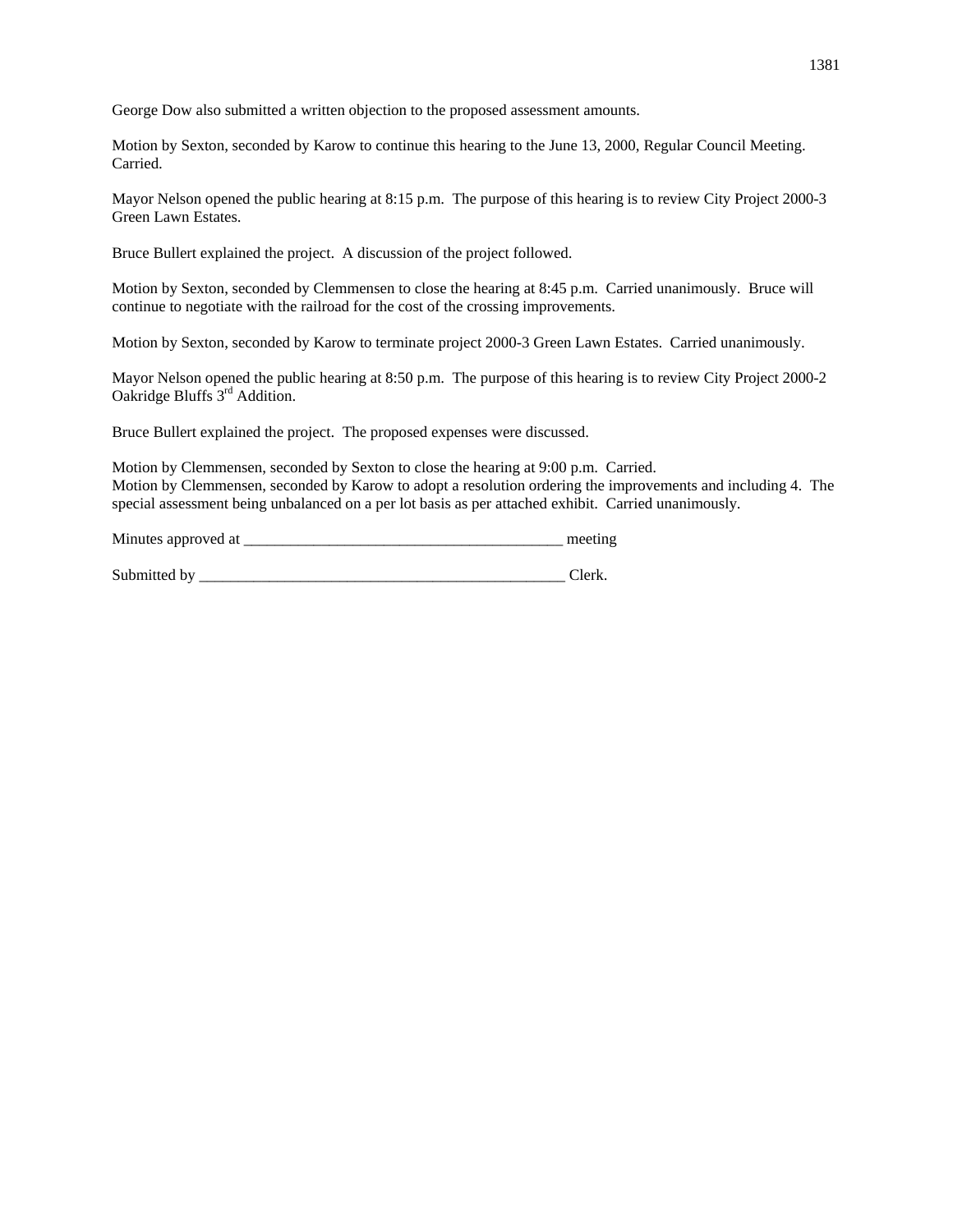George Dow also submitted a written objection to the proposed assessment amounts.

Motion by Sexton, seconded by Karow to continue this hearing to the June 13, 2000, Regular Council Meeting. Carried.

Mayor Nelson opened the public hearing at 8:15 p.m. The purpose of this hearing is to review City Project 2000-3 Green Lawn Estates.

Bruce Bullert explained the project. A discussion of the project followed.

Motion by Sexton, seconded by Clemmensen to close the hearing at 8:45 p.m. Carried unanimously. Bruce will continue to negotiate with the railroad for the cost of the crossing improvements.

Motion by Sexton, seconded by Karow to terminate project 2000-3 Green Lawn Estates. Carried unanimously.

Mayor Nelson opened the public hearing at 8:50 p.m. The purpose of this hearing is to review City Project 2000-2 Oakridge Bluffs 3rd Addition.

Bruce Bullert explained the project. The proposed expenses were discussed.

Motion by Clemmensen, seconded by Sexton to close the hearing at 9:00 p.m. Carried.
Motion by Clemmensen, seconded by Karow to adopt a resolution ordering the improvements and including 4. The special assessment being unbalanced on a per lot basis as per attached exhibit. Carried unanimously.

Minutes approved at _________________________________________ meeting

Submitted by _________________________________________________ Clerk.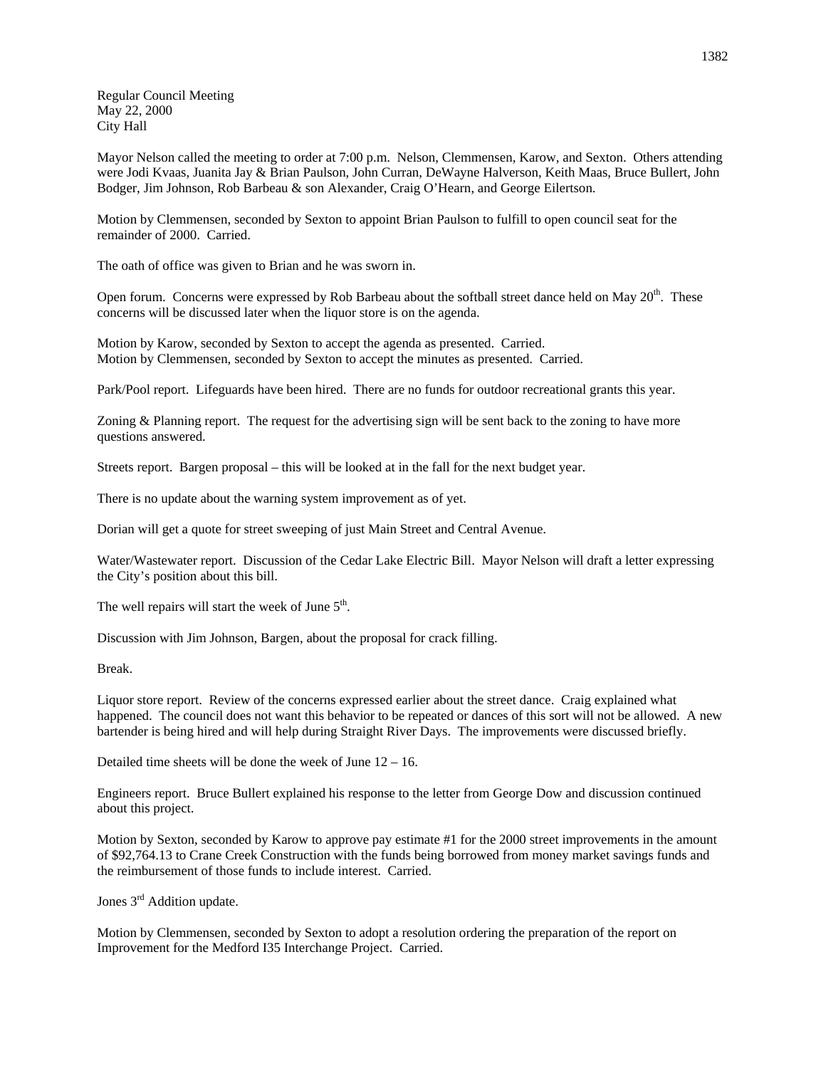Regular Council Meeting
May 22, 2000
City Hall

Mayor Nelson called the meeting to order at 7:00 p.m. Nelson, Clemmensen, Karow, and Sexton. Others attending were Jodi Kvaas, Juanita Jay & Brian Paulson, John Curran, DeWayne Halverson, Keith Maas, Bruce Bullert, John Bodger, Jim Johnson, Rob Barbeau & son Alexander, Craig O'Hearn, and George Eilertson.

Motion by Clemmensen, seconded by Sexton to appoint Brian Paulson to fulfill to open council seat for the remainder of 2000. Carried.

The oath of office was given to Brian and he was sworn in.

Open forum. Concerns were expressed by Rob Barbeau about the softball street dance held on May 20th. These concerns will be discussed later when the liquor store is on the agenda.

Motion by Karow, seconded by Sexton to accept the agenda as presented. Carried.
Motion by Clemmensen, seconded by Sexton to accept the minutes as presented. Carried.

Park/Pool report. Lifeguards have been hired. There are no funds for outdoor recreational grants this year.

Zoning & Planning report. The request for the advertising sign will be sent back to the zoning to have more questions answered.

Streets report. Bargen proposal – this will be looked at in the fall for the next budget year.

There is no update about the warning system improvement as of yet.

Dorian will get a quote for street sweeping of just Main Street and Central Avenue.

Water/Wastewater report. Discussion of the Cedar Lake Electric Bill. Mayor Nelson will draft a letter expressing the City's position about this bill.

The well repairs will start the week of June 5th.

Discussion with Jim Johnson, Bargen, about the proposal for crack filling.

Break.

Liquor store report. Review of the concerns expressed earlier about the street dance. Craig explained what happened. The council does not want this behavior to be repeated or dances of this sort will not be allowed. A new bartender is being hired and will help during Straight River Days. The improvements were discussed briefly.

Detailed time sheets will be done the week of June 12 – 16.

Engineers report. Bruce Bullert explained his response to the letter from George Dow and discussion continued about this project.

Motion by Sexton, seconded by Karow to approve pay estimate #1 for the 2000 street improvements in the amount of $92,764.13 to Crane Creek Construction with the funds being borrowed from money market savings funds and the reimbursement of those funds to include interest. Carried.

Jones 3rd Addition update.

Motion by Clemmensen, seconded by Sexton to adopt a resolution ordering the preparation of the report on Improvement for the Medford I35 Interchange Project. Carried.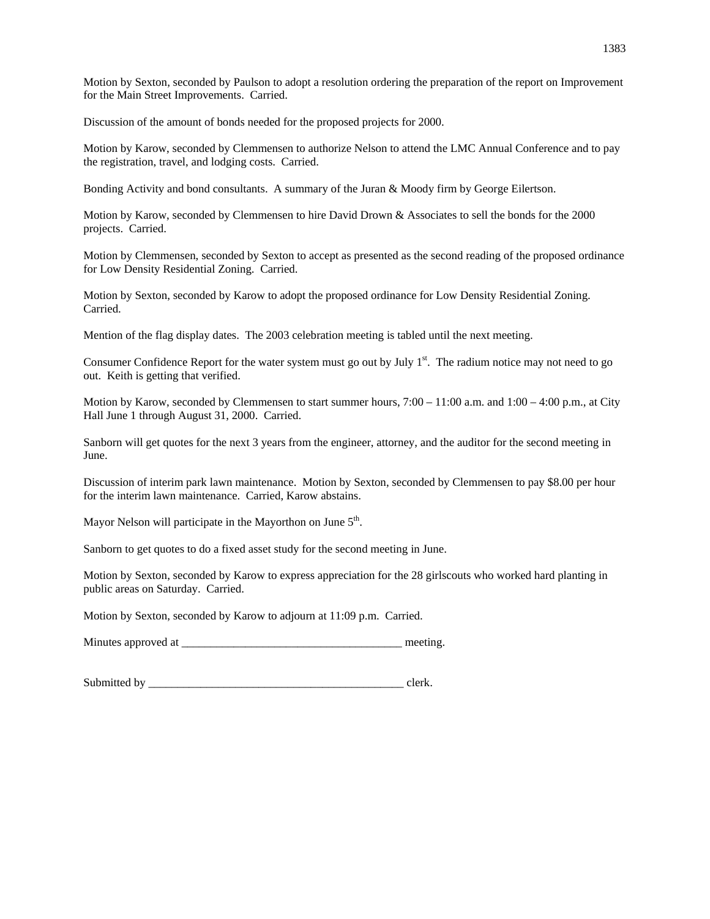Motion by Sexton, seconded by Paulson to adopt a resolution ordering the preparation of the report on Improvement for the Main Street Improvements. Carried.

Discussion of the amount of bonds needed for the proposed projects for 2000.

Motion by Karow, seconded by Clemmensen to authorize Nelson to attend the LMC Annual Conference and to pay the registration, travel, and lodging costs. Carried.

Bonding Activity and bond consultants. A summary of the Juran & Moody firm by George Eilertson.

Motion by Karow, seconded by Clemmensen to hire David Drown & Associates to sell the bonds for the 2000 projects. Carried.

Motion by Clemmensen, seconded by Sexton to accept as presented as the second reading of the proposed ordinance for Low Density Residential Zoning. Carried.

Motion by Sexton, seconded by Karow to adopt the proposed ordinance for Low Density Residential Zoning. Carried.

Mention of the flag display dates. The 2003 celebration meeting is tabled until the next meeting.

Consumer Confidence Report for the water system must go out by July 1st. The radium notice may not need to go out. Keith is getting that verified.

Motion by Karow, seconded by Clemmensen to start summer hours, 7:00 – 11:00 a.m. and 1:00 – 4:00 p.m., at City Hall June 1 through August 31, 2000. Carried.

Sanborn will get quotes for the next 3 years from the engineer, attorney, and the auditor for the second meeting in June.

Discussion of interim park lawn maintenance. Motion by Sexton, seconded by Clemmensen to pay $8.00 per hour for the interim lawn maintenance. Carried, Karow abstains.

Mayor Nelson will participate in the Mayorthon on June 5th.

Sanborn to get quotes to do a fixed asset study for the second meeting in June.

Motion by Sexton, seconded by Karow to express appreciation for the 28 girlscouts who worked hard planting in public areas on Saturday. Carried.

Motion by Sexton, seconded by Karow to adjourn at 11:09 p.m. Carried.

Minutes approved at ______________________________________ meeting.

Submitted by _____________________________________________ clerk.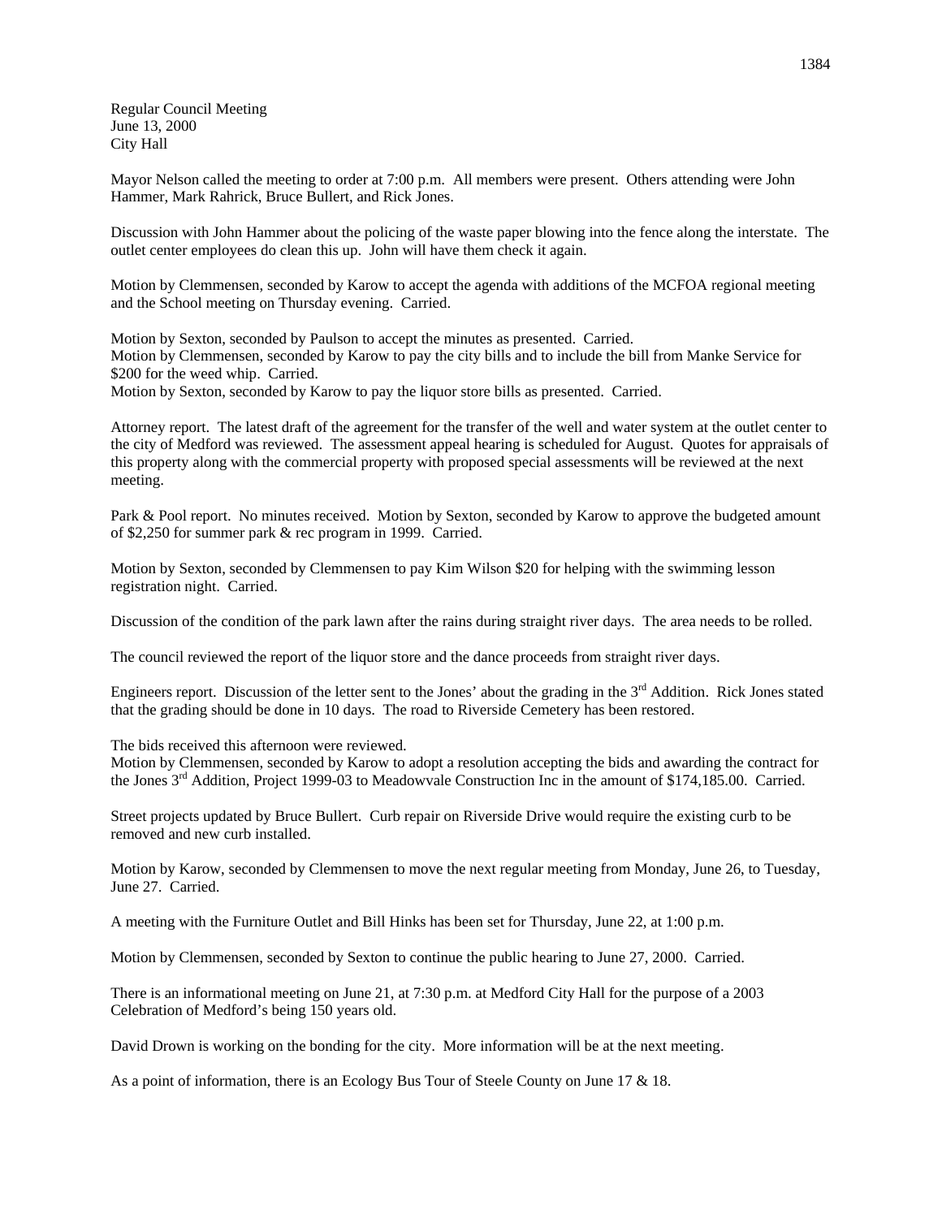Regular Council Meeting
June 13, 2000
City Hall

Mayor Nelson called the meeting to order at 7:00 p.m. All members were present. Others attending were John Hammer, Mark Rahrick, Bruce Bullert, and Rick Jones.

Discussion with John Hammer about the policing of the waste paper blowing into the fence along the interstate. The outlet center employees do clean this up. John will have them check it again.

Motion by Clemmensen, seconded by Karow to accept the agenda with additions of the MCFOA regional meeting and the School meeting on Thursday evening. Carried.

Motion by Sexton, seconded by Paulson to accept the minutes as presented. Carried.
Motion by Clemmensen, seconded by Karow to pay the city bills and to include the bill from Manke Service for $200 for the weed whip. Carried.
Motion by Sexton, seconded by Karow to pay the liquor store bills as presented. Carried.

Attorney report. The latest draft of the agreement for the transfer of the well and water system at the outlet center to the city of Medford was reviewed. The assessment appeal hearing is scheduled for August. Quotes for appraisals of this property along with the commercial property with proposed special assessments will be reviewed at the next meeting.

Park & Pool report. No minutes received. Motion by Sexton, seconded by Karow to approve the budgeted amount of $2,250 for summer park & rec program in 1999. Carried.

Motion by Sexton, seconded by Clemmensen to pay Kim Wilson $20 for helping with the swimming lesson registration night. Carried.

Discussion of the condition of the park lawn after the rains during straight river days. The area needs to be rolled.

The council reviewed the report of the liquor store and the dance proceeds from straight river days.

Engineers report. Discussion of the letter sent to the Jones' about the grading in the 3rd Addition. Rick Jones stated that the grading should be done in 10 days. The road to Riverside Cemetery has been restored.

The bids received this afternoon were reviewed.
Motion by Clemmensen, seconded by Karow to adopt a resolution accepting the bids and awarding the contract for the Jones 3rd Addition, Project 1999-03 to Meadowvale Construction Inc in the amount of $174,185.00. Carried.

Street projects updated by Bruce Bullert. Curb repair on Riverside Drive would require the existing curb to be removed and new curb installed.

Motion by Karow, seconded by Clemmensen to move the next regular meeting from Monday, June 26, to Tuesday, June 27. Carried.

A meeting with the Furniture Outlet and Bill Hinks has been set for Thursday, June 22, at 1:00 p.m.

Motion by Clemmensen, seconded by Sexton to continue the public hearing to June 27, 2000. Carried.

There is an informational meeting on June 21, at 7:30 p.m. at Medford City Hall for the purpose of a 2003 Celebration of Medford's being 150 years old.

David Drown is working on the bonding for the city. More information will be at the next meeting.

As a point of information, there is an Ecology Bus Tour of Steele County on June 17 & 18.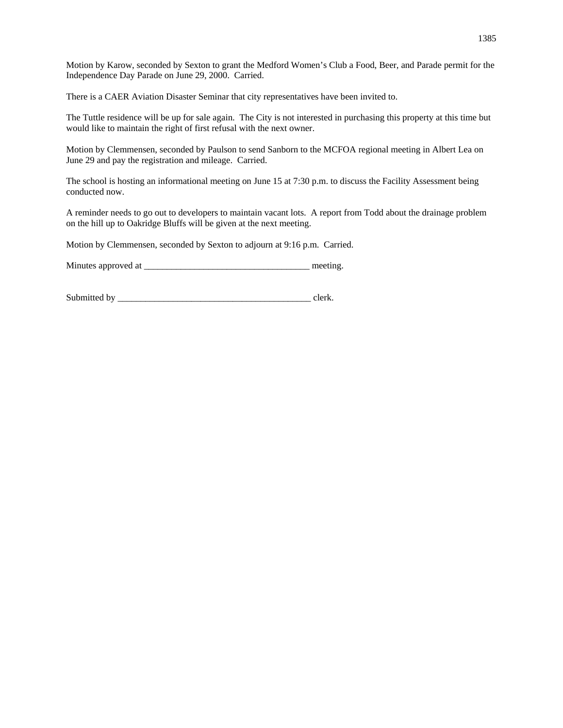Motion by Karow, seconded by Sexton to grant the Medford Women's Club a Food, Beer, and Parade permit for the Independence Day Parade on June 29, 2000. Carried.

There is a CAER Aviation Disaster Seminar that city representatives have been invited to.

The Tuttle residence will be up for sale again. The City is not interested in purchasing this property at this time but would like to maintain the right of first refusal with the next owner.

Motion by Clemmensen, seconded by Paulson to send Sanborn to the MCFOA regional meeting in Albert Lea on June 29 and pay the registration and mileage. Carried.

The school is hosting an informational meeting on June 15 at 7:30 p.m. to discuss the Facility Assessment being conducted now.

A reminder needs to go out to developers to maintain vacant lots. A report from Todd about the drainage problem on the hill up to Oakridge Bluffs will be given at the next meeting.

Motion by Clemmensen, seconded by Sexton to adjourn at 9:16 p.m. Carried.

Minutes approved at ____________________________________ meeting.

Submitted by ___________________________________________ clerk.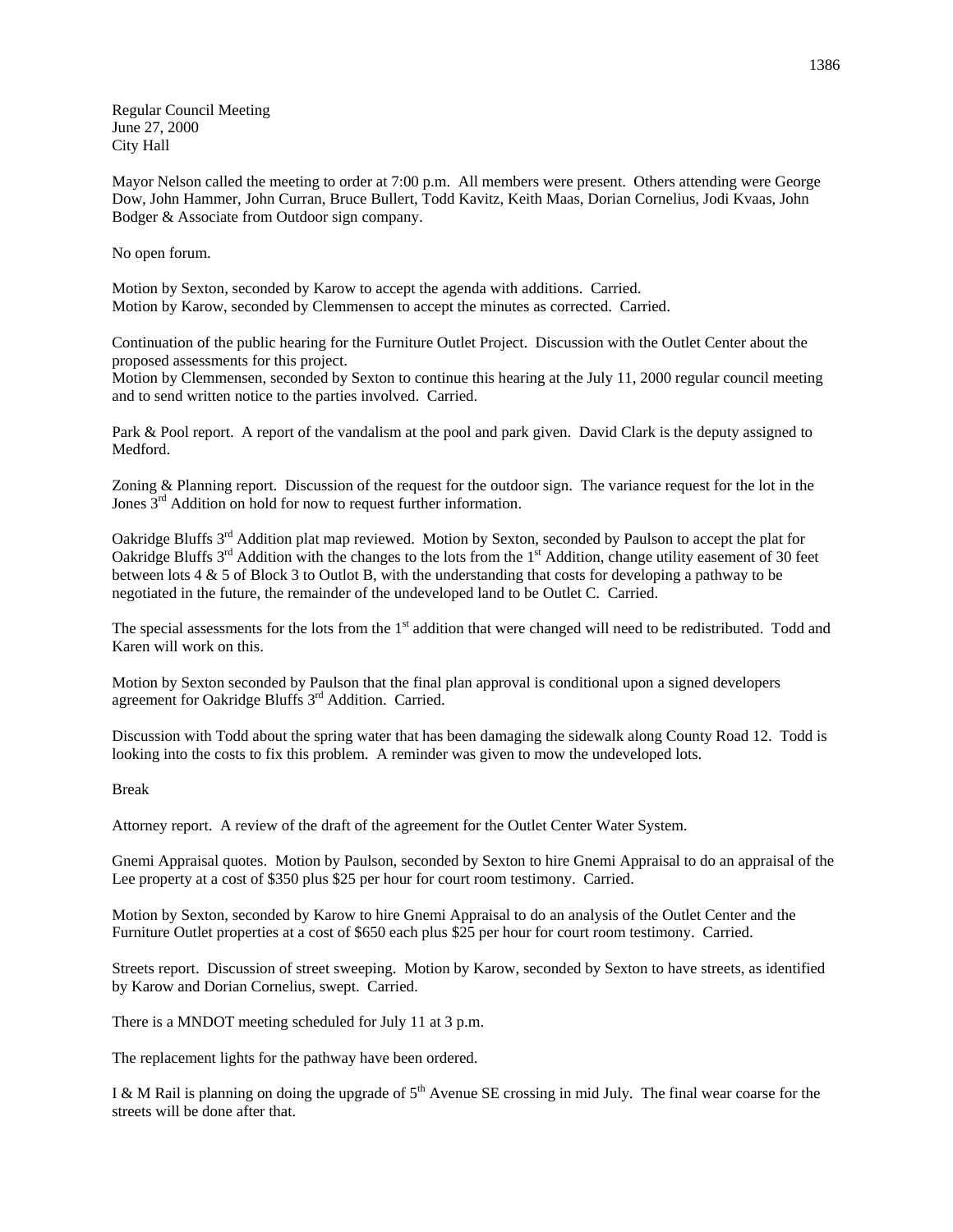Regular Council Meeting
June 27, 2000
City Hall

Mayor Nelson called the meeting to order at 7:00 p.m. All members were present. Others attending were George Dow, John Hammer, John Curran, Bruce Bullert, Todd Kavitz, Keith Maas, Dorian Cornelius, Jodi Kvaas, John Bodger & Associate from Outdoor sign company.

No open forum.

Motion by Sexton, seconded by Karow to accept the agenda with additions. Carried.
Motion by Karow, seconded by Clemmensen to accept the minutes as corrected. Carried.

Continuation of the public hearing for the Furniture Outlet Project. Discussion with the Outlet Center about the proposed assessments for this project.
Motion by Clemmensen, seconded by Sexton to continue this hearing at the July 11, 2000 regular council meeting and to send written notice to the parties involved. Carried.

Park & Pool report. A report of the vandalism at the pool and park given. David Clark is the deputy assigned to Medford.

Zoning & Planning report. Discussion of the request for the outdoor sign. The variance request for the lot in the Jones 3rd Addition on hold for now to request further information.

Oakridge Bluffs 3rd Addition plat map reviewed. Motion by Sexton, seconded by Paulson to accept the plat for Oakridge Bluffs 3rd Addition with the changes to the lots from the 1st Addition, change utility easement of 30 feet between lots 4 & 5 of Block 3 to Outlot B, with the understanding that costs for developing a pathway to be negotiated in the future, the remainder of the undeveloped land to be Outlet C. Carried.

The special assessments for the lots from the 1st addition that were changed will need to be redistributed. Todd and Karen will work on this.

Motion by Sexton seconded by Paulson that the final plan approval is conditional upon a signed developers agreement for Oakridge Bluffs 3rd Addition. Carried.

Discussion with Todd about the spring water that has been damaging the sidewalk along County Road 12. Todd is looking into the costs to fix this problem. A reminder was given to mow the undeveloped lots.

Break

Attorney report. A review of the draft of the agreement for the Outlet Center Water System.

Gnemi Appraisal quotes. Motion by Paulson, seconded by Sexton to hire Gnemi Appraisal to do an appraisal of the Lee property at a cost of $350 plus $25 per hour for court room testimony. Carried.

Motion by Sexton, seconded by Karow to hire Gnemi Appraisal to do an analysis of the Outlet Center and the Furniture Outlet properties at a cost of $650 each plus $25 per hour for court room testimony. Carried.

Streets report. Discussion of street sweeping. Motion by Karow, seconded by Sexton to have streets, as identified by Karow and Dorian Cornelius, swept. Carried.

There is a MNDOT meeting scheduled for July 11 at 3 p.m.

The replacement lights for the pathway have been ordered.

I & M Rail is planning on doing the upgrade of 5th Avenue SE crossing in mid July. The final wear coarse for the streets will be done after that.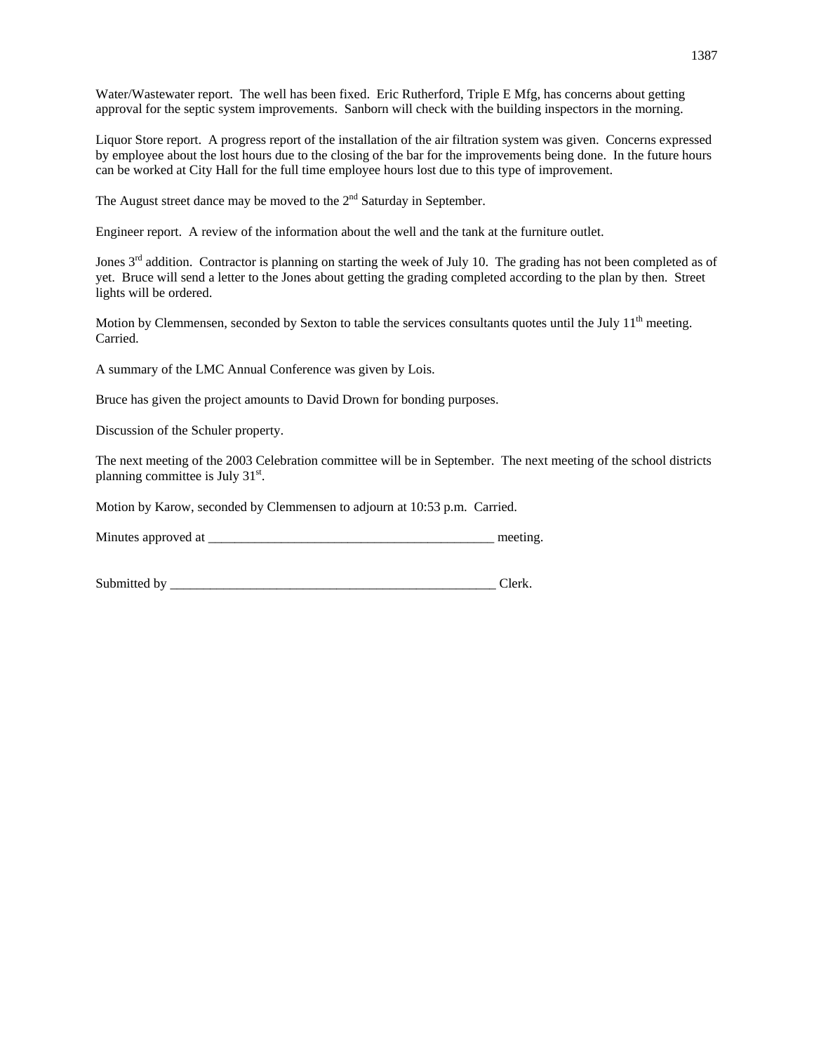Water/Wastewater report. The well has been fixed. Eric Rutherford, Triple E Mfg, has concerns about getting approval for the septic system improvements. Sanborn will check with the building inspectors in the morning.

Liquor Store report. A progress report of the installation of the air filtration system was given. Concerns expressed by employee about the lost hours due to the closing of the bar for the improvements being done. In the future hours can be worked at City Hall for the full time employee hours lost due to this type of improvement.

The August street dance may be moved to the 2nd Saturday in September.

Engineer report. A review of the information about the well and the tank at the furniture outlet.

Jones 3rd addition. Contractor is planning on starting the week of July 10. The grading has not been completed as of yet. Bruce will send a letter to the Jones about getting the grading completed according to the plan by then. Street lights will be ordered.

Motion by Clemmensen, seconded by Sexton to table the services consultants quotes until the July 11th meeting. Carried.

A summary of the LMC Annual Conference was given by Lois.

Bruce has given the project amounts to David Drown for bonding purposes.

Discussion of the Schuler property.

The next meeting of the 2003 Celebration committee will be in September. The next meeting of the school districts planning committee is July 31st.

Motion by Karow, seconded by Clemmensen to adjourn at 10:53 p.m. Carried.

Minutes approved at ____________________________________________ meeting.

Submitted by ___________________________________________________ Clerk.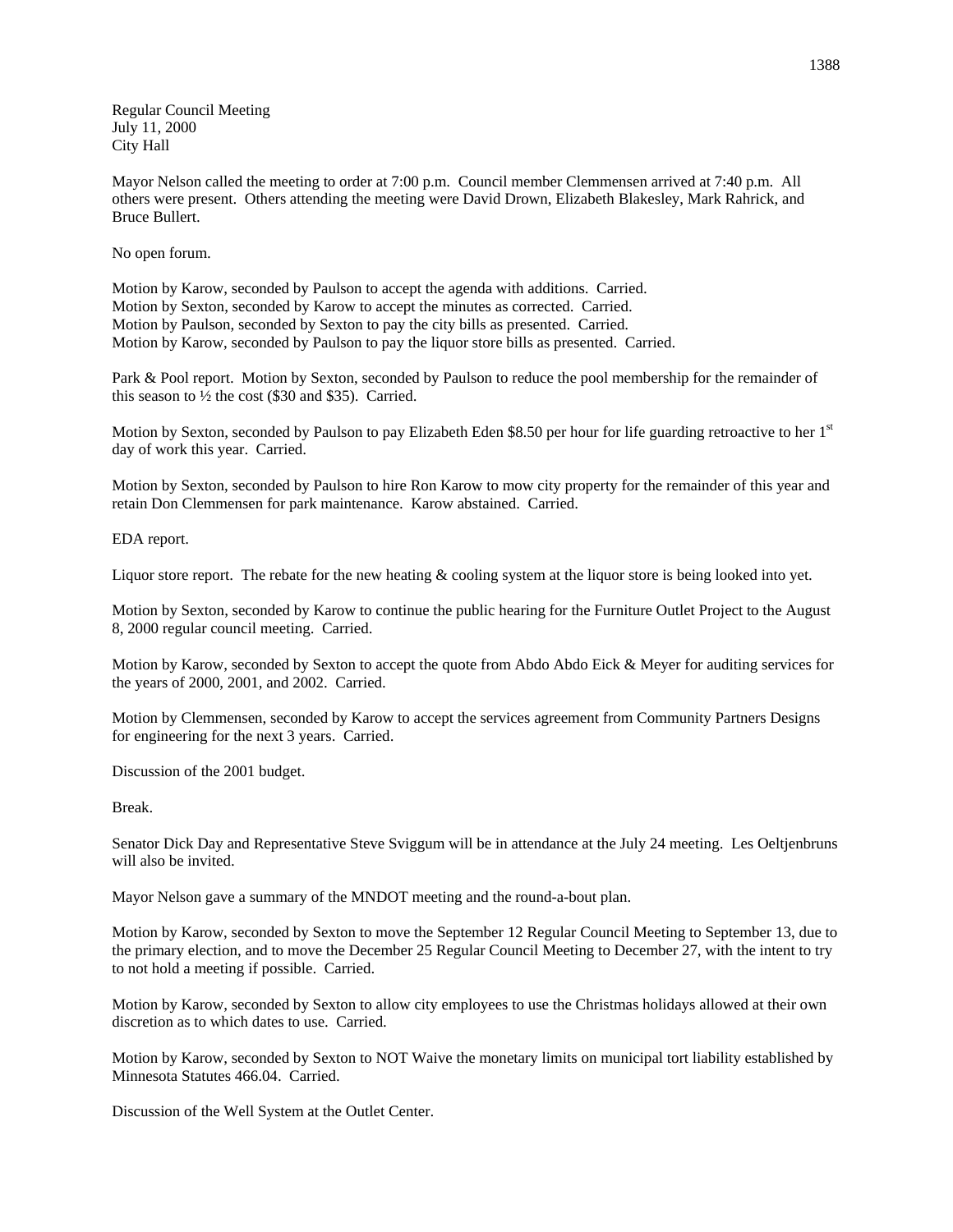Regular Council Meeting
July 11, 2000
City Hall

Mayor Nelson called the meeting to order at 7:00 p.m. Council member Clemmensen arrived at 7:40 p.m. All others were present. Others attending the meeting were David Drown, Elizabeth Blakesley, Mark Rahrick, and Bruce Bullert.

No open forum.

Motion by Karow, seconded by Paulson to accept the agenda with additions. Carried.
Motion by Sexton, seconded by Karow to accept the minutes as corrected. Carried.
Motion by Paulson, seconded by Sexton to pay the city bills as presented. Carried.
Motion by Karow, seconded by Paulson to pay the liquor store bills as presented. Carried.

Park & Pool report. Motion by Sexton, seconded by Paulson to reduce the pool membership for the remainder of this season to ½ the cost ($30 and $35). Carried.

Motion by Sexton, seconded by Paulson to pay Elizabeth Eden $8.50 per hour for life guarding retroactive to her 1st day of work this year. Carried.

Motion by Sexton, seconded by Paulson to hire Ron Karow to mow city property for the remainder of this year and retain Don Clemmensen for park maintenance. Karow abstained. Carried.

EDA report.

Liquor store report. The rebate for the new heating & cooling system at the liquor store is being looked into yet.

Motion by Sexton, seconded by Karow to continue the public hearing for the Furniture Outlet Project to the August 8, 2000 regular council meeting. Carried.

Motion by Karow, seconded by Sexton to accept the quote from Abdo Abdo Eick & Meyer for auditing services for the years of 2000, 2001, and 2002. Carried.

Motion by Clemmensen, seconded by Karow to accept the services agreement from Community Partners Designs for engineering for the next 3 years. Carried.

Discussion of the 2001 budget.

Break.

Senator Dick Day and Representative Steve Sviggum will be in attendance at the July 24 meeting. Les Oeltjenbruns will also be invited.

Mayor Nelson gave a summary of the MNDOT meeting and the round-a-bout plan.

Motion by Karow, seconded by Sexton to move the September 12 Regular Council Meeting to September 13, due to the primary election, and to move the December 25 Regular Council Meeting to December 27, with the intent to try to not hold a meeting if possible. Carried.

Motion by Karow, seconded by Sexton to allow city employees to use the Christmas holidays allowed at their own discretion as to which dates to use. Carried.

Motion by Karow, seconded by Sexton to NOT Waive the monetary limits on municipal tort liability established by Minnesota Statutes 466.04. Carried.

Discussion of the Well System at the Outlet Center.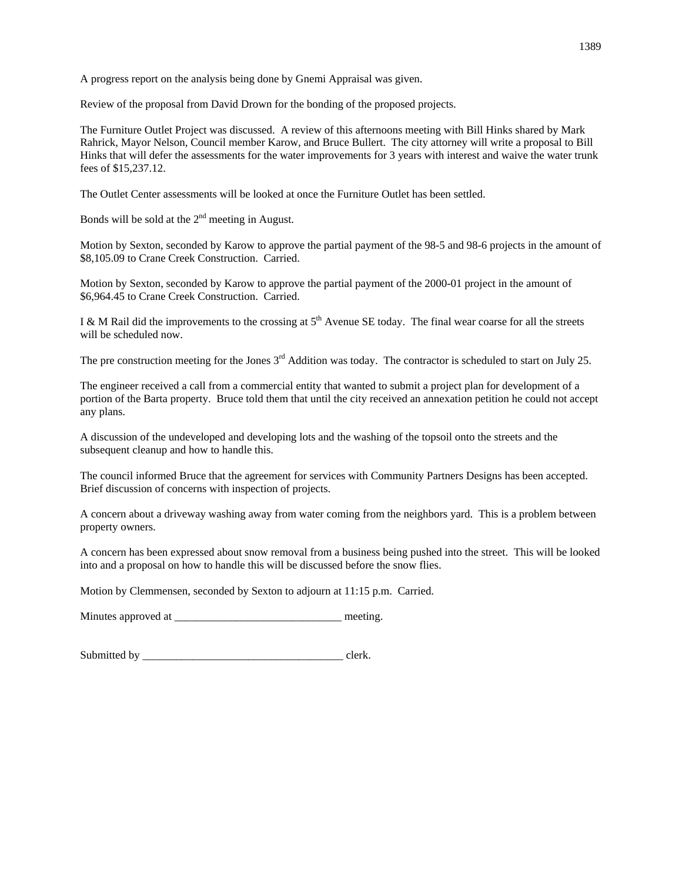A progress report on the analysis being done by Gnemi Appraisal was given.

Review of the proposal from David Drown for the bonding of the proposed projects.

The Furniture Outlet Project was discussed. A review of this afternoons meeting with Bill Hinks shared by Mark Rahrick, Mayor Nelson, Council member Karow, and Bruce Bullert. The city attorney will write a proposal to Bill Hinks that will defer the assessments for the water improvements for 3 years with interest and waive the water trunk fees of $15,237.12.

The Outlet Center assessments will be looked at once the Furniture Outlet has been settled.

Bonds will be sold at the 2nd meeting in August.

Motion by Sexton, seconded by Karow to approve the partial payment of the 98-5 and 98-6 projects in the amount of $8,105.09 to Crane Creek Construction. Carried.

Motion by Sexton, seconded by Karow to approve the partial payment of the 2000-01 project in the amount of $6,964.45 to Crane Creek Construction. Carried.

I & M Rail did the improvements to the crossing at 5th Avenue SE today. The final wear coarse for all the streets will be scheduled now.

The pre construction meeting for the Jones 3rd Addition was today. The contractor is scheduled to start on July 25.

The engineer received a call from a commercial entity that wanted to submit a project plan for development of a portion of the Barta property. Bruce told them that until the city received an annexation petition he could not accept any plans.

A discussion of the undeveloped and developing lots and the washing of the topsoil onto the streets and the subsequent cleanup and how to handle this.

The council informed Bruce that the agreement for services with Community Partners Designs has been accepted. Brief discussion of concerns with inspection of projects.

A concern about a driveway washing away from water coming from the neighbors yard. This is a problem between property owners.

A concern has been expressed about snow removal from a business being pushed into the street. This will be looked into and a proposal on how to handle this will be discussed before the snow flies.

Motion by Clemmensen, seconded by Sexton to adjourn at 11:15 p.m. Carried.

Minutes approved at ______________________________ meeting.

Submitted by ____________________________________ clerk.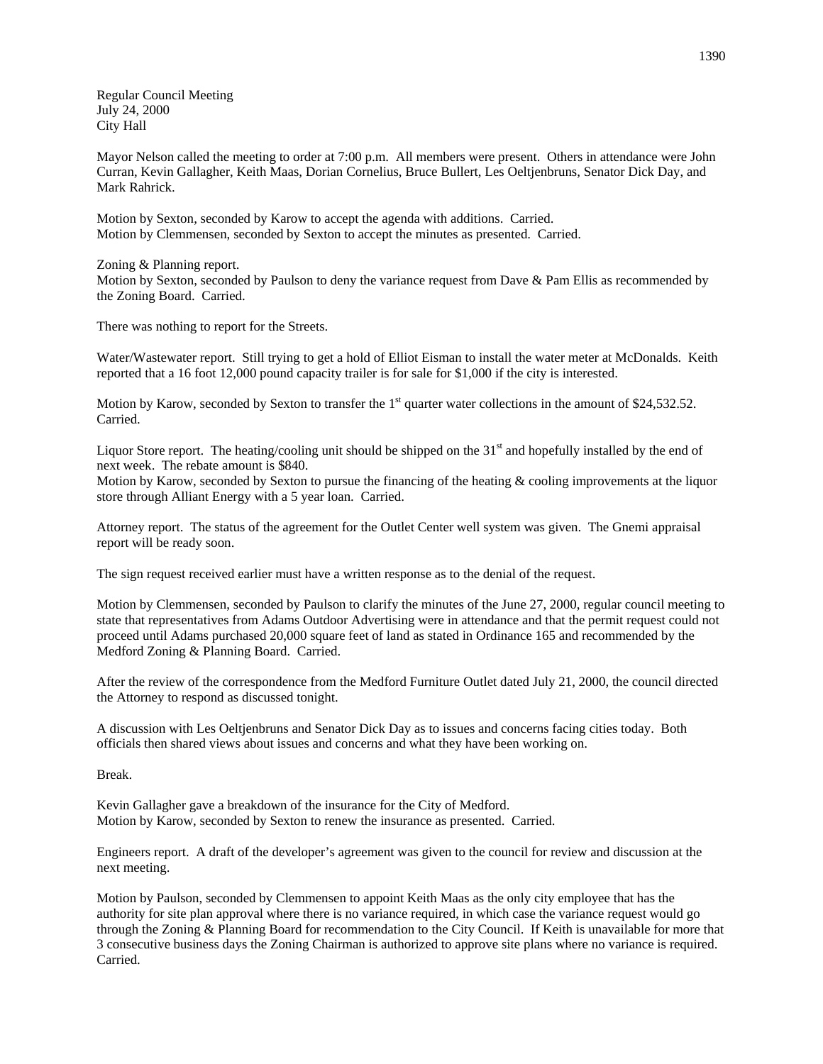Regular Council Meeting
July 24, 2000
City Hall

Mayor Nelson called the meeting to order at 7:00 p.m. All members were present. Others in attendance were John Curran, Kevin Gallagher, Keith Maas, Dorian Cornelius, Bruce Bullert, Les Oeltjenbruns, Senator Dick Day, and Mark Rahrick.

Motion by Sexton, seconded by Karow to accept the agenda with additions. Carried.
Motion by Clemmensen, seconded by Sexton to accept the minutes as presented. Carried.

Zoning & Planning report.
Motion by Sexton, seconded by Paulson to deny the variance request from Dave & Pam Ellis as recommended by the Zoning Board. Carried.

There was nothing to report for the Streets.

Water/Wastewater report. Still trying to get a hold of Elliot Eisman to install the water meter at McDonalds. Keith reported that a 16 foot 12,000 pound capacity trailer is for sale for $1,000 if the city is interested.

Motion by Karow, seconded by Sexton to transfer the 1st quarter water collections in the amount of $24,532.52. Carried.

Liquor Store report. The heating/cooling unit should be shipped on the 31st and hopefully installed by the end of next week. The rebate amount is $840.
Motion by Karow, seconded by Sexton to pursue the financing of the heating & cooling improvements at the liquor store through Alliant Energy with a 5 year loan. Carried.

Attorney report. The status of the agreement for the Outlet Center well system was given. The Gnemi appraisal report will be ready soon.

The sign request received earlier must have a written response as to the denial of the request.

Motion by Clemmensen, seconded by Paulson to clarify the minutes of the June 27, 2000, regular council meeting to state that representatives from Adams Outdoor Advertising were in attendance and that the permit request could not proceed until Adams purchased 20,000 square feet of land as stated in Ordinance 165 and recommended by the Medford Zoning & Planning Board. Carried.

After the review of the correspondence from the Medford Furniture Outlet dated July 21, 2000, the council directed the Attorney to respond as discussed tonight.

A discussion with Les Oeltjenbruns and Senator Dick Day as to issues and concerns facing cities today. Both officials then shared views about issues and concerns and what they have been working on.

Break.

Kevin Gallagher gave a breakdown of the insurance for the City of Medford.
Motion by Karow, seconded by Sexton to renew the insurance as presented. Carried.

Engineers report. A draft of the developer's agreement was given to the council for review and discussion at the next meeting.

Motion by Paulson, seconded by Clemmensen to appoint Keith Maas as the only city employee that has the authority for site plan approval where there is no variance required, in which case the variance request would go through the Zoning & Planning Board for recommendation to the City Council. If Keith is unavailable for more that 3 consecutive business days the Zoning Chairman is authorized to approve site plans where no variance is required. Carried.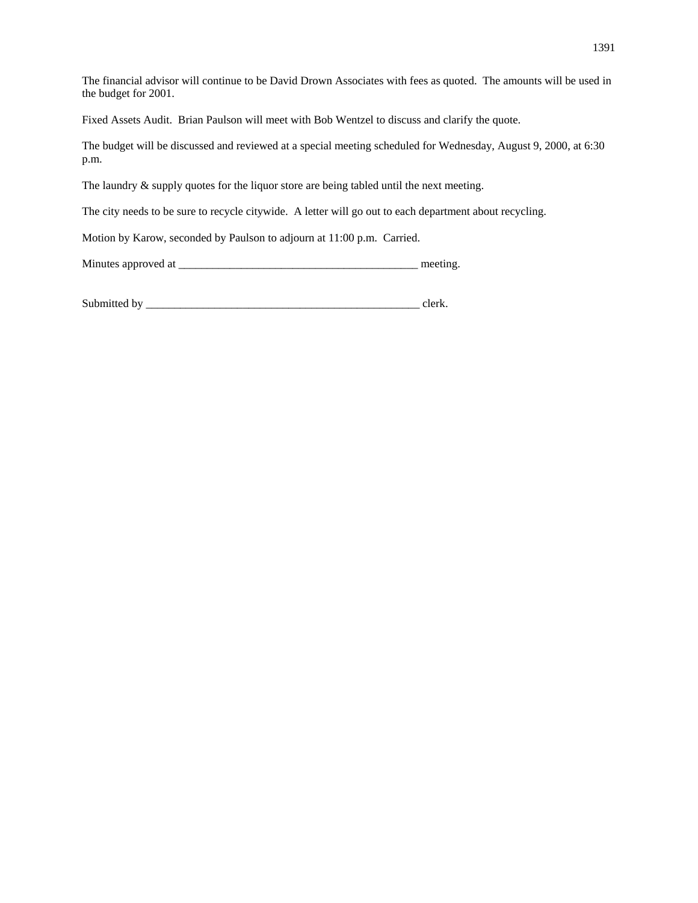The financial advisor will continue to be David Drown Associates with fees as quoted. The amounts will be used in the budget for 2001.

Fixed Assets Audit. Brian Paulson will meet with Bob Wentzel to discuss and clarify the quote.

The budget will be discussed and reviewed at a special meeting scheduled for Wednesday, August 9, 2000, at 6:30 p.m.

The laundry & supply quotes for the liquor store are being tabled until the next meeting.

The city needs to be sure to recycle citywide. A letter will go out to each department about recycling.

Motion by Karow, seconded by Paulson to adjourn at 11:00 p.m. Carried.

Minutes approved at ___________________________________________ meeting.

Submitted by _________________________________________________ clerk.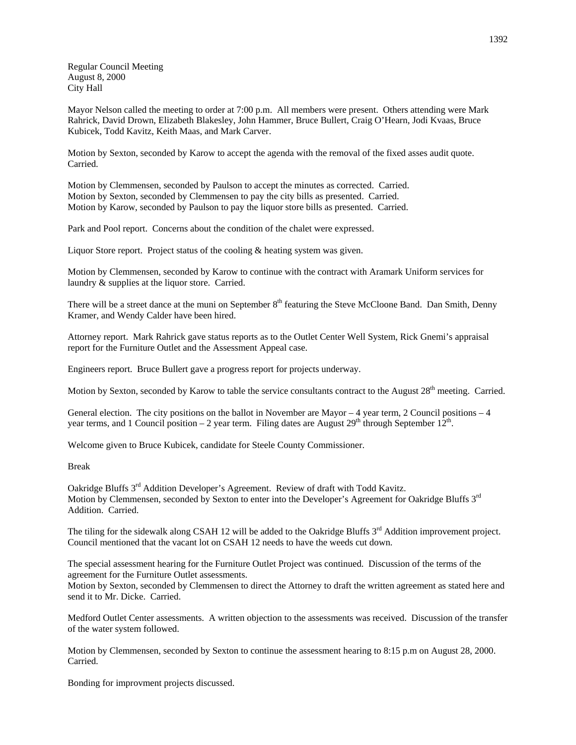Regular Council Meeting
August 8, 2000
City Hall

Mayor Nelson called the meeting to order at 7:00 p.m. All members were present. Others attending were Mark Rahrick, David Drown, Elizabeth Blakesley, John Hammer, Bruce Bullert, Craig O'Hearn, Jodi Kvaas, Bruce Kubicek, Todd Kavitz, Keith Maas, and Mark Carver.

Motion by Sexton, seconded by Karow to accept the agenda with the removal of the fixed asses audit quote. Carried.

Motion by Clemmensen, seconded by Paulson to accept the minutes as corrected. Carried.
Motion by Sexton, seconded by Clemmensen to pay the city bills as presented. Carried.
Motion by Karow, seconded by Paulson to pay the liquor store bills as presented. Carried.

Park and Pool report. Concerns about the condition of the chalet were expressed.

Liquor Store report. Project status of the cooling & heating system was given.

Motion by Clemmensen, seconded by Karow to continue with the contract with Aramark Uniform services for laundry & supplies at the liquor store. Carried.

There will be a street dance at the muni on September 8th featuring the Steve McCloone Band. Dan Smith, Denny Kramer, and Wendy Calder have been hired.

Attorney report. Mark Rahrick gave status reports as to the Outlet Center Well System, Rick Gnemi's appraisal report for the Furniture Outlet and the Assessment Appeal case.

Engineers report. Bruce Bullert gave a progress report for projects underway.

Motion by Sexton, seconded by Karow to table the service consultants contract to the August 28th meeting. Carried.

General election. The city positions on the ballot in November are Mayor – 4 year term, 2 Council positions – 4 year terms, and 1 Council position – 2 year term. Filing dates are August 29th through September 12th.

Welcome given to Bruce Kubicek, candidate for Steele County Commissioner.

Break

Oakridge Bluffs 3rd Addition Developer's Agreement. Review of draft with Todd Kavitz.
Motion by Clemmensen, seconded by Sexton to enter into the Developer's Agreement for Oakridge Bluffs 3rd Addition. Carried.

The tiling for the sidewalk along CSAH 12 will be added to the Oakridge Bluffs 3rd Addition improvement project. Council mentioned that the vacant lot on CSAH 12 needs to have the weeds cut down.

The special assessment hearing for the Furniture Outlet Project was continued. Discussion of the terms of the agreement for the Furniture Outlet assessments.
Motion by Sexton, seconded by Clemmensen to direct the Attorney to draft the written agreement as stated here and send it to Mr. Dicke. Carried.

Medford Outlet Center assessments. A written objection to the assessments was received. Discussion of the transfer of the water system followed.

Motion by Clemmensen, seconded by Sexton to continue the assessment hearing to 8:15 p.m on August 28, 2000. Carried.

Bonding for improvment projects discussed.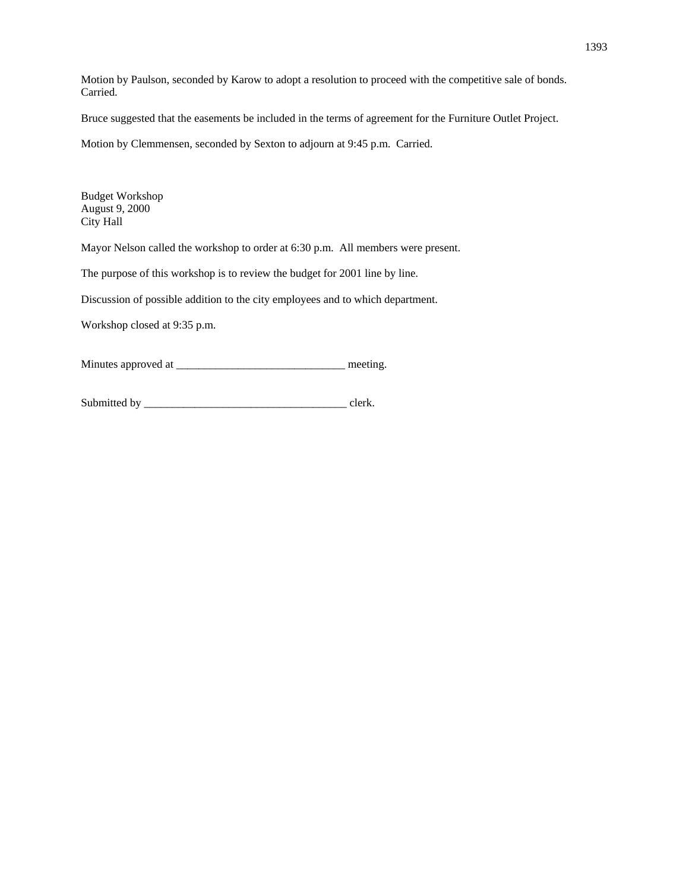Motion by Paulson, seconded by Karow to adopt a resolution to proceed with the competitive sale of bonds. Carried.

Bruce suggested that the easements be included in the terms of agreement for the Furniture Outlet Project.

Motion by Clemmensen, seconded by Sexton to adjourn at 9:45 p.m. Carried.

Budget Workshop
August 9, 2000
City Hall

Mayor Nelson called the workshop to order at 6:30 p.m. All members were present.

The purpose of this workshop is to review the budget for 2001 line by line.

Discussion of possible addition to the city employees and to which department.

Workshop closed at 9:35 p.m.

Minutes approved at ______________________________ meeting.

Submitted by ____________________________________ clerk.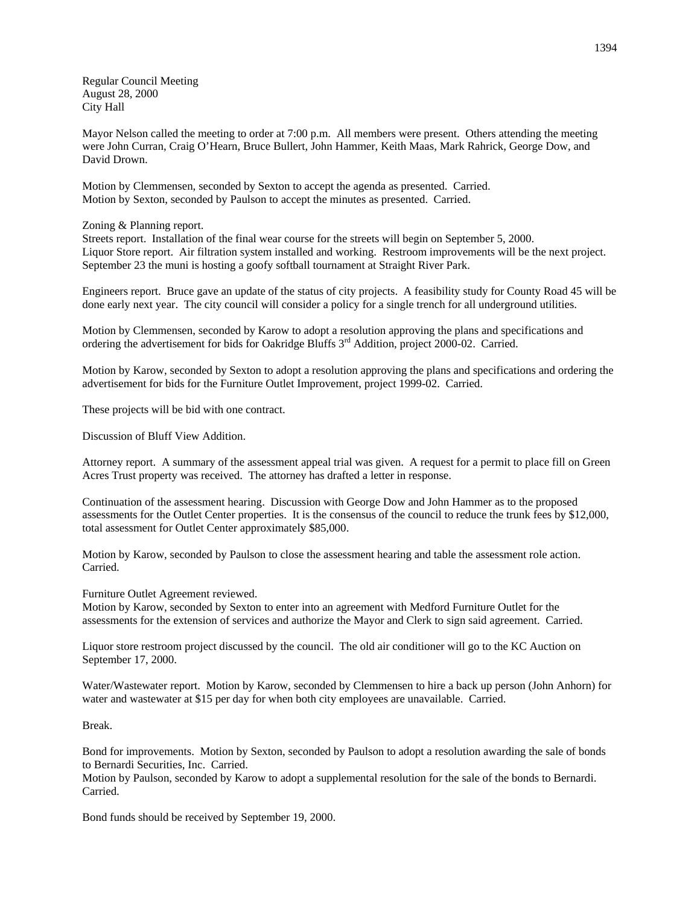Regular Council Meeting
August 28, 2000
City Hall

Mayor Nelson called the meeting to order at 7:00 p.m. All members were present. Others attending the meeting were John Curran, Craig O'Hearn, Bruce Bullert, John Hammer, Keith Maas, Mark Rahrick, George Dow, and David Drown.

Motion by Clemmensen, seconded by Sexton to accept the agenda as presented. Carried.
Motion by Sexton, seconded by Paulson to accept the minutes as presented. Carried.

Zoning & Planning report.
Streets report. Installation of the final wear course for the streets will begin on September 5, 2000.
Liquor Store report. Air filtration system installed and working. Restroom improvements will be the next project. September 23 the muni is hosting a goofy softball tournament at Straight River Park.

Engineers report. Bruce gave an update of the status of city projects. A feasibility study for County Road 45 will be done early next year. The city council will consider a policy for a single trench for all underground utilities.

Motion by Clemmensen, seconded by Karow to adopt a resolution approving the plans and specifications and ordering the advertisement for bids for Oakridge Bluffs 3rd Addition, project 2000-02. Carried.

Motion by Karow, seconded by Sexton to adopt a resolution approving the plans and specifications and ordering the advertisement for bids for the Furniture Outlet Improvement, project 1999-02. Carried.

These projects will be bid with one contract.

Discussion of Bluff View Addition.

Attorney report. A summary of the assessment appeal trial was given. A request for a permit to place fill on Green Acres Trust property was received. The attorney has drafted a letter in response.

Continuation of the assessment hearing. Discussion with George Dow and John Hammer as to the proposed assessments for the Outlet Center properties. It is the consensus of the council to reduce the trunk fees by $12,000, total assessment for Outlet Center approximately $85,000.

Motion by Karow, seconded by Paulson to close the assessment hearing and table the assessment role action. Carried.

Furniture Outlet Agreement reviewed.
Motion by Karow, seconded by Sexton to enter into an agreement with Medford Furniture Outlet for the assessments for the extension of services and authorize the Mayor and Clerk to sign said agreement. Carried.

Liquor store restroom project discussed by the council. The old air conditioner will go to the KC Auction on September 17, 2000.

Water/Wastewater report. Motion by Karow, seconded by Clemmensen to hire a back up person (John Anhorn) for water and wastewater at $15 per day for when both city employees are unavailable. Carried.

Break.

Bond for improvements. Motion by Sexton, seconded by Paulson to adopt a resolution awarding the sale of bonds to Bernardi Securities, Inc. Carried.
Motion by Paulson, seconded by Karow to adopt a supplemental resolution for the sale of the bonds to Bernardi. Carried.

Bond funds should be received by September 19, 2000.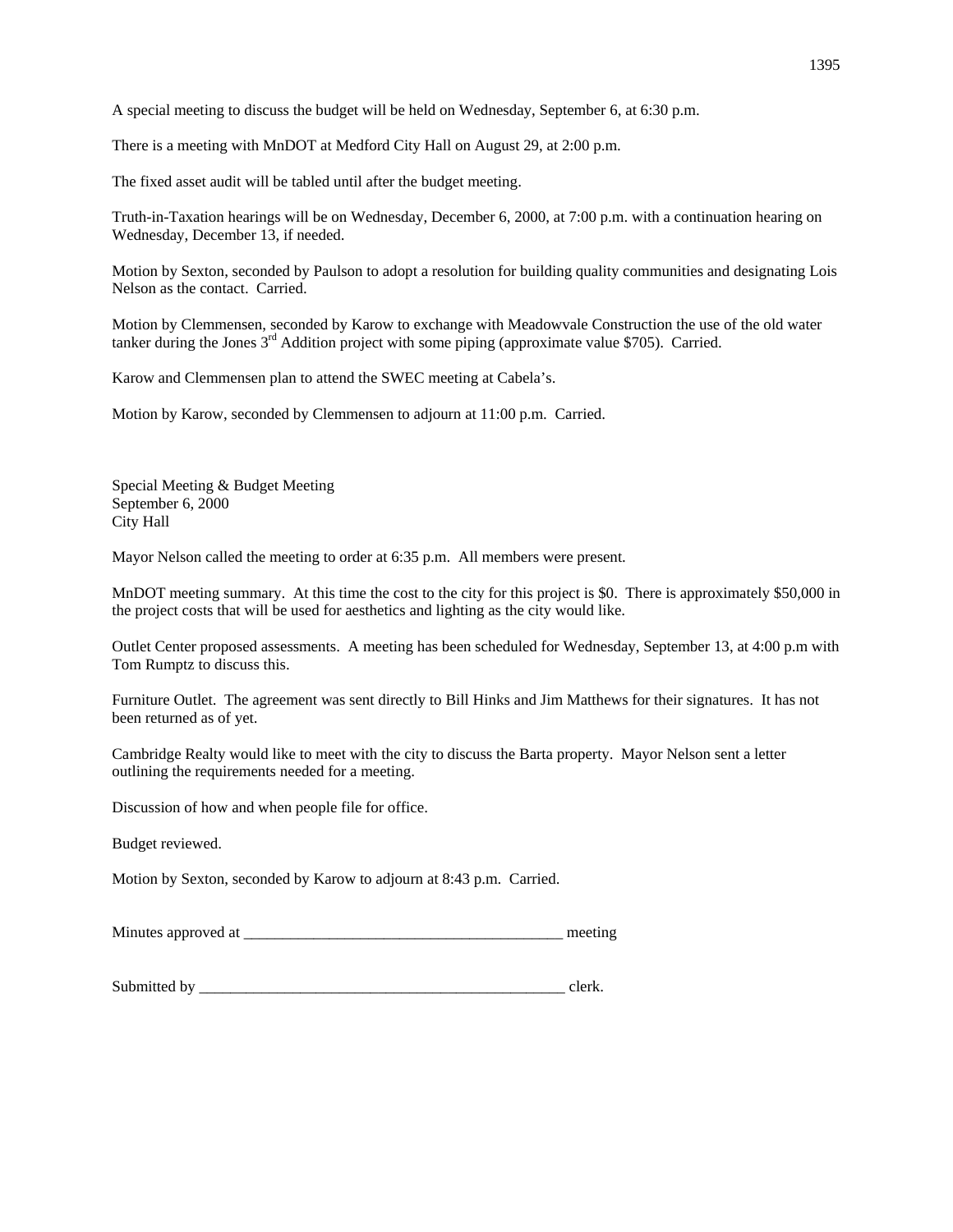A special meeting to discuss the budget will be held on Wednesday, September 6, at 6:30 p.m.

There is a meeting with MnDOT at Medford City Hall on August 29, at 2:00 p.m.

The fixed asset audit will be tabled until after the budget meeting.

Truth-in-Taxation hearings will be on Wednesday, December 6, 2000, at 7:00 p.m. with a continuation hearing on Wednesday, December 13, if needed.

Motion by Sexton, seconded by Paulson to adopt a resolution for building quality communities and designating Lois Nelson as the contact. Carried.

Motion by Clemmensen, seconded by Karow to exchange with Meadowvale Construction the use of the old water tanker during the Jones 3rd Addition project with some piping (approximate value $705). Carried.

Karow and Clemmensen plan to attend the SWEC meeting at Cabela's.

Motion by Karow, seconded by Clemmensen to adjourn at 11:00 p.m. Carried.

Special Meeting & Budget Meeting
September 6, 2000
City Hall

Mayor Nelson called the meeting to order at 6:35 p.m. All members were present.

MnDOT meeting summary. At this time the cost to the city for this project is $0. There is approximately $50,000 in the project costs that will be used for aesthetics and lighting as the city would like.

Outlet Center proposed assessments. A meeting has been scheduled for Wednesday, September 13, at 4:00 p.m with Tom Rumptz to discuss this.

Furniture Outlet. The agreement was sent directly to Bill Hinks and Jim Matthews for their signatures. It has not been returned as of yet.

Cambridge Realty would like to meet with the city to discuss the Barta property. Mayor Nelson sent a letter outlining the requirements needed for a meeting.

Discussion of how and when people file for office.

Budget reviewed.

Motion by Sexton, seconded by Karow to adjourn at 8:43 p.m. Carried.

Minutes approved at __________________________________________ meeting

Submitted by _________________________________________________ clerk.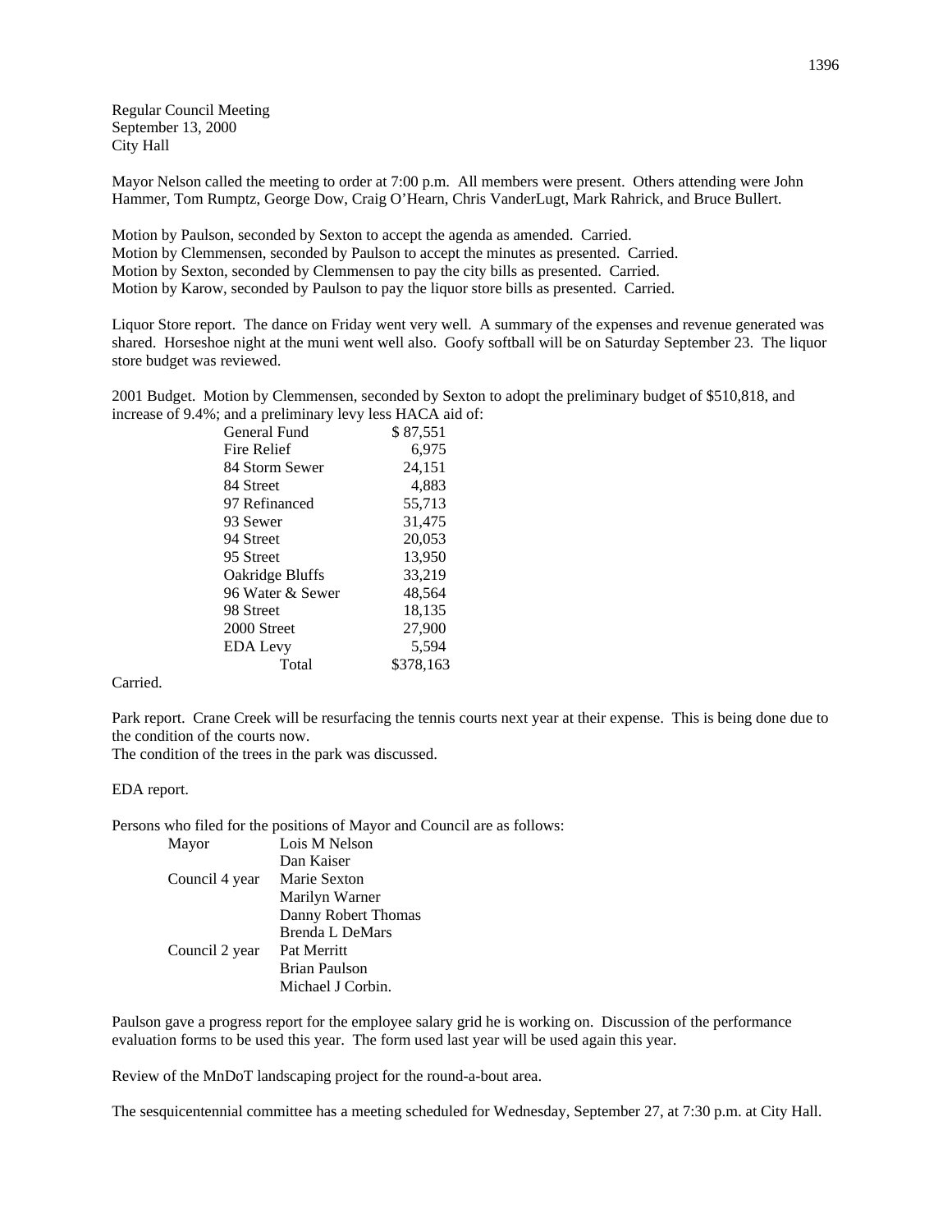Regular Council Meeting
September 13, 2000
City Hall

Mayor Nelson called the meeting to order at 7:00 p.m. All members were present. Others attending were John Hammer, Tom Rumptz, George Dow, Craig O'Hearn, Chris VanderLugt, Mark Rahrick, and Bruce Bullert.

Motion by Paulson, seconded by Sexton to accept the agenda as amended. Carried.
Motion by Clemmensen, seconded by Paulson to accept the minutes as presented. Carried.
Motion by Sexton, seconded by Clemmensen to pay the city bills as presented. Carried.
Motion by Karow, seconded by Paulson to pay the liquor store bills as presented. Carried.

Liquor Store report. The dance on Friday went very well. A summary of the expenses and revenue generated was shared. Horseshoe night at the muni went well also. Goofy softball will be on Saturday September 23. The liquor store budget was reviewed.

2001 Budget. Motion by Clemmensen, seconded by Sexton to adopt the preliminary budget of $510,818, and increase of 9.4%; and a preliminary levy less HACA aid of:

| | |
|---|---|
| General Fund | $ 87,551 |
| Fire Relief | 6,975 |
| 84 Storm Sewer | 24,151 |
| 84 Street | 4,883 |
| 97 Refinanced | 55,713 |
| 93 Sewer | 31,475 |
| 94 Street | 20,053 |
| 95 Street | 13,950 |
| Oakridge Bluffs | 33,219 |
| 96 Water & Sewer | 48,564 |
| 98 Street | 18,135 |
| 2000 Street | 27,900 |
| EDA Levy | 5,594 |
| Total | $378,163 |

Carried.

Park report. Crane Creek will be resurfacing the tennis courts next year at their expense. This is being done due to the condition of the courts now.
The condition of the trees in the park was discussed.

EDA report.

Persons who filed for the positions of Mayor and Council are as follows:

| | |
|---|---|
| Mayor | Lois M Nelson |
| | Dan Kaiser |
| Council 4 year | Marie Sexton |
| | Marilyn Warner |
| | Danny Robert Thomas |
| | Brenda L DeMars |
| Council 2 year | Pat Merritt |
| | Brian Paulson |
| | Michael J Corbin. |

Paulson gave a progress report for the employee salary grid he is working on. Discussion of the performance evaluation forms to be used this year. The form used last year will be used again this year.

Review of the MnDoT landscaping project for the round-a-bout area.

The sesquicentennial committee has a meeting scheduled for Wednesday, September 27, at 7:30 p.m. at City Hall.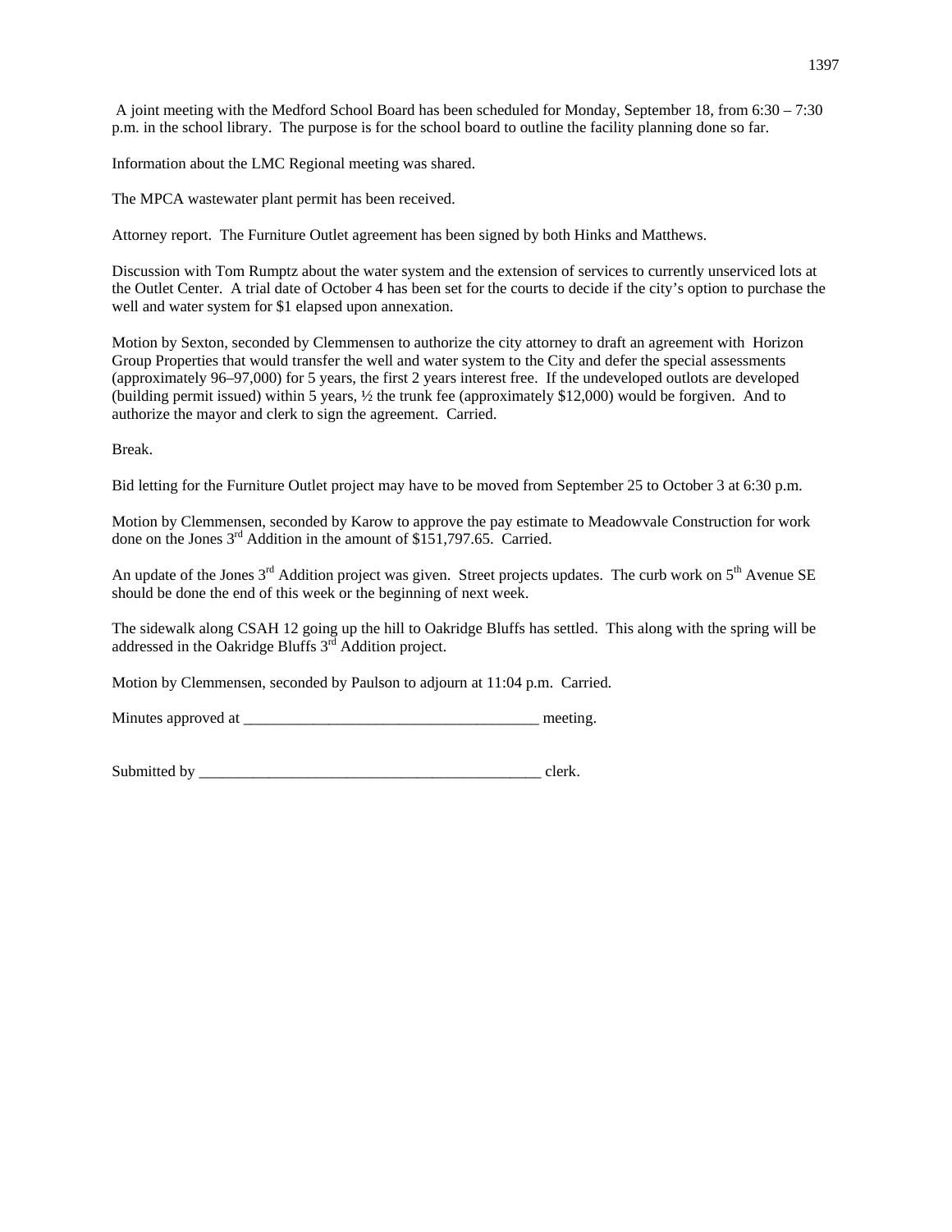A joint meeting with the Medford School Board has been scheduled for Monday, September 18, from 6:30 – 7:30 p.m. in the school library. The purpose is for the school board to outline the facility planning done so far.

Information about the LMC Regional meeting was shared.

The MPCA wastewater plant permit has been received.

Attorney report. The Furniture Outlet agreement has been signed by both Hinks and Matthews.

Discussion with Tom Rumptz about the water system and the extension of services to currently unserviced lots at the Outlet Center. A trial date of October 4 has been set for the courts to decide if the city's option to purchase the well and water system for $1 elapsed upon annexation.

Motion by Sexton, seconded by Clemmensen to authorize the city attorney to draft an agreement with Horizon Group Properties that would transfer the well and water system to the City and defer the special assessments (approximately 96–97,000) for 5 years, the first 2 years interest free. If the undeveloped outlots are developed (building permit issued) within 5 years, ½ the trunk fee (approximately $12,000) would be forgiven. And to authorize the mayor and clerk to sign the agreement. Carried.

Break.

Bid letting for the Furniture Outlet project may have to be moved from September 25 to October 3 at 6:30 p.m.

Motion by Clemmensen, seconded by Karow to approve the pay estimate to Meadowvale Construction for work done on the Jones 3rd Addition in the amount of $151,797.65. Carried.

An update of the Jones 3rd Addition project was given. Street projects updates. The curb work on 5th Avenue SE should be done the end of this week or the beginning of next week.

The sidewalk along CSAH 12 going up the hill to Oakridge Bluffs has settled. This along with the spring will be addressed in the Oakridge Bluffs 3rd Addition project.

Motion by Clemmensen, seconded by Paulson to adjourn at 11:04 p.m. Carried.

Minutes approved at _____________________________________ meeting.

Submitted by ____________________________________________ clerk.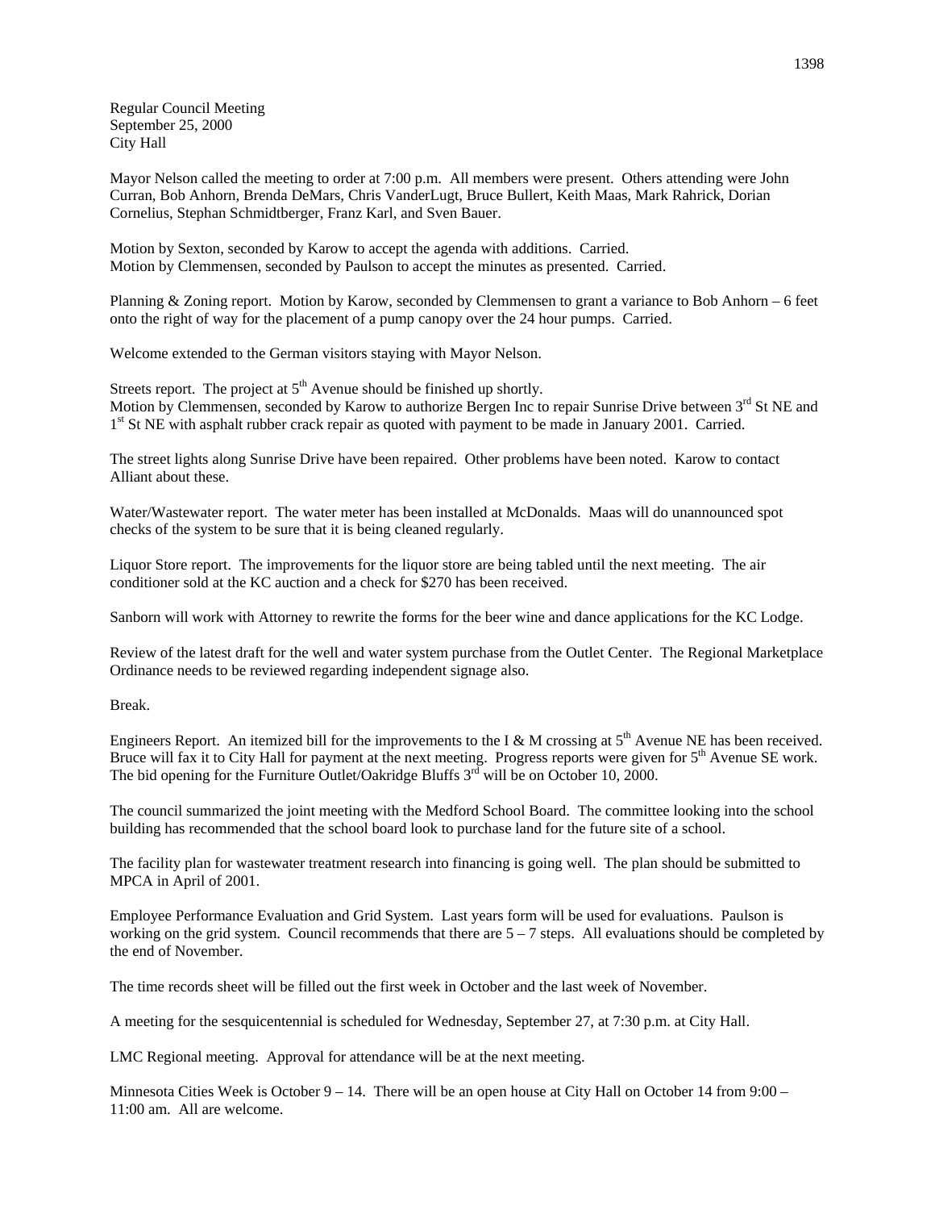Regular Council Meeting
September 25, 2000
City Hall

Mayor Nelson called the meeting to order at 7:00 p.m. All members were present. Others attending were John Curran, Bob Anhorn, Brenda DeMars, Chris VanderLugt, Bruce Bullert, Keith Maas, Mark Rahrick, Dorian Cornelius, Stephan Schmidtberger, Franz Karl, and Sven Bauer.

Motion by Sexton, seconded by Karow to accept the agenda with additions. Carried.
Motion by Clemmensen, seconded by Paulson to accept the minutes as presented. Carried.

Planning & Zoning report. Motion by Karow, seconded by Clemmensen to grant a variance to Bob Anhorn – 6 feet onto the right of way for the placement of a pump canopy over the 24 hour pumps. Carried.

Welcome extended to the German visitors staying with Mayor Nelson.

Streets report. The project at 5th Avenue should be finished up shortly.
Motion by Clemmensen, seconded by Karow to authorize Bergen Inc to repair Sunrise Drive between 3rd St NE and 1st St NE with asphalt rubber crack repair as quoted with payment to be made in January 2001. Carried.

The street lights along Sunrise Drive have been repaired. Other problems have been noted. Karow to contact Alliant about these.

Water/Wastewater report. The water meter has been installed at McDonalds. Maas will do unannounced spot checks of the system to be sure that it is being cleaned regularly.

Liquor Store report. The improvements for the liquor store are being tabled until the next meeting. The air conditioner sold at the KC auction and a check for $270 has been received.

Sanborn will work with Attorney to rewrite the forms for the beer wine and dance applications for the KC Lodge.

Review of the latest draft for the well and water system purchase from the Outlet Center. The Regional Marketplace Ordinance needs to be reviewed regarding independent signage also.

Break.

Engineers Report. An itemized bill for the improvements to the I & M crossing at 5th Avenue NE has been received. Bruce will fax it to City Hall for payment at the next meeting. Progress reports were given for 5th Avenue SE work. The bid opening for the Furniture Outlet/Oakridge Bluffs 3rd will be on October 10, 2000.

The council summarized the joint meeting with the Medford School Board. The committee looking into the school building has recommended that the school board look to purchase land for the future site of a school.

The facility plan for wastewater treatment research into financing is going well. The plan should be submitted to MPCA in April of 2001.

Employee Performance Evaluation and Grid System. Last years form will be used for evaluations. Paulson is working on the grid system. Council recommends that there are 5 – 7 steps. All evaluations should be completed by the end of November.

The time records sheet will be filled out the first week in October and the last week of November.

A meeting for the sesquicentennial is scheduled for Wednesday, September 27, at 7:30 p.m. at City Hall.

LMC Regional meeting. Approval for attendance will be at the next meeting.

Minnesota Cities Week is October 9 – 14. There will be an open house at City Hall on October 14 from 9:00 – 11:00 am. All are welcome.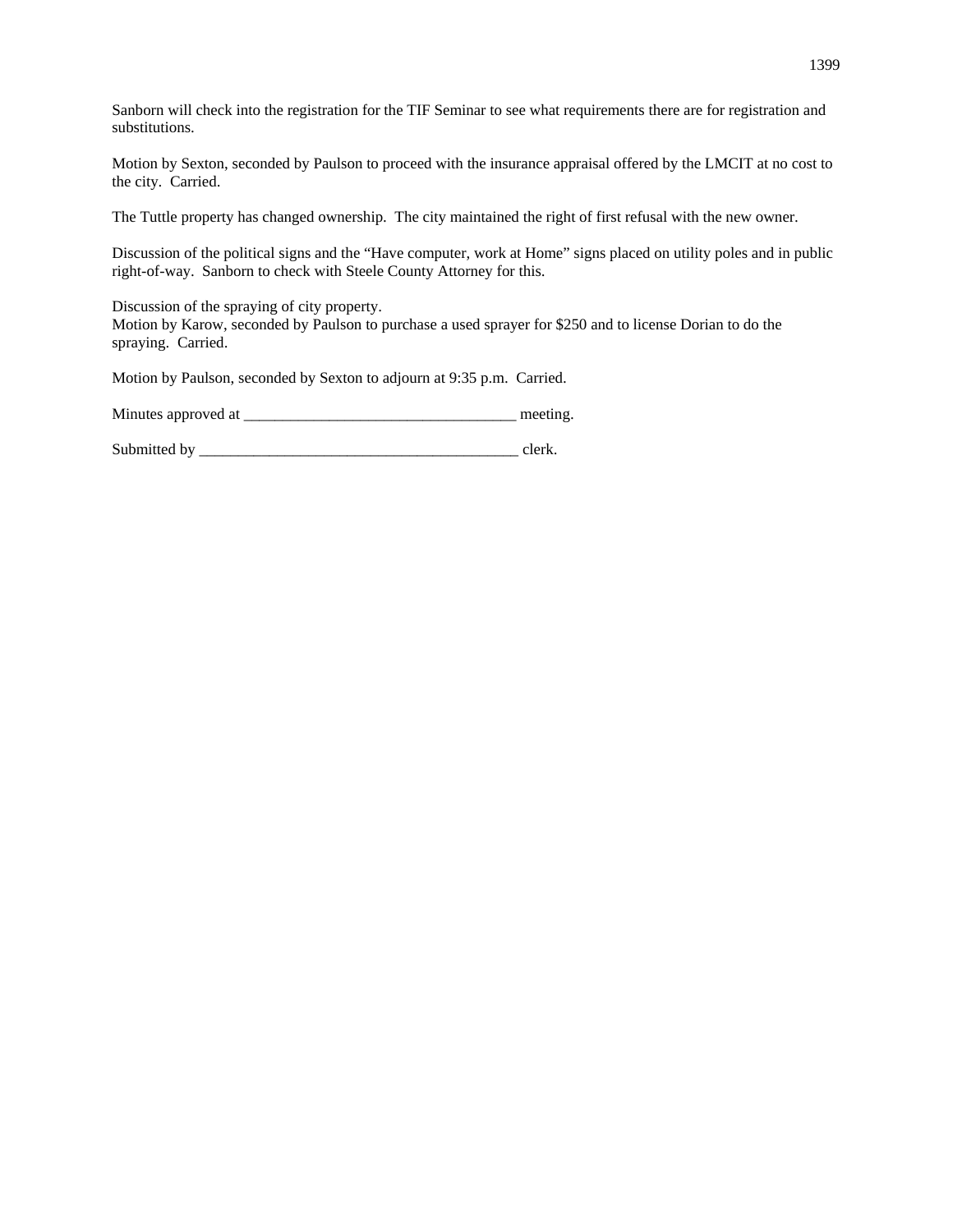Sanborn will check into the registration for the TIF Seminar to see what requirements there are for registration and substitutions.

Motion by Sexton, seconded by Paulson to proceed with the insurance appraisal offered by the LMCIT at no cost to the city. Carried.

The Tuttle property has changed ownership. The city maintained the right of first refusal with the new owner.

Discussion of the political signs and the "Have computer, work at Home" signs placed on utility poles and in public right-of-way. Sanborn to check with Steele County Attorney for this.

Discussion of the spraying of city property.
Motion by Karow, seconded by Paulson to purchase a used sprayer for $250 and to license Dorian to do the spraying. Carried.

Motion by Paulson, seconded by Sexton to adjourn at 9:35 p.m. Carried.

Minutes approved at ___________________________________ meeting.

Submitted by __________________________________________ clerk.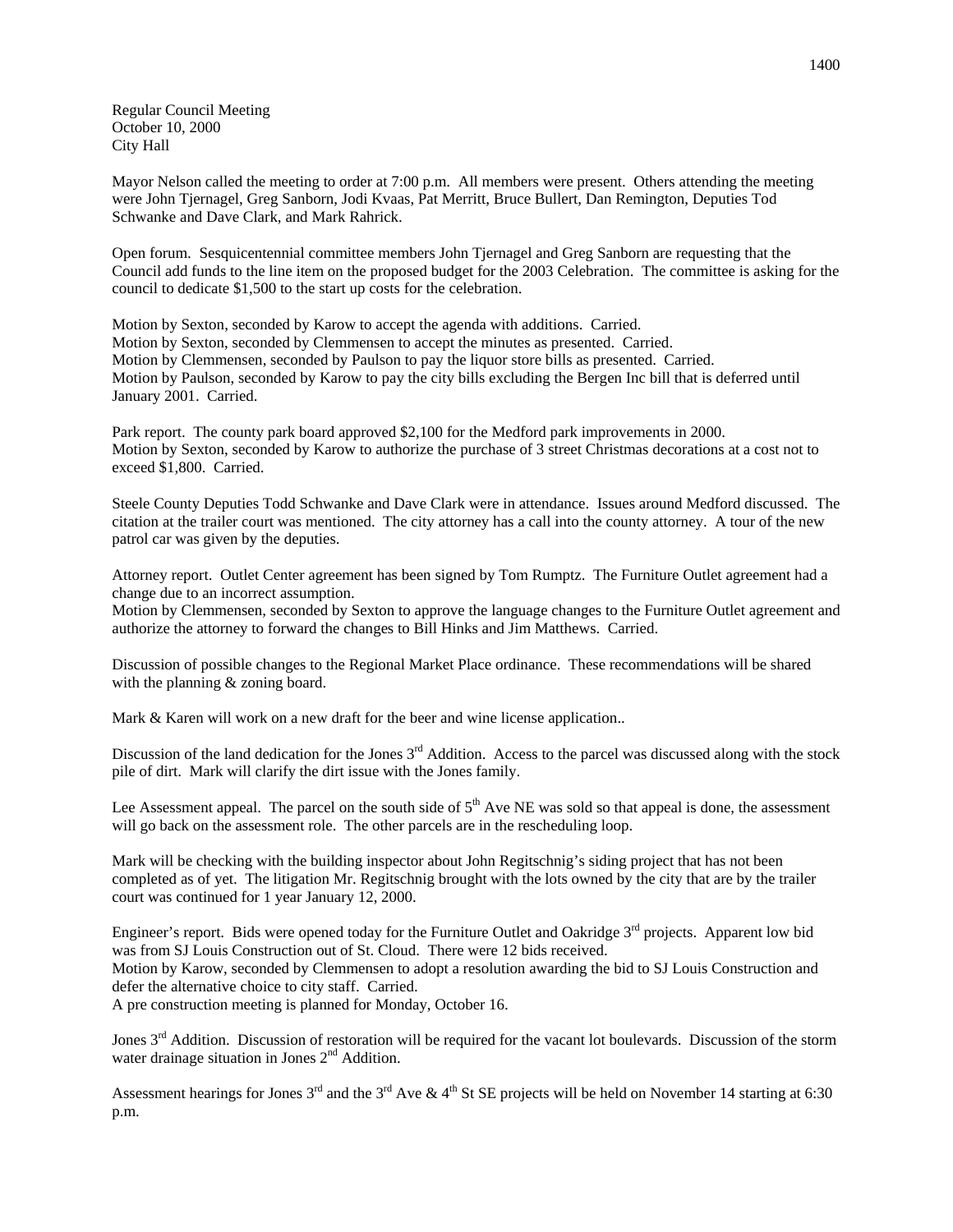Regular Council Meeting
October 10, 2000
City Hall

Mayor Nelson called the meeting to order at 7:00 p.m. All members were present. Others attending the meeting were John Tjernagel, Greg Sanborn, Jodi Kvaas, Pat Merritt, Bruce Bullert, Dan Remington, Deputies Tod Schwanke and Dave Clark, and Mark Rahrick.

Open forum. Sesquicentennial committee members John Tjernagel and Greg Sanborn are requesting that the Council add funds to the line item on the proposed budget for the 2003 Celebration. The committee is asking for the council to dedicate $1,500 to the start up costs for the celebration.

Motion by Sexton, seconded by Karow to accept the agenda with additions. Carried.
Motion by Sexton, seconded by Clemmensen to accept the minutes as presented. Carried.
Motion by Clemmensen, seconded by Paulson to pay the liquor store bills as presented. Carried.
Motion by Paulson, seconded by Karow to pay the city bills excluding the Bergen Inc bill that is deferred until January 2001. Carried.

Park report. The county park board approved $2,100 for the Medford park improvements in 2000.
Motion by Sexton, seconded by Karow to authorize the purchase of 3 street Christmas decorations at a cost not to exceed $1,800. Carried.

Steele County Deputies Todd Schwanke and Dave Clark were in attendance. Issues around Medford discussed. The citation at the trailer court was mentioned. The city attorney has a call into the county attorney. A tour of the new patrol car was given by the deputies.

Attorney report. Outlet Center agreement has been signed by Tom Rumptz. The Furniture Outlet agreement had a change due to an incorrect assumption.
Motion by Clemmensen, seconded by Sexton to approve the language changes to the Furniture Outlet agreement and authorize the attorney to forward the changes to Bill Hinks and Jim Matthews. Carried.

Discussion of possible changes to the Regional Market Place ordinance. These recommendations will be shared with the planning & zoning board.

Mark & Karen will work on a new draft for the beer and wine license application..

Discussion of the land dedication for the Jones 3rd Addition. Access to the parcel was discussed along with the stock pile of dirt. Mark will clarify the dirt issue with the Jones family.

Lee Assessment appeal. The parcel on the south side of 5th Ave NE was sold so that appeal is done, the assessment will go back on the assessment role. The other parcels are in the rescheduling loop.

Mark will be checking with the building inspector about John Regitschnig's siding project that has not been completed as of yet. The litigation Mr. Regitschnig brought with the lots owned by the city that are by the trailer court was continued for 1 year January 12, 2000.

Engineer's report. Bids were opened today for the Furniture Outlet and Oakridge 3rd projects. Apparent low bid was from SJ Louis Construction out of St. Cloud. There were 12 bids received.
Motion by Karow, seconded by Clemmensen to adopt a resolution awarding the bid to SJ Louis Construction and defer the alternative choice to city staff. Carried.
A pre construction meeting is planned for Monday, October 16.

Jones 3rd Addition. Discussion of restoration will be required for the vacant lot boulevards. Discussion of the storm water drainage situation in Jones 2nd Addition.

Assessment hearings for Jones 3rd and the 3rd Ave & 4th St SE projects will be held on November 14 starting at 6:30 p.m.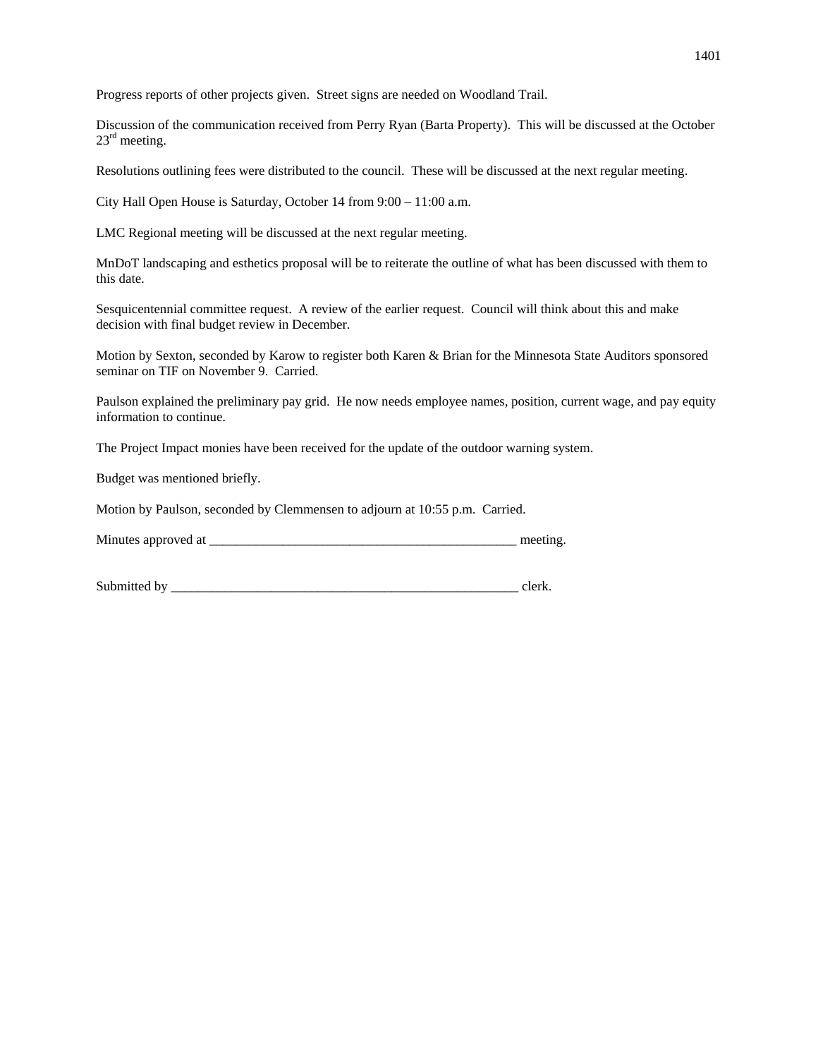Progress reports of other projects given. Street signs are needed on Woodland Trail.

Discussion of the communication received from Perry Ryan (Barta Property). This will be discussed at the October 23rd meeting.

Resolutions outlining fees were distributed to the council. These will be discussed at the next regular meeting.

City Hall Open House is Saturday, October 14 from 9:00 – 11:00 a.m.

LMC Regional meeting will be discussed at the next regular meeting.

MnDoT landscaping and esthetics proposal will be to reiterate the outline of what has been discussed with them to this date.

Sesquicentennial committee request. A review of the earlier request. Council will think about this and make decision with final budget review in December.

Motion by Sexton, seconded by Karow to register both Karen & Brian for the Minnesota State Auditors sponsored seminar on TIF on November 9. Carried.

Paulson explained the preliminary pay grid. He now needs employee names, position, current wage, and pay equity information to continue.

The Project Impact monies have been received for the update of the outdoor warning system.

Budget was mentioned briefly.

Motion by Paulson, seconded by Clemmensen to adjourn at 10:55 p.m. Carried.

Minutes approved at _______________________________________________ meeting.

Submitted by ______________________________________________________ clerk.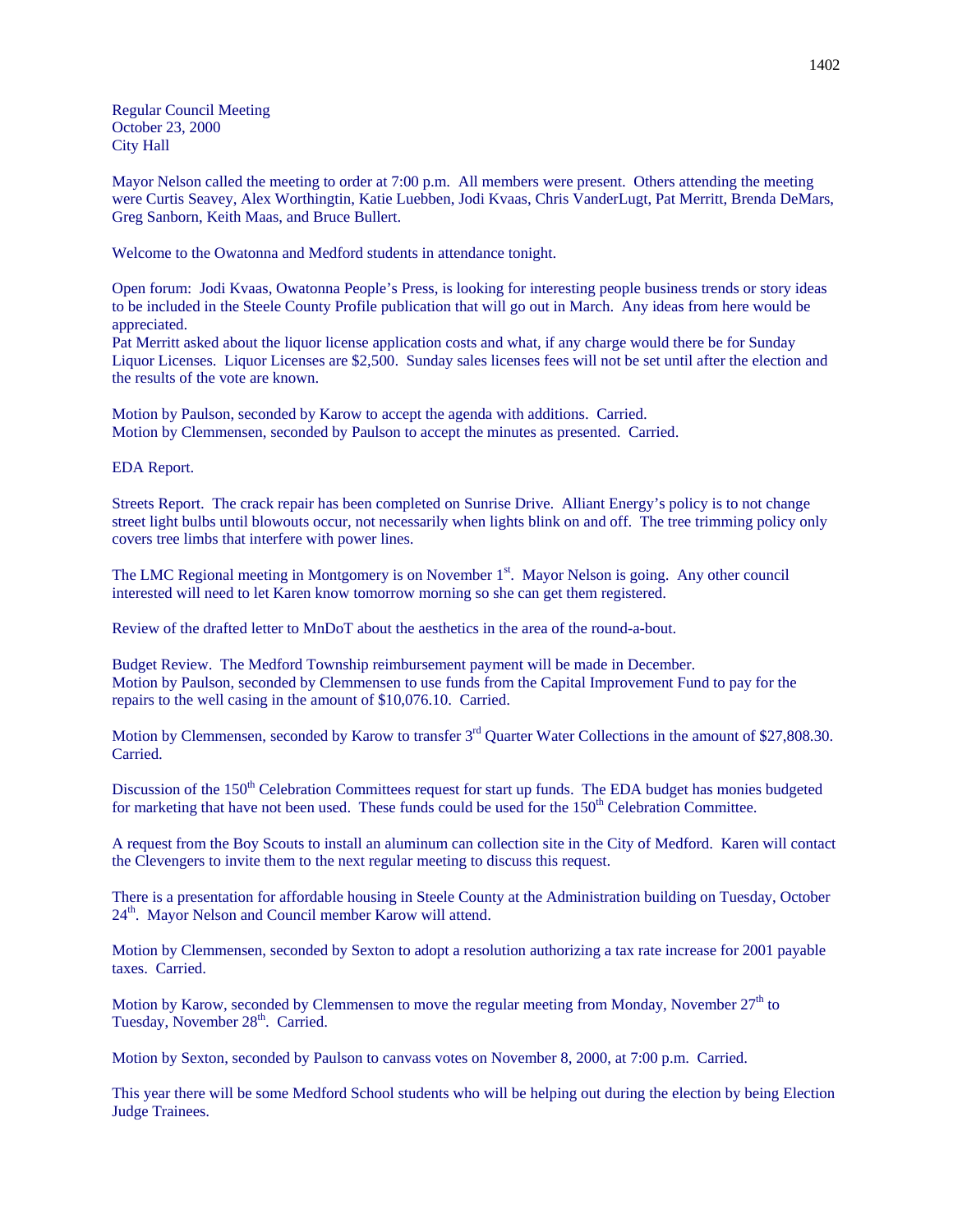Regular Council Meeting
October 23, 2000
City Hall

Mayor Nelson called the meeting to order at 7:00 p.m. All members were present. Others attending the meeting were Curtis Seavey, Alex Worthingtin, Katie Luebben, Jodi Kvaas, Chris VanderLugt, Pat Merritt, Brenda DeMars, Greg Sanborn, Keith Maas, and Bruce Bullert.

Welcome to the Owatonna and Medford students in attendance tonight.

Open forum: Jodi Kvaas, Owatonna People's Press, is looking for interesting people business trends or story ideas to be included in the Steele County Profile publication that will go out in March. Any ideas from here would be appreciated.
Pat Merritt asked about the liquor license application costs and what, if any charge would there be for Sunday Liquor Licenses. Liquor Licenses are $2,500. Sunday sales licenses fees will not be set until after the election and the results of the vote are known.

Motion by Paulson, seconded by Karow to accept the agenda with additions. Carried.
Motion by Clemmensen, seconded by Paulson to accept the minutes as presented. Carried.

EDA Report.

Streets Report. The crack repair has been completed on Sunrise Drive. Alliant Energy's policy is to not change street light bulbs until blowouts occur, not necessarily when lights blink on and off. The tree trimming policy only covers tree limbs that interfere with power lines.

The LMC Regional meeting in Montgomery is on November 1st. Mayor Nelson is going. Any other council interested will need to let Karen know tomorrow morning so she can get them registered.

Review of the drafted letter to MnDoT about the aesthetics in the area of the round-a-bout.

Budget Review. The Medford Township reimbursement payment will be made in December.
Motion by Paulson, seconded by Clemmensen to use funds from the Capital Improvement Fund to pay for the repairs to the well casing in the amount of $10,076.10. Carried.

Motion by Clemmensen, seconded by Karow to transfer 3rd Quarter Water Collections in the amount of $27,808.30. Carried.

Discussion of the 150th Celebration Committees request for start up funds. The EDA budget has monies budgeted for marketing that have not been used. These funds could be used for the 150th Celebration Committee.

A request from the Boy Scouts to install an aluminum can collection site in the City of Medford. Karen will contact the Clevengers to invite them to the next regular meeting to discuss this request.

There is a presentation for affordable housing in Steele County at the Administration building on Tuesday, October 24th. Mayor Nelson and Council member Karow will attend.

Motion by Clemmensen, seconded by Sexton to adopt a resolution authorizing a tax rate increase for 2001 payable taxes. Carried.

Motion by Karow, seconded by Clemmensen to move the regular meeting from Monday, November 27th to Tuesday, November 28th. Carried.

Motion by Sexton, seconded by Paulson to canvass votes on November 8, 2000, at 7:00 p.m. Carried.

This year there will be some Medford School students who will be helping out during the election by being Election Judge Trainees.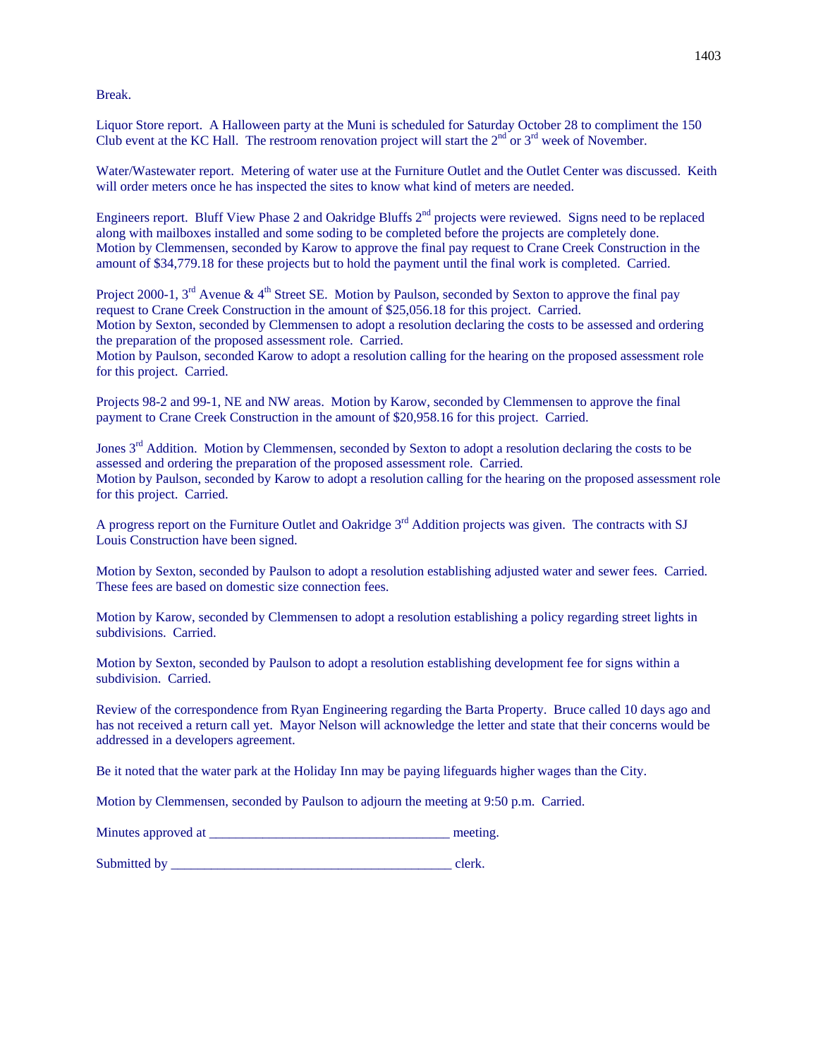Break.

Liquor Store report. A Halloween party at the Muni is scheduled for Saturday October 28 to compliment the 150 Club event at the KC Hall. The restroom renovation project will start the 2nd or 3rd week of November.

Water/Wastewater report. Metering of water use at the Furniture Outlet and the Outlet Center was discussed. Keith will order meters once he has inspected the sites to know what kind of meters are needed.

Engineers report. Bluff View Phase 2 and Oakridge Bluffs 2nd projects were reviewed. Signs need to be replaced along with mailboxes installed and some soding to be completed before the projects are completely done.
Motion by Clemmensen, seconded by Karow to approve the final pay request to Crane Creek Construction in the amount of $34,779.18 for these projects but to hold the payment until the final work is completed. Carried.

Project 2000-1, 3rd Avenue & 4th Street SE. Motion by Paulson, seconded by Sexton to approve the final pay request to Crane Creek Construction in the amount of $25,056.18 for this project. Carried.
Motion by Sexton, seconded by Clemmensen to adopt a resolution declaring the costs to be assessed and ordering the preparation of the proposed assessment role. Carried.
Motion by Paulson, seconded Karow to adopt a resolution calling for the hearing on the proposed assessment role for this project. Carried.

Projects 98-2 and 99-1, NE and NW areas. Motion by Karow, seconded by Clemmensen to approve the final payment to Crane Creek Construction in the amount of $20,958.16 for this project. Carried.

Jones 3rd Addition. Motion by Clemmensen, seconded by Sexton to adopt a resolution declaring the costs to be assessed and ordering the preparation of the proposed assessment role. Carried.
Motion by Paulson, seconded by Karow to adopt a resolution calling for the hearing on the proposed assessment role for this project. Carried.

A progress report on the Furniture Outlet and Oakridge 3rd Addition projects was given. The contracts with SJ Louis Construction have been signed.

Motion by Sexton, seconded by Paulson to adopt a resolution establishing adjusted water and sewer fees. Carried. These fees are based on domestic size connection fees.

Motion by Karow, seconded by Clemmensen to adopt a resolution establishing a policy regarding street lights in subdivisions. Carried.

Motion by Sexton, seconded by Paulson to adopt a resolution establishing development fee for signs within a subdivision. Carried.

Review of the correspondence from Ryan Engineering regarding the Barta Property. Bruce called 10 days ago and has not received a return call yet. Mayor Nelson will acknowledge the letter and state that their concerns would be addressed in a developers agreement.

Be it noted that the water park at the Holiday Inn may be paying lifeguards higher wages than the City.

Motion by Clemmensen, seconded by Paulson to adjourn the meeting at 9:50 p.m. Carried.

Minutes approved at ___________________________________ meeting.

Submitted by _________________________________________ clerk.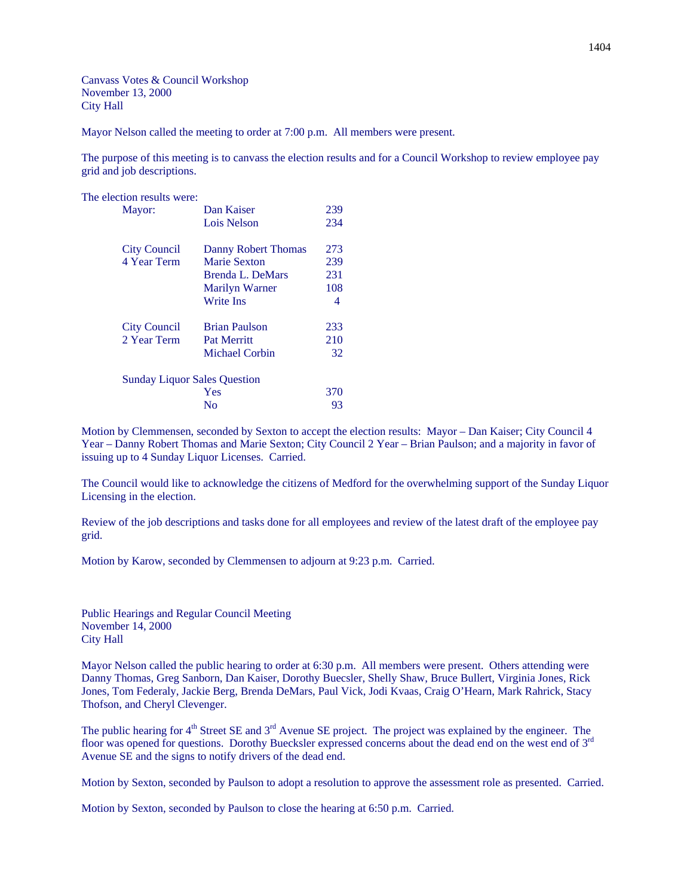Canvass Votes & Council Workshop
November 13, 2000
City Hall

Mayor Nelson called the meeting to order at 7:00 p.m. All members were present.

The purpose of this meeting is to canvass the election results and for a Council Workshop to review employee pay grid and job descriptions.

The election results were:

| | | |
|---|---|---|
| Mayor: | Dan Kaiser | 239 |
| | Lois Nelson | 234 |
| City Council 4 Year Term | Danny Robert Thomas | 273 |
| | Marie Sexton | 239 |
| | Brenda L. DeMars | 231 |
| | Marilyn Warner | 108 |
| | Write Ins | 4 |
| City Council 2 Year Term | Brian Paulson | 233 |
| | Pat Merritt | 210 |
| | Michael Corbin | 32 |
| Sunday Liquor Sales Question | | |
| | Yes | 370 |
| | No | 93 |

Motion by Clemmensen, seconded by Sexton to accept the election results: Mayor – Dan Kaiser; City Council 4 Year – Danny Robert Thomas and Marie Sexton; City Council 2 Year – Brian Paulson; and a majority in favor of issuing up to 4 Sunday Liquor Licenses. Carried.

The Council would like to acknowledge the citizens of Medford for the overwhelming support of the Sunday Liquor Licensing in the election.

Review of the job descriptions and tasks done for all employees and review of the latest draft of the employee pay grid.

Motion by Karow, seconded by Clemmensen to adjourn at 9:23 p.m. Carried.

Public Hearings and Regular Council Meeting
November 14, 2000
City Hall

Mayor Nelson called the public hearing to order at 6:30 p.m. All members were present. Others attending were Danny Thomas, Greg Sanborn, Dan Kaiser, Dorothy Buecsler, Shelly Shaw, Bruce Bullert, Virginia Jones, Rick Jones, Tom Federaly, Jackie Berg, Brenda DeMars, Paul Vick, Jodi Kvaas, Craig O'Hearn, Mark Rahrick, Stacy Thofson, and Cheryl Clevenger.

The public hearing for 4th Street SE and 3rd Avenue SE project. The project was explained by the engineer. The floor was opened for questions. Dorothy Buecksler expressed concerns about the dead end on the west end of 3rd Avenue SE and the signs to notify drivers of the dead end.

Motion by Sexton, seconded by Paulson to adopt a resolution to approve the assessment role as presented. Carried.

Motion by Sexton, seconded by Paulson to close the hearing at 6:50 p.m. Carried.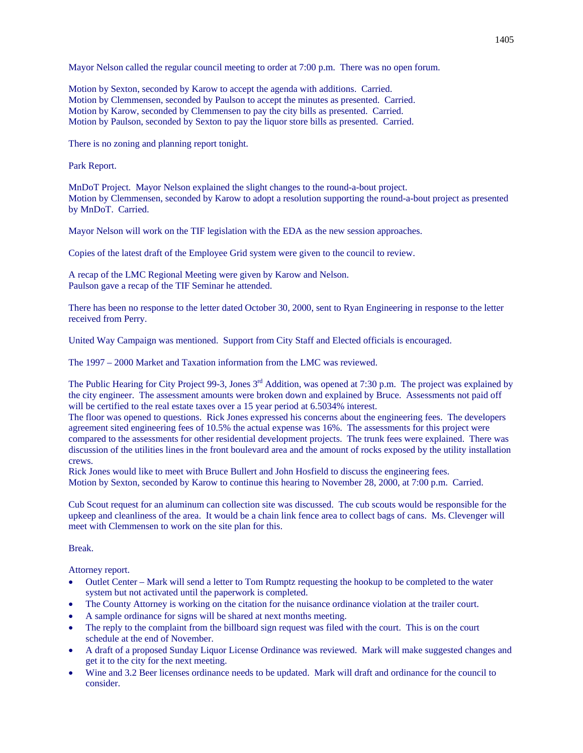Mayor Nelson called the regular council meeting to order at 7:00 p.m. There was no open forum.

Motion by Sexton, seconded by Karow to accept the agenda with additions. Carried.
Motion by Clemmensen, seconded by Paulson to accept the minutes as presented. Carried.
Motion by Karow, seconded by Clemmensen to pay the city bills as presented. Carried.
Motion by Paulson, seconded by Sexton to pay the liquor store bills as presented. Carried.

There is no zoning and planning report tonight.

Park Report.

MnDoT Project. Mayor Nelson explained the slight changes to the round-a-bout project.
Motion by Clemmensen, seconded by Karow to adopt a resolution supporting the round-a-bout project as presented by MnDoT. Carried.

Mayor Nelson will work on the TIF legislation with the EDA as the new session approaches.

Copies of the latest draft of the Employee Grid system were given to the council to review.

A recap of the LMC Regional Meeting were given by Karow and Nelson.
Paulson gave a recap of the TIF Seminar he attended.

There has been no response to the letter dated October 30, 2000, sent to Ryan Engineering in response to the letter received from Perry.

United Way Campaign was mentioned. Support from City Staff and Elected officials is encouraged.

The 1997 – 2000 Market and Taxation information from the LMC was reviewed.

The Public Hearing for City Project 99-3, Jones 3rd Addition, was opened at 7:30 p.m. The project was explained by the city engineer. The assessment amounts were broken down and explained by Bruce. Assessments not paid off will be certified to the real estate taxes over a 15 year period at 6.5034% interest.
The floor was opened to questions. Rick Jones expressed his concerns about the engineering fees. The developers agreement sited engineering fees of 10.5% the actual expense was 16%. The assessments for this project were compared to the assessments for other residential development projects. The trunk fees were explained. There was discussion of the utilities lines in the front boulevard area and the amount of rocks exposed by the utility installation crews.
Rick Jones would like to meet with Bruce Bullert and John Hosfield to discuss the engineering fees.
Motion by Sexton, seconded by Karow to continue this hearing to November 28, 2000, at 7:00 p.m. Carried.

Cub Scout request for an aluminum can collection site was discussed. The cub scouts would be responsible for the upkeep and cleanliness of the area. It would be a chain link fence area to collect bags of cans. Ms. Clevenger will meet with Clemmensen to work on the site plan for this.

Break.

Attorney report.

- Outlet Center – Mark will send a letter to Tom Rumptz requesting the hookup to be completed to the water system but not activated until the paperwork is completed.
- The County Attorney is working on the citation for the nuisance ordinance violation at the trailer court.
- A sample ordinance for signs will be shared at next months meeting.
- The reply to the complaint from the billboard sign request was filed with the court. This is on the court schedule at the end of November.
- A draft of a proposed Sunday Liquor License Ordinance was reviewed. Mark will make suggested changes and get it to the city for the next meeting.
- Wine and 3.2 Beer licenses ordinance needs to be updated. Mark will draft and ordinance for the council to consider.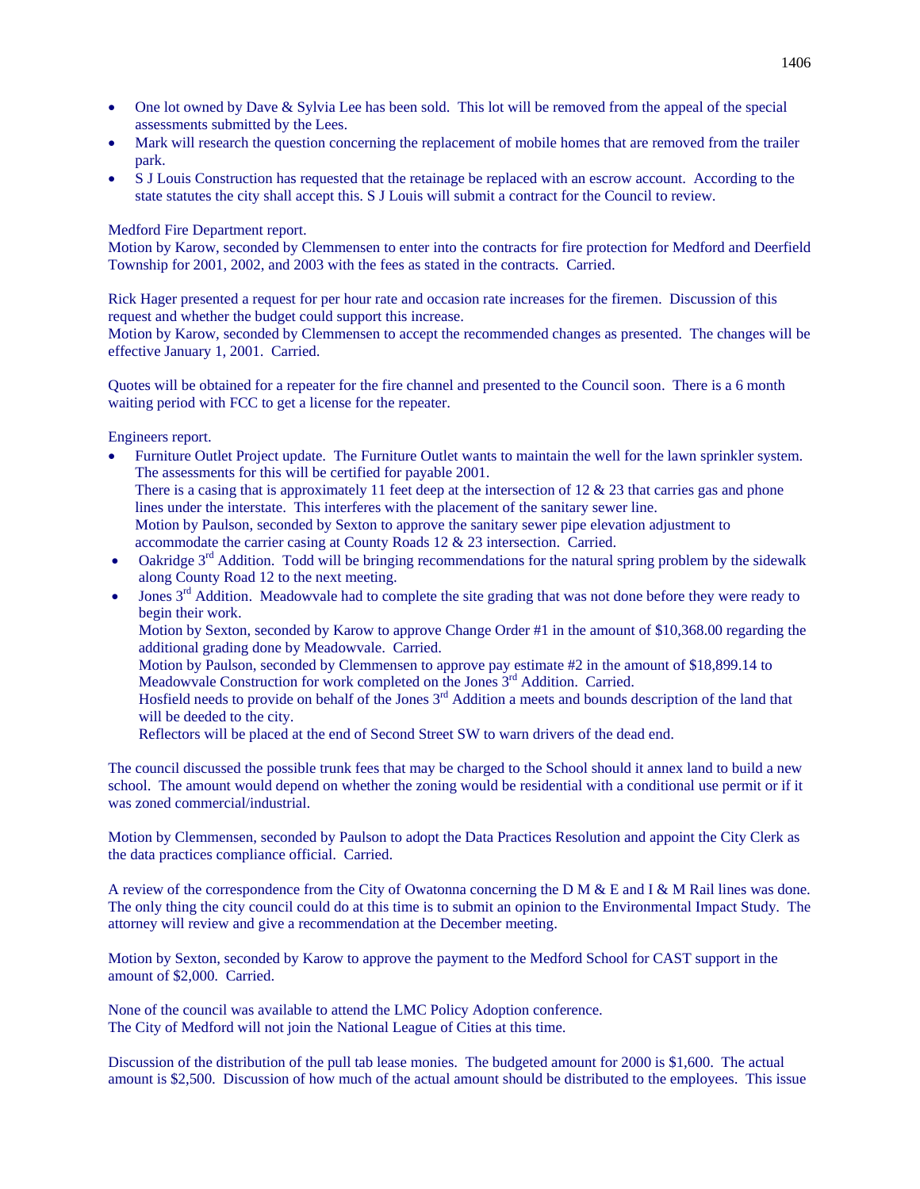- One lot owned by Dave & Sylvia Lee has been sold. This lot will be removed from the appeal of the special assessments submitted by the Lees.
- Mark will research the question concerning the replacement of mobile homes that are removed from the trailer park.
- S J Louis Construction has requested that the retainage be replaced with an escrow account. According to the state statutes the city shall accept this. S J Louis will submit a contract for the Council to review.

Medford Fire Department report.
Motion by Karow, seconded by Clemmensen to enter into the contracts for fire protection for Medford and Deerfield Township for 2001, 2002, and 2003 with the fees as stated in the contracts. Carried.

Rick Hager presented a request for per hour rate and occasion rate increases for the firemen. Discussion of this request and whether the budget could support this increase.
Motion by Karow, seconded by Clemmensen to accept the recommended changes as presented. The changes will be effective January 1, 2001. Carried.

Quotes will be obtained for a repeater for the fire channel and presented to the Council soon. There is a 6 month waiting period with FCC to get a license for the repeater.

Engineers report.

- Furniture Outlet Project update. The Furniture Outlet wants to maintain the well for the lawn sprinkler system. The assessments for this will be certified for payable 2001.
  There is a casing that is approximately 11 feet deep at the intersection of 12 & 23 that carries gas and phone lines under the interstate. This interferes with the placement of the sanitary sewer line.
  Motion by Paulson, seconded by Sexton to approve the sanitary sewer pipe elevation adjustment to accommodate the carrier casing at County Roads 12 & 23 intersection. Carried.
- Oakridge 3rd Addition. Todd will be bringing recommendations for the natural spring problem by the sidewalk along County Road 12 to the next meeting.
- Jones 3rd Addition. Meadowvale had to complete the site grading that was not done before they were ready to begin their work.
  Motion by Sexton, seconded by Karow to approve Change Order #1 in the amount of $10,368.00 regarding the additional grading done by Meadowvale. Carried.
  Motion by Paulson, seconded by Clemmensen to approve pay estimate #2 in the amount of $18,899.14 to Meadowvale Construction for work completed on the Jones 3rd Addition. Carried.
  Hosfield needs to provide on behalf of the Jones 3rd Addition a meets and bounds description of the land that will be deeded to the city.
  Reflectors will be placed at the end of Second Street SW to warn drivers of the dead end.

The council discussed the possible trunk fees that may be charged to the School should it annex land to build a new school. The amount would depend on whether the zoning would be residential with a conditional use permit or if it was zoned commercial/industrial.

Motion by Clemmensen, seconded by Paulson to adopt the Data Practices Resolution and appoint the City Clerk as the data practices compliance official. Carried.

A review of the correspondence from the City of Owatonna concerning the D M & E and I & M Rail lines was done. The only thing the city council could do at this time is to submit an opinion to the Environmental Impact Study. The attorney will review and give a recommendation at the December meeting.

Motion by Sexton, seconded by Karow to approve the payment to the Medford School for CAST support in the amount of $2,000. Carried.

None of the council was available to attend the LMC Policy Adoption conference.
The City of Medford will not join the National League of Cities at this time.

Discussion of the distribution of the pull tab lease monies. The budgeted amount for 2000 is $1,600. The actual amount is $2,500. Discussion of how much of the actual amount should be distributed to the employees. This issue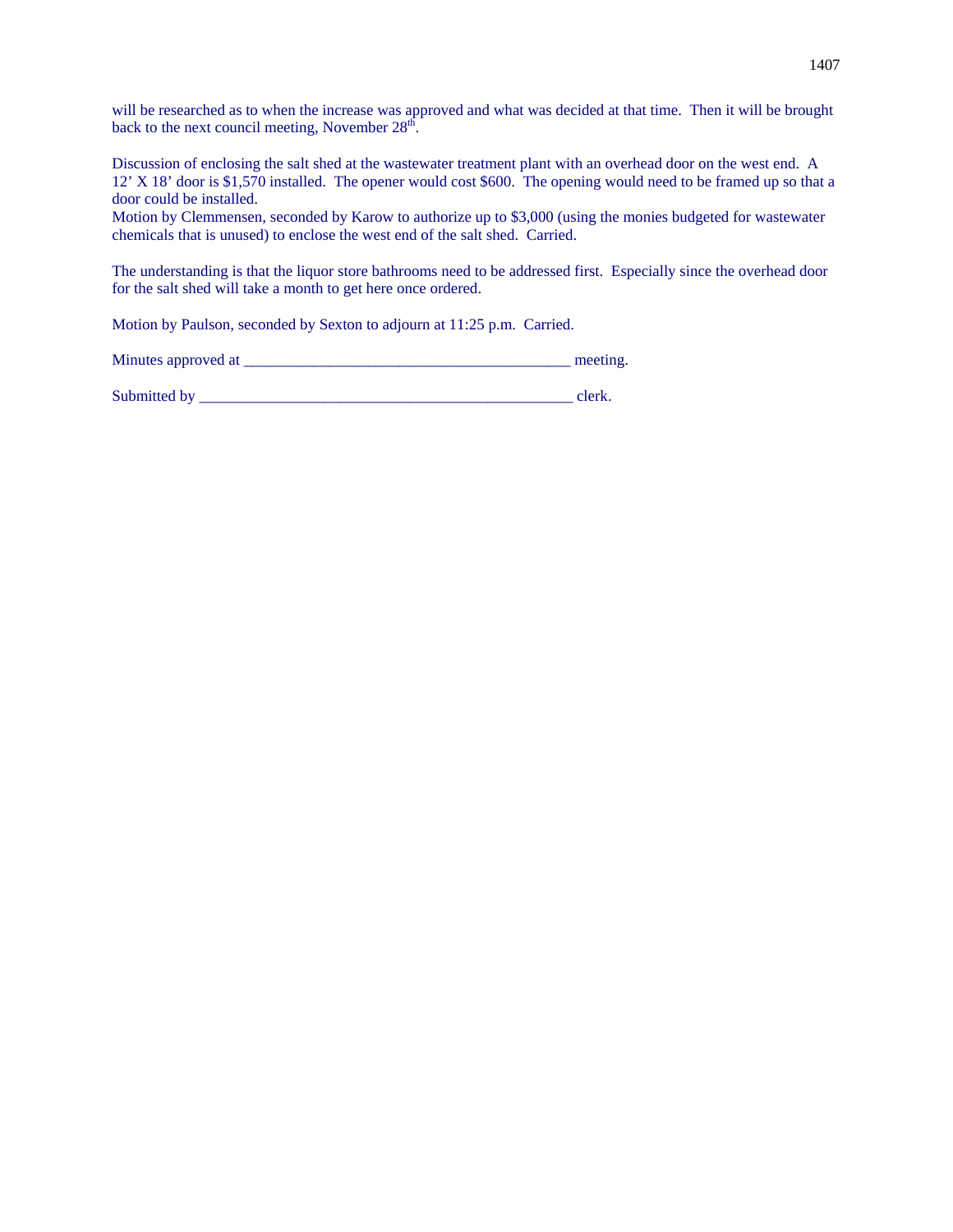will be researched as to when the increase was approved and what was decided at that time. Then it will be brought back to the next council meeting, November 28th.

Discussion of enclosing the salt shed at the wastewater treatment plant with an overhead door on the west end. A 12' X 18' door is $1,570 installed. The opener would cost $600. The opening would need to be framed up so that a door could be installed.
Motion by Clemmensen, seconded by Karow to authorize up to $3,000 (using the monies budgeted for wastewater chemicals that is unused) to enclose the west end of the salt shed. Carried.

The understanding is that the liquor store bathrooms need to be addressed first. Especially since the overhead door for the salt shed will take a month to get here once ordered.

Motion by Paulson, seconded by Sexton to adjourn at 11:25 p.m. Carried.

Minutes approved at ________________________________________ meeting.

Submitted by _____________________________________________ clerk.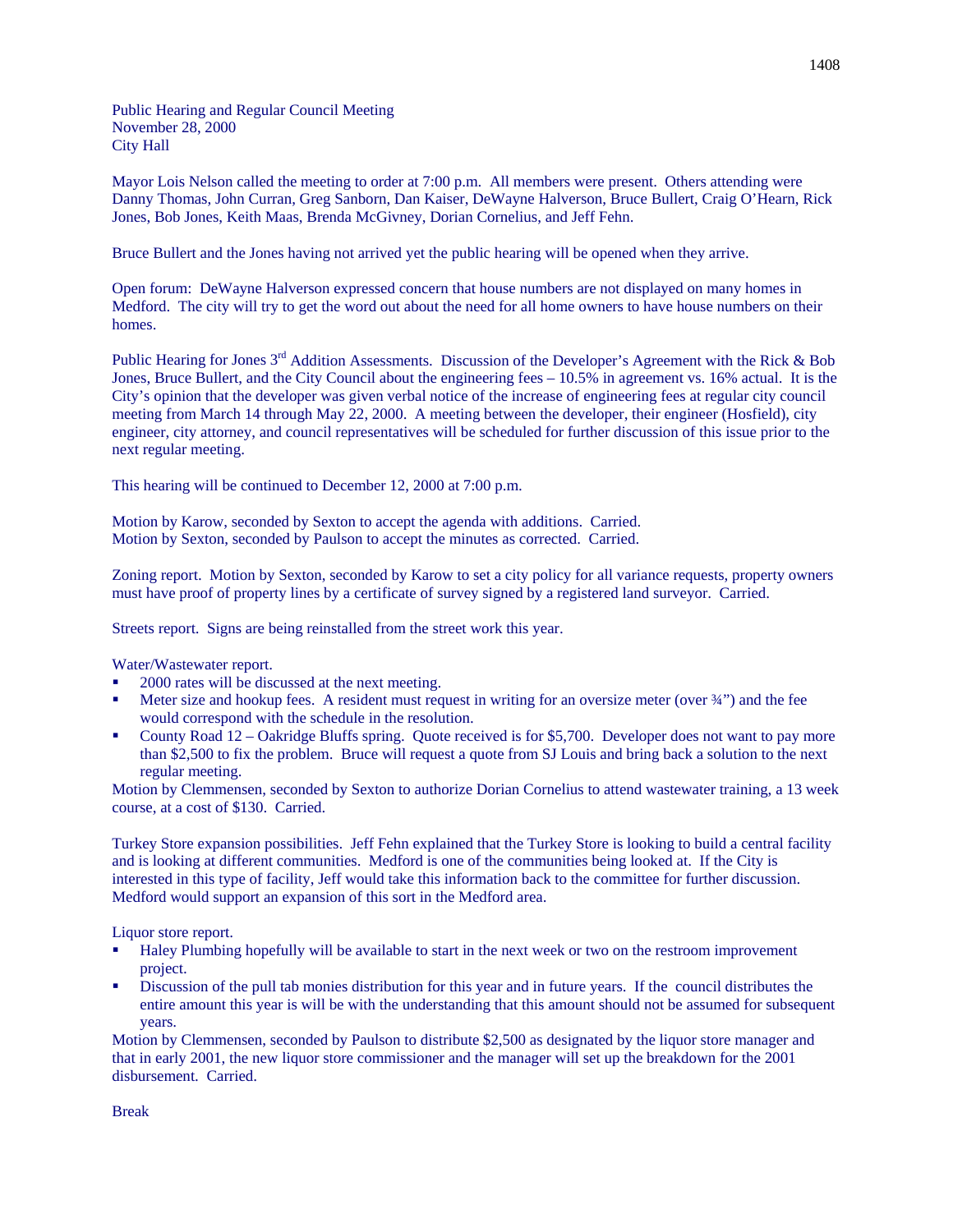Public Hearing and Regular Council Meeting
November 28, 2000
City Hall

Mayor Lois Nelson called the meeting to order at 7:00 p.m. All members were present. Others attending were Danny Thomas, John Curran, Greg Sanborn, Dan Kaiser, DeWayne Halverson, Bruce Bullert, Craig O'Hearn, Rick Jones, Bob Jones, Keith Maas, Brenda McGivney, Dorian Cornelius, and Jeff Fehn.

Bruce Bullert and the Jones having not arrived yet the public hearing will be opened when they arrive.

Open forum: DeWayne Halverson expressed concern that house numbers are not displayed on many homes in Medford. The city will try to get the word out about the need for all home owners to have house numbers on their homes.

Public Hearing for Jones 3rd Addition Assessments. Discussion of the Developer's Agreement with the Rick & Bob Jones, Bruce Bullert, and the City Council about the engineering fees – 10.5% in agreement vs. 16% actual. It is the City's opinion that the developer was given verbal notice of the increase of engineering fees at regular city council meeting from March 14 through May 22, 2000. A meeting between the developer, their engineer (Hosfield), city engineer, city attorney, and council representatives will be scheduled for further discussion of this issue prior to the next regular meeting.

This hearing will be continued to December 12, 2000 at 7:00 p.m.

Motion by Karow, seconded by Sexton to accept the agenda with additions. Carried.
Motion by Sexton, seconded by Paulson to accept the minutes as corrected. Carried.

Zoning report. Motion by Sexton, seconded by Karow to set a city policy for all variance requests, property owners must have proof of property lines by a certificate of survey signed by a registered land surveyor. Carried.

Streets report. Signs are being reinstalled from the street work this year.

Water/Wastewater report.

- 2000 rates will be discussed at the next meeting.
- Meter size and hookup fees. A resident must request in writing for an oversize meter (over ¾") and the fee would correspond with the schedule in the resolution.
- County Road 12 – Oakridge Bluffs spring. Quote received is for $5,700. Developer does not want to pay more than $2,500 to fix the problem. Bruce will request a quote from SJ Louis and bring back a solution to the next regular meeting.

Motion by Clemmensen, seconded by Sexton to authorize Dorian Cornelius to attend wastewater training, a 13 week course, at a cost of $130. Carried.

Turkey Store expansion possibilities. Jeff Fehn explained that the Turkey Store is looking to build a central facility and is looking at different communities. Medford is one of the communities being looked at. If the City is interested in this type of facility, Jeff would take this information back to the committee for further discussion. Medford would support an expansion of this sort in the Medford area.

Liquor store report.

- Haley Plumbing hopefully will be available to start in the next week or two on the restroom improvement project.
- Discussion of the pull tab monies distribution for this year and in future years. If the council distributes the entire amount this year is will be with the understanding that this amount should not be assumed for subsequent years.

Motion by Clemmensen, seconded by Paulson to distribute $2,500 as designated by the liquor store manager and that in early 2001, the new liquor store commissioner and the manager will set up the breakdown for the 2001 disbursement. Carried.

Break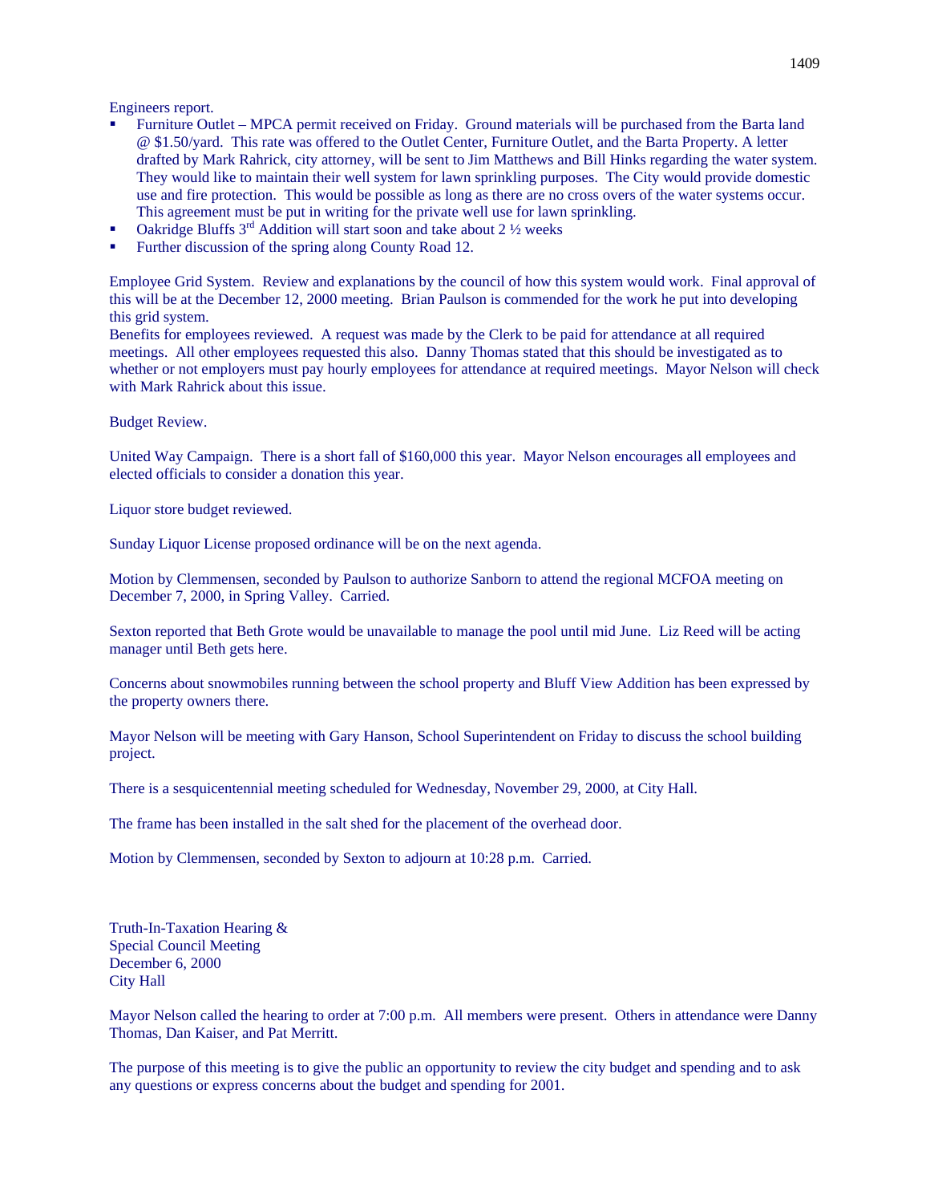Engineers report.

- Furniture Outlet – MPCA permit received on Friday. Ground materials will be purchased from the Barta land @ $1.50/yard. This rate was offered to the Outlet Center, Furniture Outlet, and the Barta Property. A letter drafted by Mark Rahrick, city attorney, will be sent to Jim Matthews and Bill Hinks regarding the water system. They would like to maintain their well system for lawn sprinkling purposes. The City would provide domestic use and fire protection. This would be possible as long as there are no cross overs of the water systems occur. This agreement must be put in writing for the private well use for lawn sprinkling.
- Oakridge Bluffs 3rd Addition will start soon and take about 2 ½ weeks
- Further discussion of the spring along County Road 12.

Employee Grid System. Review and explanations by the council of how this system would work. Final approval of this will be at the December 12, 2000 meeting. Brian Paulson is commended for the work he put into developing this grid system.
Benefits for employees reviewed. A request was made by the Clerk to be paid for attendance at all required meetings. All other employees requested this also. Danny Thomas stated that this should be investigated as to whether or not employers must pay hourly employees for attendance at required meetings. Mayor Nelson will check with Mark Rahrick about this issue.

Budget Review.

United Way Campaign. There is a short fall of $160,000 this year. Mayor Nelson encourages all employees and elected officials to consider a donation this year.

Liquor store budget reviewed.

Sunday Liquor License proposed ordinance will be on the next agenda.

Motion by Clemmensen, seconded by Paulson to authorize Sanborn to attend the regional MCFOA meeting on December 7, 2000, in Spring Valley. Carried.

Sexton reported that Beth Grote would be unavailable to manage the pool until mid June. Liz Reed will be acting manager until Beth gets here.

Concerns about snowmobiles running between the school property and Bluff View Addition has been expressed by the property owners there.

Mayor Nelson will be meeting with Gary Hanson, School Superintendent on Friday to discuss the school building project.

There is a sesquicentennial meeting scheduled for Wednesday, November 29, 2000, at City Hall.

The frame has been installed in the salt shed for the placement of the overhead door.

Motion by Clemmensen, seconded by Sexton to adjourn at 10:28 p.m. Carried.

Truth-In-Taxation Hearing &
Special Council Meeting
December 6, 2000
City Hall

Mayor Nelson called the hearing to order at 7:00 p.m. All members were present. Others in attendance were Danny Thomas, Dan Kaiser, and Pat Merritt.

The purpose of this meeting is to give the public an opportunity to review the city budget and spending and to ask any questions or express concerns about the budget and spending for 2001.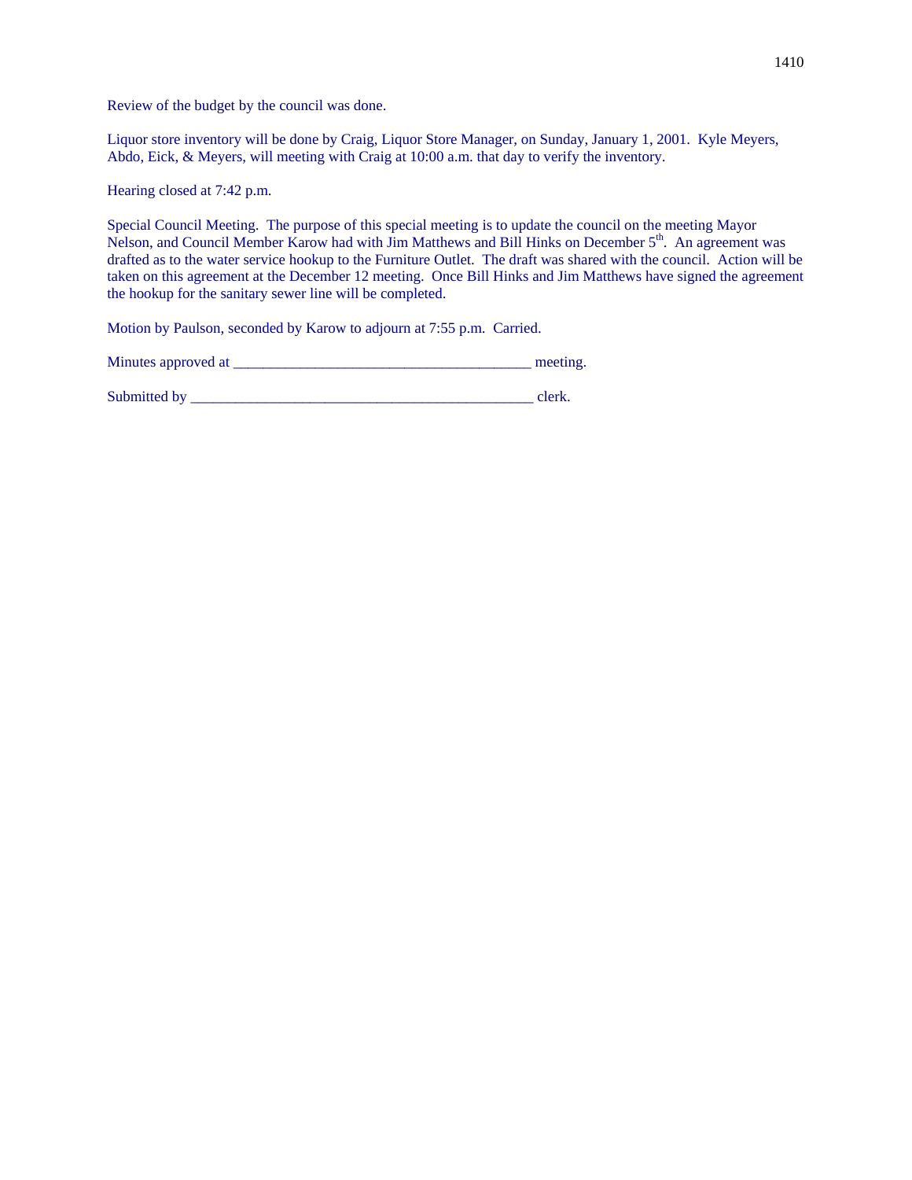Review of the budget by the council was done.

Liquor store inventory will be done by Craig, Liquor Store Manager, on Sunday, January 1, 2001. Kyle Meyers, Abdo, Eick, & Meyers, will meeting with Craig at 10:00 a.m. that day to verify the inventory.

Hearing closed at 7:42 p.m.

Special Council Meeting. The purpose of this special meeting is to update the council on the meeting Mayor Nelson, and Council Member Karow had with Jim Matthews and Bill Hinks on December 5th. An agreement was drafted as to the water service hookup to the Furniture Outlet. The draft was shared with the council. Action will be taken on this agreement at the December 12 meeting. Once Bill Hinks and Jim Matthews have signed the agreement the hookup for the sanitary sewer line will be completed.

Motion by Paulson, seconded by Karow to adjourn at 7:55 p.m. Carried.

Minutes approved at _______________________________________ meeting.

Submitted by _____________________________________________ clerk.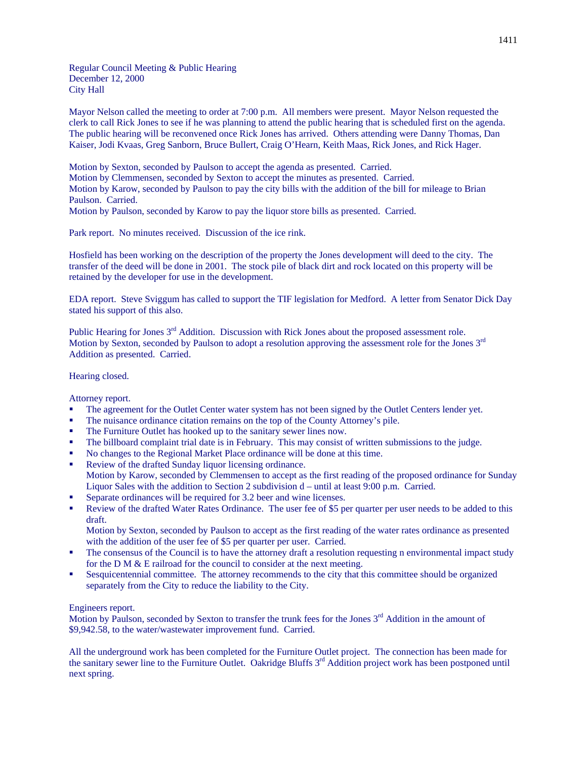Regular Council Meeting & Public Hearing
December 12, 2000
City Hall

Mayor Nelson called the meeting to order at 7:00 p.m. All members were present. Mayor Nelson requested the clerk to call Rick Jones to see if he was planning to attend the public hearing that is scheduled first on the agenda. The public hearing will be reconvened once Rick Jones has arrived. Others attending were Danny Thomas, Dan Kaiser, Jodi Kvaas, Greg Sanborn, Bruce Bullert, Craig O'Hearn, Keith Maas, Rick Jones, and Rick Hager.

Motion by Sexton, seconded by Paulson to accept the agenda as presented. Carried.
Motion by Clemmensen, seconded by Sexton to accept the minutes as presented. Carried.
Motion by Karow, seconded by Paulson to pay the city bills with the addition of the bill for mileage to Brian Paulson. Carried.
Motion by Paulson, seconded by Karow to pay the liquor store bills as presented. Carried.

Park report. No minutes received. Discussion of the ice rink.

Hosfield has been working on the description of the property the Jones development will deed to the city. The transfer of the deed will be done in 2001. The stock pile of black dirt and rock located on this property will be retained by the developer for use in the development.

EDA report. Steve Sviggum has called to support the TIF legislation for Medford. A letter from Senator Dick Day stated his support of this also.

Public Hearing for Jones 3rd Addition. Discussion with Rick Jones about the proposed assessment role.
Motion by Sexton, seconded by Paulson to adopt a resolution approving the assessment role for the Jones 3rd Addition as presented. Carried.

Hearing closed.

Attorney report.

- The agreement for the Outlet Center water system has not been signed by the Outlet Centers lender yet.
- The nuisance ordinance citation remains on the top of the County Attorney's pile.
- The Furniture Outlet has hooked up to the sanitary sewer lines now.
- The billboard complaint trial date is in February. This may consist of written submissions to the judge.
- No changes to the Regional Market Place ordinance will be done at this time.
- Review of the drafted Sunday liquor licensing ordinance.
  Motion by Karow, seconded by Clemmensen to accept as the first reading of the proposed ordinance for Sunday Liquor Sales with the addition to Section 2 subdivision d – until at least 9:00 p.m. Carried.
- Separate ordinances will be required for 3.2 beer and wine licenses.
- Review of the drafted Water Rates Ordinance. The user fee of $5 per quarter per user needs to be added to this draft.
  Motion by Sexton, seconded by Paulson to accept as the first reading of the water rates ordinance as presented with the addition of the user fee of $5 per quarter per user. Carried.
- The consensus of the Council is to have the attorney draft a resolution requesting n environmental impact study for the D M & E railroad for the council to consider at the next meeting.
- Sesquicentennial committee. The attorney recommends to the city that this committee should be organized separately from the City to reduce the liability to the City.

Engineers report.
Motion by Paulson, seconded by Sexton to transfer the trunk fees for the Jones 3rd Addition in the amount of $9,942.58, to the water/wastewater improvement fund. Carried.

All the underground work has been completed for the Furniture Outlet project. The connection has been made for the sanitary sewer line to the Furniture Outlet. Oakridge Bluffs 3rd Addition project work has been postponed until next spring.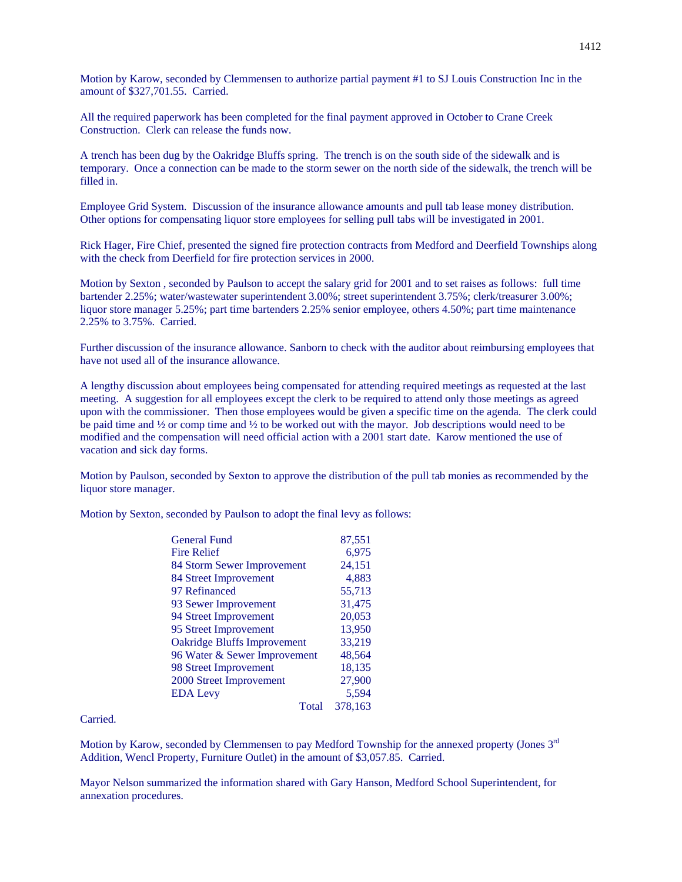Motion by Karow, seconded by Clemmensen to authorize partial payment #1 to SJ Louis Construction Inc in the amount of $327,701.55. Carried.

All the required paperwork has been completed for the final payment approved in October to Crane Creek Construction. Clerk can release the funds now.

A trench has been dug by the Oakridge Bluffs spring. The trench is on the south side of the sidewalk and is temporary. Once a connection can be made to the storm sewer on the north side of the sidewalk, the trench will be filled in.

Employee Grid System. Discussion of the insurance allowance amounts and pull tab lease money distribution. Other options for compensating liquor store employees for selling pull tabs will be investigated in 2001.

Rick Hager, Fire Chief, presented the signed fire protection contracts from Medford and Deerfield Townships along with the check from Deerfield for fire protection services in 2000.

Motion by Sexton , seconded by Paulson to accept the salary grid for 2001 and to set raises as follows: full time bartender 2.25%; water/wastewater superintendent 3.00%; street superintendent 3.75%; clerk/treasurer 3.00%; liquor store manager 5.25%; part time bartenders 2.25% senior employee, others 4.50%; part time maintenance 2.25% to 3.75%. Carried.

Further discussion of the insurance allowance. Sanborn to check with the auditor about reimbursing employees that have not used all of the insurance allowance.

A lengthy discussion about employees being compensated for attending required meetings as requested at the last meeting. A suggestion for all employees except the clerk to be required to attend only those meetings as agreed upon with the commissioner. Then those employees would be given a specific time on the agenda. The clerk could be paid time and ½ or comp time and ½ to be worked out with the mayor. Job descriptions would need to be modified and the compensation will need official action with a 2001 start date. Karow mentioned the use of vacation and sick day forms.

Motion by Paulson, seconded by Sexton to approve the distribution of the pull tab monies as recommended by the liquor store manager.

Motion by Sexton, seconded by Paulson to adopt the final levy as follows:

| | |
|---|---|
| General Fund | 87,551 |
| Fire Relief | 6,975 |
| 84 Storm Sewer Improvement | 24,151 |
| 84 Street Improvement | 4,883 |
| 97 Refinanced | 55,713 |
| 93 Sewer Improvement | 31,475 |
| 94 Street Improvement | 20,053 |
| 95 Street Improvement | 13,950 |
| Oakridge Bluffs Improvement | 33,219 |
| 96 Water & Sewer Improvement | 48,564 |
| 98 Street Improvement | 18,135 |
| 2000 Street Improvement | 27,900 |
| EDA Levy | 5,594 |
| Total | 378,163 |

Carried.

Motion by Karow, seconded by Clemmensen to pay Medford Township for the annexed property (Jones 3rd Addition, Wencl Property, Furniture Outlet) in the amount of $3,057.85. Carried.

Mayor Nelson summarized the information shared with Gary Hanson, Medford School Superintendent, for annexation procedures.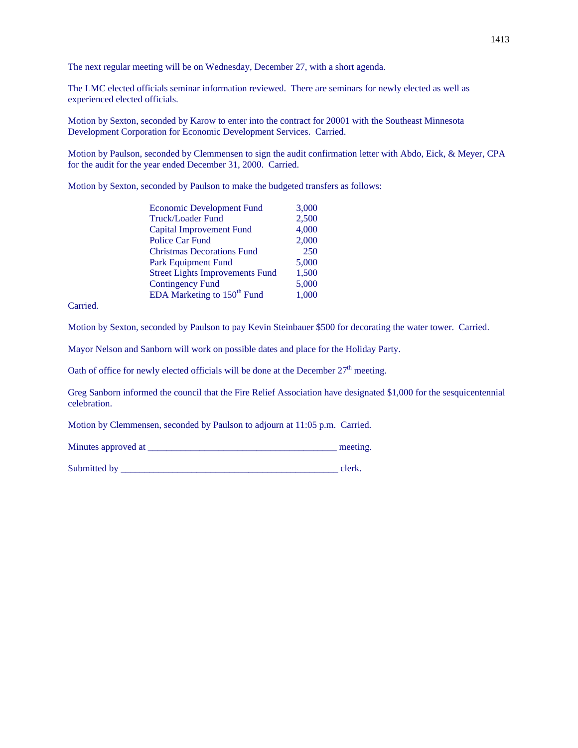The next regular meeting will be on Wednesday, December 27, with a short agenda.

The LMC elected officials seminar information reviewed. There are seminars for newly elected as well as experienced elected officials.

Motion by Sexton, seconded by Karow to enter into the contract for 20001 with the Southeast Minnesota Development Corporation for Economic Development Services. Carried.

Motion by Paulson, seconded by Clemmensen to sign the audit confirmation letter with Abdo, Eick, & Meyer, CPA for the audit for the year ended December 31, 2000. Carried.

Motion by Sexton, seconded by Paulson to make the budgeted transfers as follows:

| | |
|---|---|
| Economic Development Fund | 3,000 |
| Truck/Loader Fund | 2,500 |
| Capital Improvement Fund | 4,000 |
| Police Car Fund | 2,000 |
| Christmas Decorations Fund | 250 |
| Park Equipment Fund | 5,000 |
| Street Lights Improvements Fund | 1,500 |
| Contingency Fund | 5,000 |
| EDA Marketing to 150th Fund | 1,000 |

Carried.

Motion by Sexton, seconded by Paulson to pay Kevin Steinbauer $500 for decorating the water tower. Carried.

Mayor Nelson and Sanborn will work on possible dates and place for the Holiday Party.

Oath of office for newly elected officials will be done at the December 27th meeting.

Greg Sanborn informed the council that the Fire Relief Association have designated $1,000 for the sesquicentennial celebration.

Motion by Clemmensen, seconded by Paulson to adjourn at 11:05 p.m. Carried.

Minutes approved at _______________________________________ meeting.

Submitted by _____________________________________________ clerk.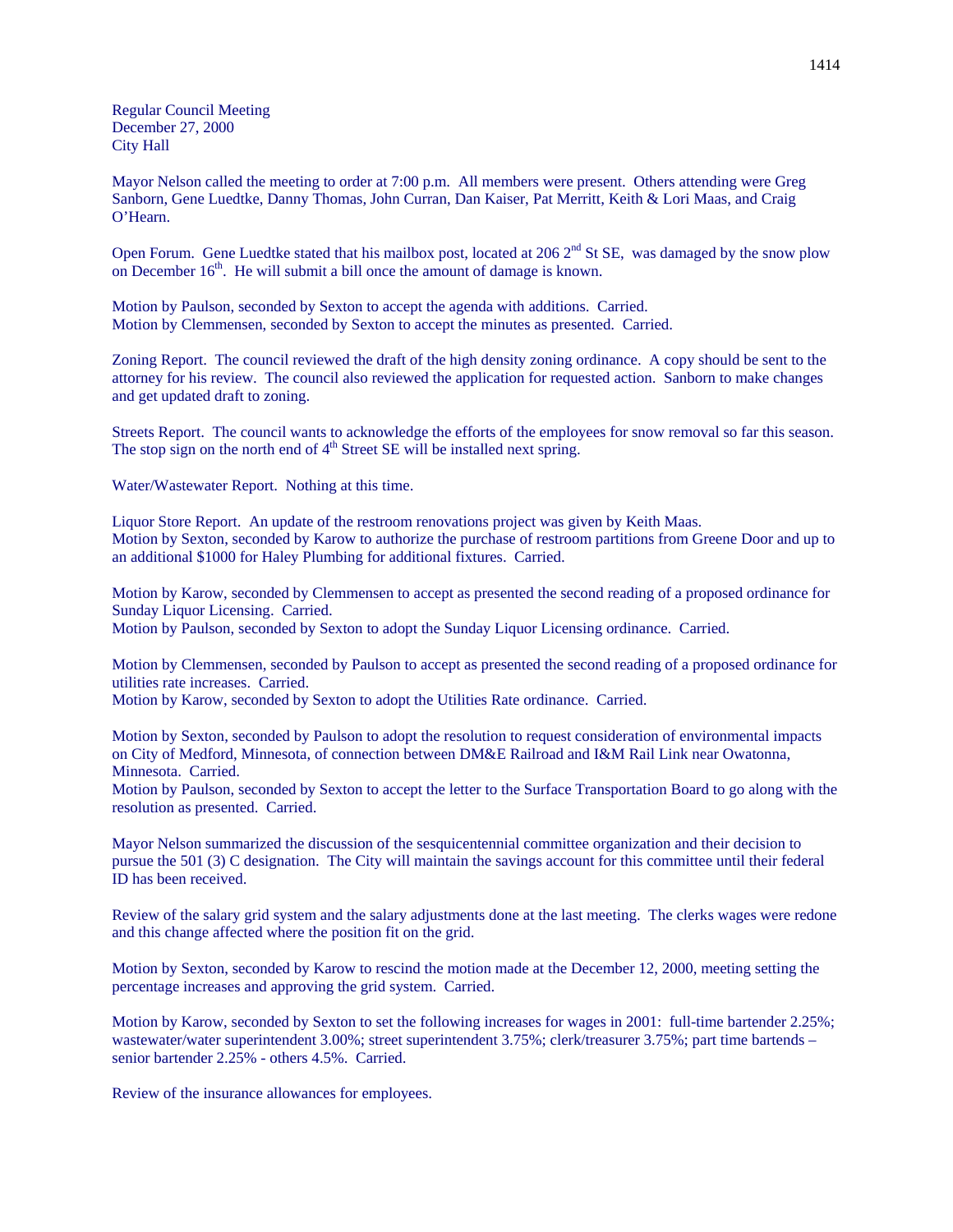Regular Council Meeting
December 27, 2000
City Hall

Mayor Nelson called the meeting to order at 7:00 p.m. All members were present. Others attending were Greg Sanborn, Gene Luedtke, Danny Thomas, John Curran, Dan Kaiser, Pat Merritt, Keith & Lori Maas, and Craig O'Hearn.

Open Forum. Gene Luedtke stated that his mailbox post, located at 206 2nd St SE, was damaged by the snow plow on December 16th. He will submit a bill once the amount of damage is known.

Motion by Paulson, seconded by Sexton to accept the agenda with additions. Carried.
Motion by Clemmensen, seconded by Sexton to accept the minutes as presented. Carried.

Zoning Report. The council reviewed the draft of the high density zoning ordinance. A copy should be sent to the attorney for his review. The council also reviewed the application for requested action. Sanborn to make changes and get updated draft to zoning.

Streets Report. The council wants to acknowledge the efforts of the employees for snow removal so far this season. The stop sign on the north end of 4th Street SE will be installed next spring.

Water/Wastewater Report. Nothing at this time.

Liquor Store Report. An update of the restroom renovations project was given by Keith Maas.
Motion by Sexton, seconded by Karow to authorize the purchase of restroom partitions from Greene Door and up to an additional $1000 for Haley Plumbing for additional fixtures. Carried.

Motion by Karow, seconded by Clemmensen to accept as presented the second reading of a proposed ordinance for Sunday Liquor Licensing. Carried.
Motion by Paulson, seconded by Sexton to adopt the Sunday Liquor Licensing ordinance. Carried.

Motion by Clemmensen, seconded by Paulson to accept as presented the second reading of a proposed ordinance for utilities rate increases. Carried.
Motion by Karow, seconded by Sexton to adopt the Utilities Rate ordinance. Carried.

Motion by Sexton, seconded by Paulson to adopt the resolution to request consideration of environmental impacts on City of Medford, Minnesota, of connection between DM&E Railroad and I&M Rail Link near Owatonna, Minnesota. Carried.
Motion by Paulson, seconded by Sexton to accept the letter to the Surface Transportation Board to go along with the resolution as presented. Carried.

Mayor Nelson summarized the discussion of the sesquicentennial committee organization and their decision to pursue the 501 (3) C designation. The City will maintain the savings account for this committee until their federal ID has been received.

Review of the salary grid system and the salary adjustments done at the last meeting. The clerks wages were redone and this change affected where the position fit on the grid.

Motion by Sexton, seconded by Karow to rescind the motion made at the December 12, 2000, meeting setting the percentage increases and approving the grid system. Carried.

Motion by Karow, seconded by Sexton to set the following increases for wages in 2001: full-time bartender 2.25%; wastewater/water superintendent 3.00%; street superintendent 3.75%; clerk/treasurer 3.75%; part time bartends – senior bartender 2.25% - others 4.5%. Carried.

Review of the insurance allowances for employees.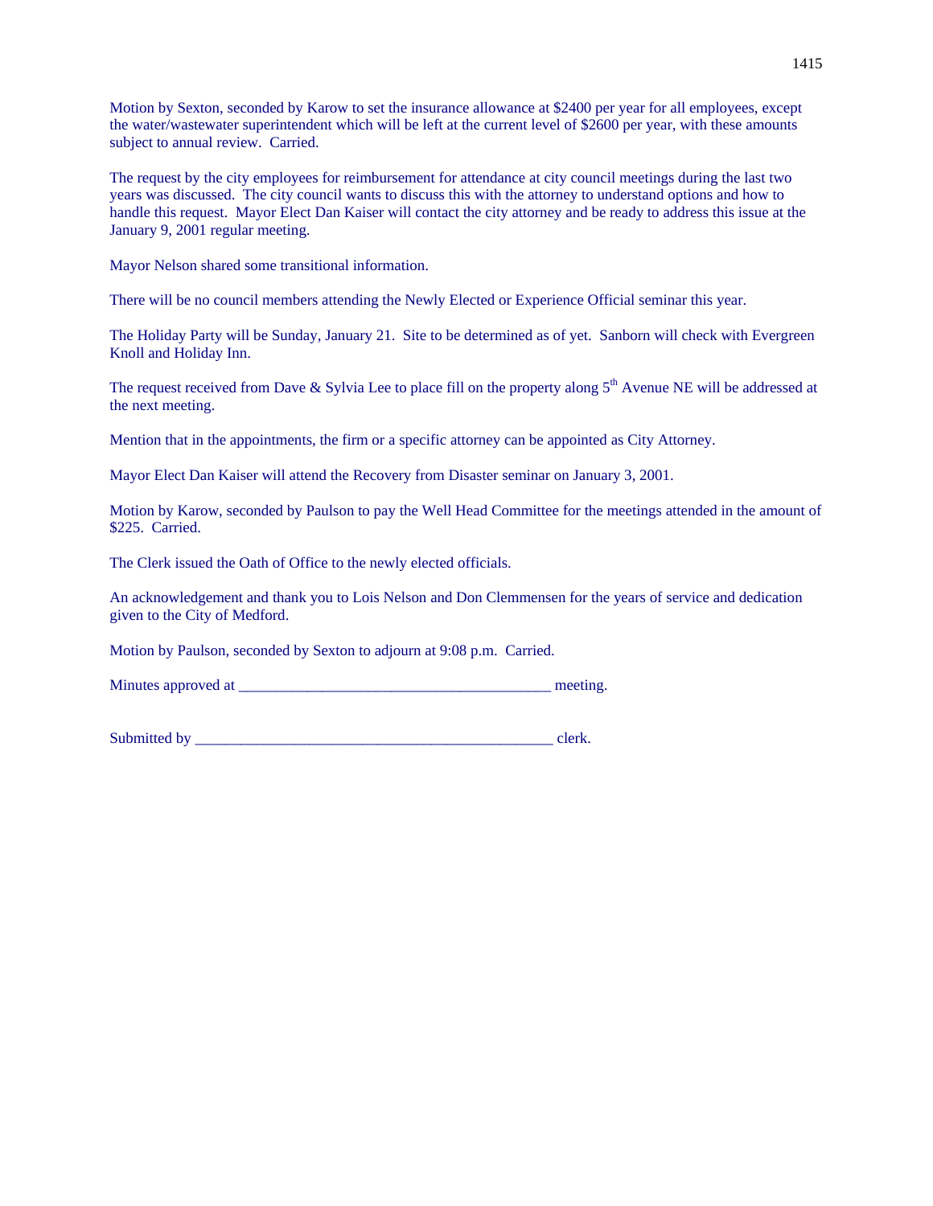Motion by Sexton, seconded by Karow to set the insurance allowance at $2400 per year for all employees, except the water/wastewater superintendent which will be left at the current level of $2600 per year, with these amounts subject to annual review. Carried.

The request by the city employees for reimbursement for attendance at city council meetings during the last two years was discussed. The city council wants to discuss this with the attorney to understand options and how to handle this request. Mayor Elect Dan Kaiser will contact the city attorney and be ready to address this issue at the January 9, 2001 regular meeting.

Mayor Nelson shared some transitional information.

There will be no council members attending the Newly Elected or Experience Official seminar this year.

The Holiday Party will be Sunday, January 21. Site to be determined as of yet. Sanborn will check with Evergreen Knoll and Holiday Inn.

The request received from Dave & Sylvia Lee to place fill on the property along 5th Avenue NE will be addressed at the next meeting.

Mention that in the appointments, the firm or a specific attorney can be appointed as City Attorney.

Mayor Elect Dan Kaiser will attend the Recovery from Disaster seminar on January 3, 2001.

Motion by Karow, seconded by Paulson to pay the Well Head Committee for the meetings attended in the amount of $225. Carried.

The Clerk issued the Oath of Office to the newly elected officials.

An acknowledgement and thank you to Lois Nelson and Don Clemmensen for the years of service and dedication given to the City of Medford.

Motion by Paulson, seconded by Sexton to adjourn at 9:08 p.m. Carried.

Minutes approved at ________________________________________ meeting.

Submitted by ______________________________________________ clerk.